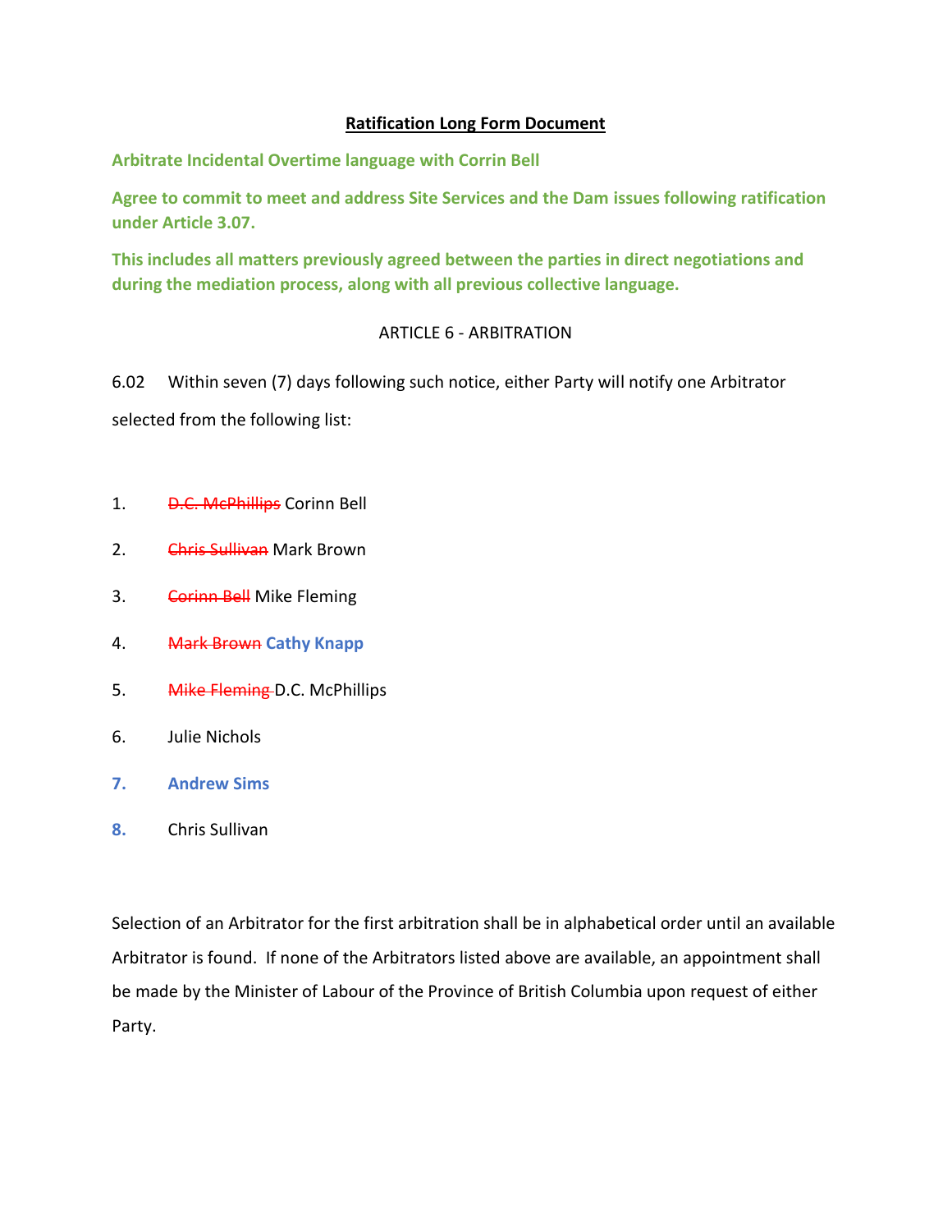**Ratification Long Form Document**

**Arbitrate Incidental Overtime language with Corrin Bell**

**Agree to commit to meet and address Site Services and the Dam issues following ratification under Article 3.07.**

**This includes all matters previously agreed between the parties in direct negotiations and during the mediation process, along with all previous collective language.**

ARTICLE 6 - ARBITRATION

6.02 Within seven (7) days following such notice, either Party will notify one Arbitrator selected from the following list:

1. ~~D.C. McPhillips~~ Corinn Bell
2. ~~Chris Sullivan~~ Mark Brown
3. ~~Corinn Bell~~ Mike Fleming
4. ~~Mark Brown~~ **Cathy Knapp**
5. ~~Mike Fleming~~ D.C. McPhillips
6. Julie Nichols
7. **Andrew Sims**
8. Chris Sullivan

Selection of an Arbitrator for the first arbitration shall be in alphabetical order until an available Arbitrator is found. If none of the Arbitrators listed above are available, an appointment shall be made by the Minister of Labour of the Province of British Columbia upon request of either Party.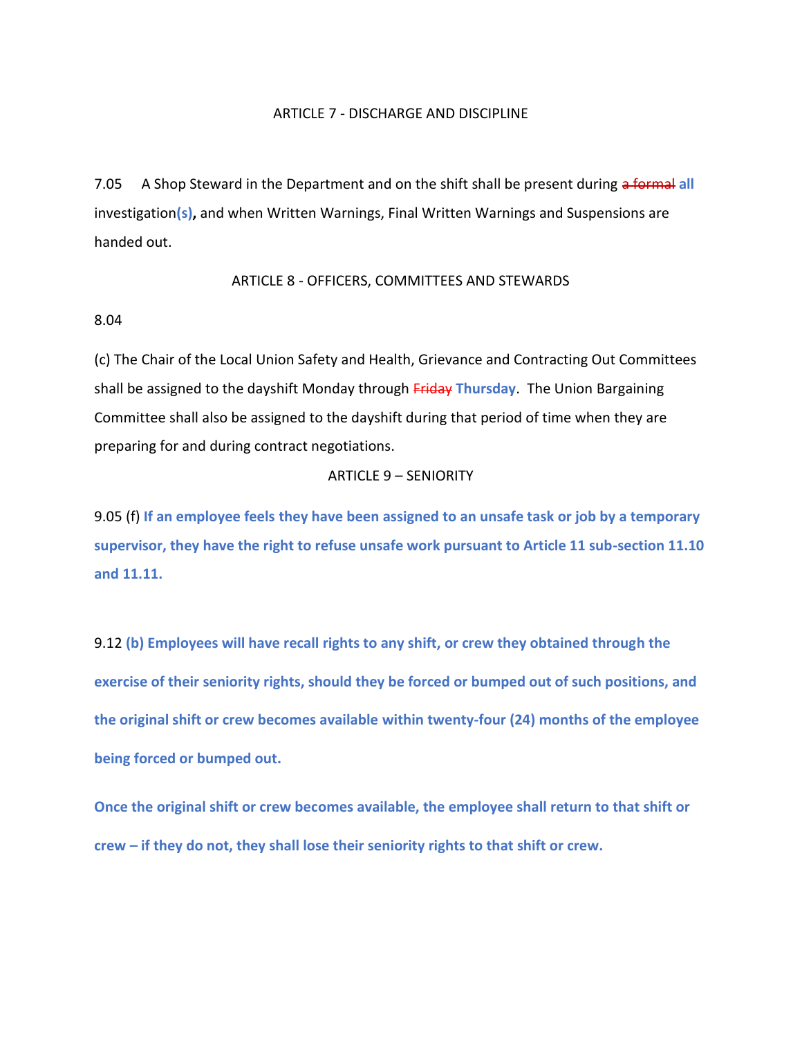ARTICLE 7 - DISCHARGE AND DISCIPLINE

7.05 A Shop Steward in the Department and on the shift shall be present during ~~a formal~~ **all** investigation**(s),** and when Written Warnings, Final Written Warnings and Suspensions are handed out.

ARTICLE 8 - OFFICERS, COMMITTEES AND STEWARDS

8.04

(c) The Chair of the Local Union Safety and Health, Grievance and Contracting Out Committees shall be assigned to the dayshift Monday through ~~Friday~~ **Thursday**. The Union Bargaining Committee shall also be assigned to the dayshift during that period of time when they are preparing for and during contract negotiations.

ARTICLE 9 – SENIORITY

9.05 (f) **If an employee feels they have been assigned to an unsafe task or job by a temporary supervisor, they have the right to refuse unsafe work pursuant to Article 11 sub-section 11.10 and 11.11.**

9.12 **(b) Employees will have recall rights to any shift, or crew they obtained through the exercise of their seniority rights, should they be forced or bumped out of such positions, and the original shift or crew becomes available within twenty-four (24) months of the employee being forced or bumped out.**

**Once the original shift or crew becomes available, the employee shall return to that shift or crew – if they do not, they shall lose their seniority rights to that shift or crew.**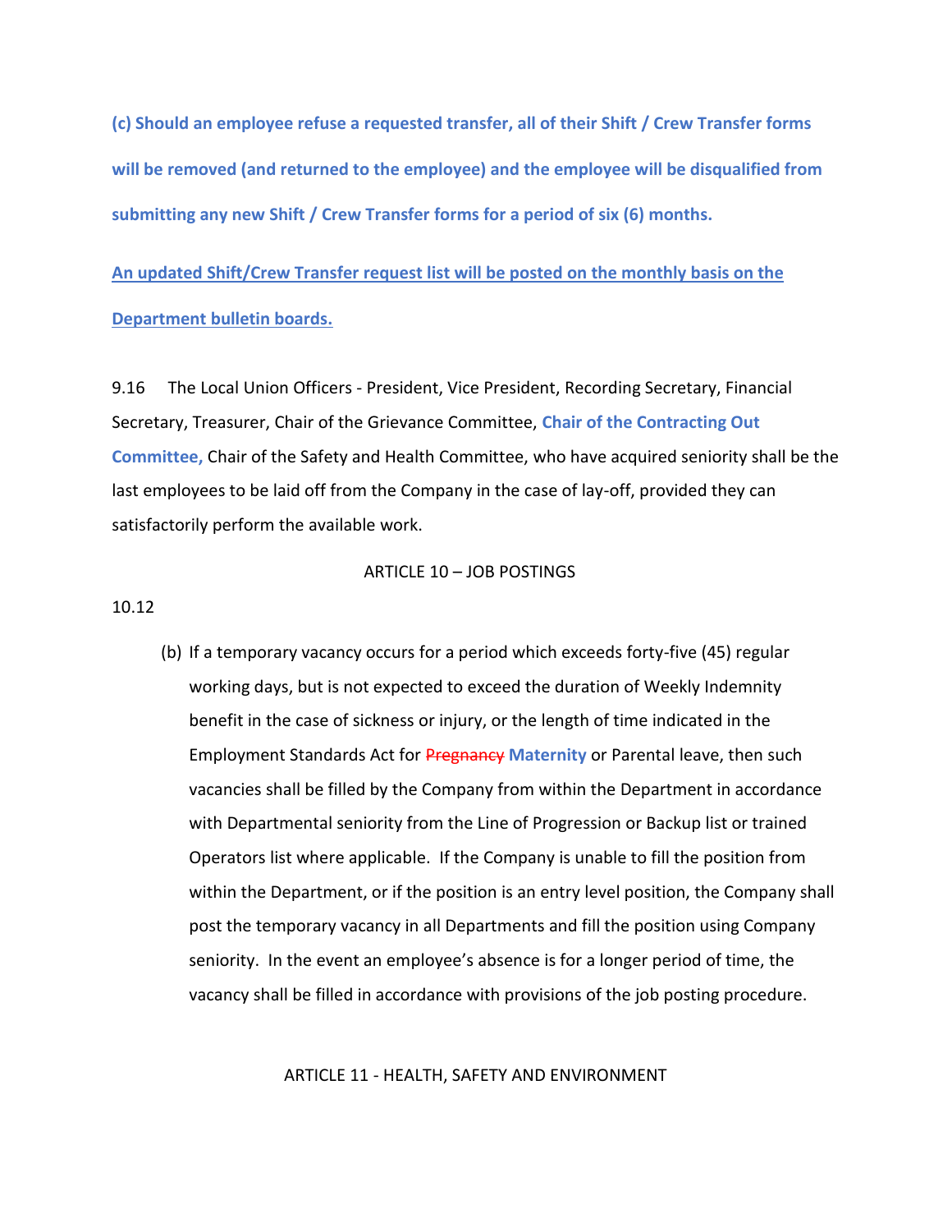**(c) Should an employee refuse a requested transfer, all of their Shift / Crew Transfer forms will be removed (and returned to the employee) and the employee will be disqualified from submitting any new Shift / Crew Transfer forms for a period of six (6) months.**

<u>An updated Shift/Crew Transfer request list will be posted on the monthly basis on the Department bulletin boards.</u>

9.16 The Local Union Officers - President, Vice President, Recording Secretary, Financial Secretary, Treasurer, Chair of the Grievance Committee, **Chair of the Contracting Out Committee,** Chair of the Safety and Health Committee, who have acquired seniority shall be the last employees to be laid off from the Company in the case of lay-off, provided they can satisfactorily perform the available work.

## ARTICLE 10 – JOB POSTINGS

10.12

(b) If a temporary vacancy occurs for a period which exceeds forty-five (45) regular working days, but is not expected to exceed the duration of Weekly Indemnity benefit in the case of sickness or injury, or the length of time indicated in the Employment Standards Act for ~~Pregnancy~~ **Maternity** or Parental leave, then such vacancies shall be filled by the Company from within the Department in accordance with Departmental seniority from the Line of Progression or Backup list or trained Operators list where applicable. If the Company is unable to fill the position from within the Department, or if the position is an entry level position, the Company shall post the temporary vacancy in all Departments and fill the position using Company seniority. In the event an employee's absence is for a longer period of time, the vacancy shall be filled in accordance with provisions of the job posting procedure.

## ARTICLE 11 - HEALTH, SAFETY AND ENVIRONMENT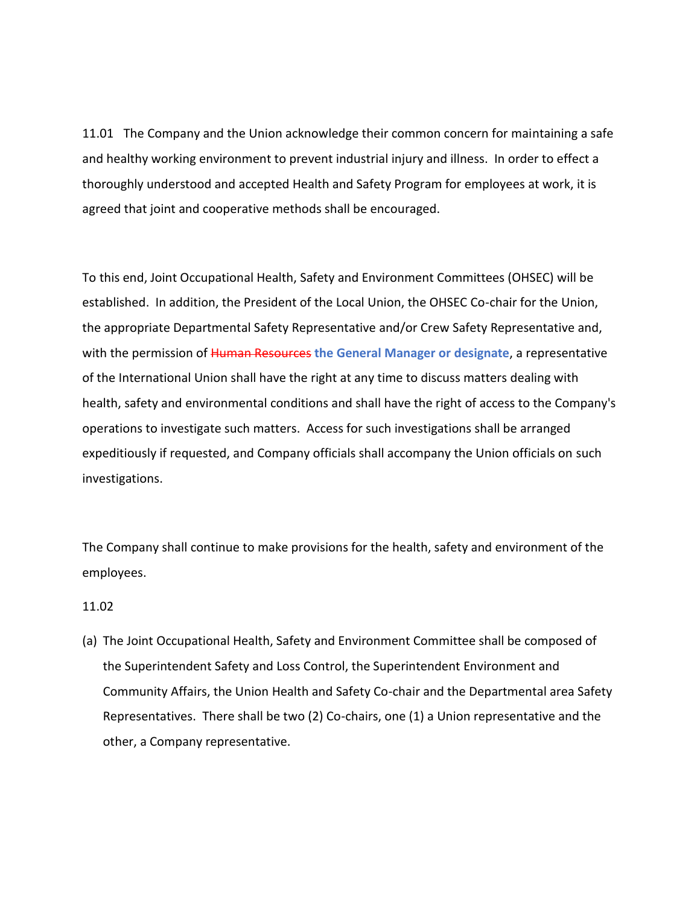11.01 The Company and the Union acknowledge their common concern for maintaining a safe and healthy working environment to prevent industrial injury and illness. In order to effect a thoroughly understood and accepted Health and Safety Program for employees at work, it is agreed that joint and cooperative methods shall be encouraged.

To this end, Joint Occupational Health, Safety and Environment Committees (OHSEC) will be established. In addition, the President of the Local Union, the OHSEC Co-chair for the Union, the appropriate Departmental Safety Representative and/or Crew Safety Representative and, with the permission of ~~Human Resources~~ **the General Manager or designate**, a representative of the International Union shall have the right at any time to discuss matters dealing with health, safety and environmental conditions and shall have the right of access to the Company's operations to investigate such matters. Access for such investigations shall be arranged expeditiously if requested, and Company officials shall accompany the Union officials on such investigations.

The Company shall continue to make provisions for the health, safety and environment of the employees.

11.02

(a) The Joint Occupational Health, Safety and Environment Committee shall be composed of the Superintendent Safety and Loss Control, the Superintendent Environment and Community Affairs, the Union Health and Safety Co-chair and the Departmental area Safety Representatives. There shall be two (2) Co-chairs, one (1) a Union representative and the other, a Company representative.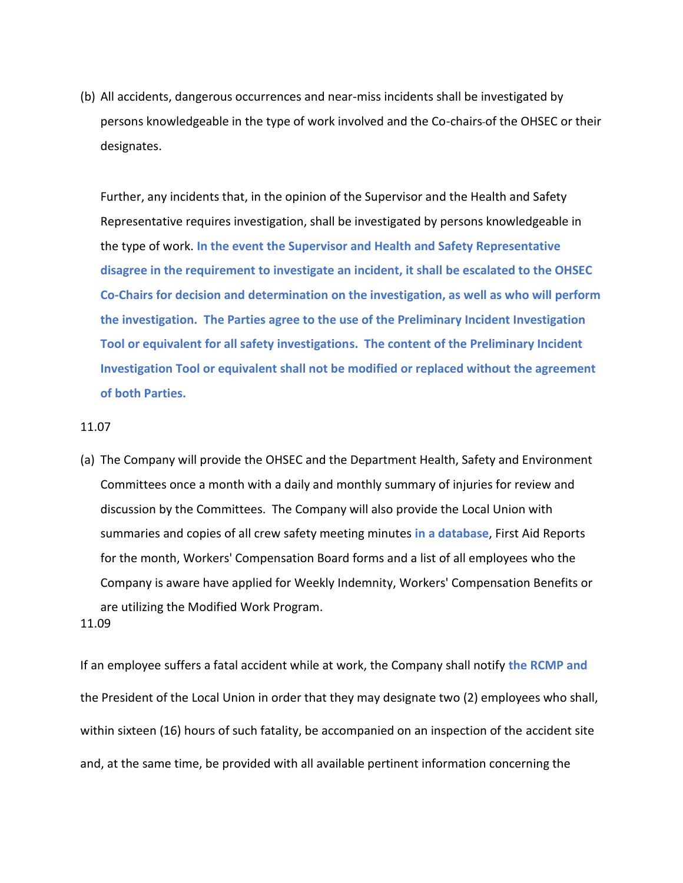(b) All accidents, dangerous occurrences and near-miss incidents shall be investigated by persons knowledgeable in the type of work involved and the Co-chairs of the OHSEC or their designates.

Further, any incidents that, in the opinion of the Supervisor and the Health and Safety Representative requires investigation, shall be investigated by persons knowledgeable in the type of work. **In the event the Supervisor and Health and Safety Representative disagree in the requirement to investigate an incident, it shall be escalated to the OHSEC Co-Chairs for decision and determination on the investigation, as well as who will perform the investigation. The Parties agree to the use of the Preliminary Incident Investigation Tool or equivalent for all safety investigations. The content of the Preliminary Incident Investigation Tool or equivalent shall not be modified or replaced without the agreement of both Parties.**

11.07

(a) The Company will provide the OHSEC and the Department Health, Safety and Environment Committees once a month with a daily and monthly summary of injuries for review and discussion by the Committees. The Company will also provide the Local Union with summaries and copies of all crew safety meeting minutes **in a database**, First Aid Reports for the month, Workers' Compensation Board forms and a list of all employees who the Company is aware have applied for Weekly Indemnity, Workers' Compensation Benefits or are utilizing the Modified Work Program.

11.09

If an employee suffers a fatal accident while at work, the Company shall notify **the RCMP and** the President of the Local Union in order that they may designate two (2) employees who shall, within sixteen (16) hours of such fatality, be accompanied on an inspection of the accident site and, at the same time, be provided with all available pertinent information concerning the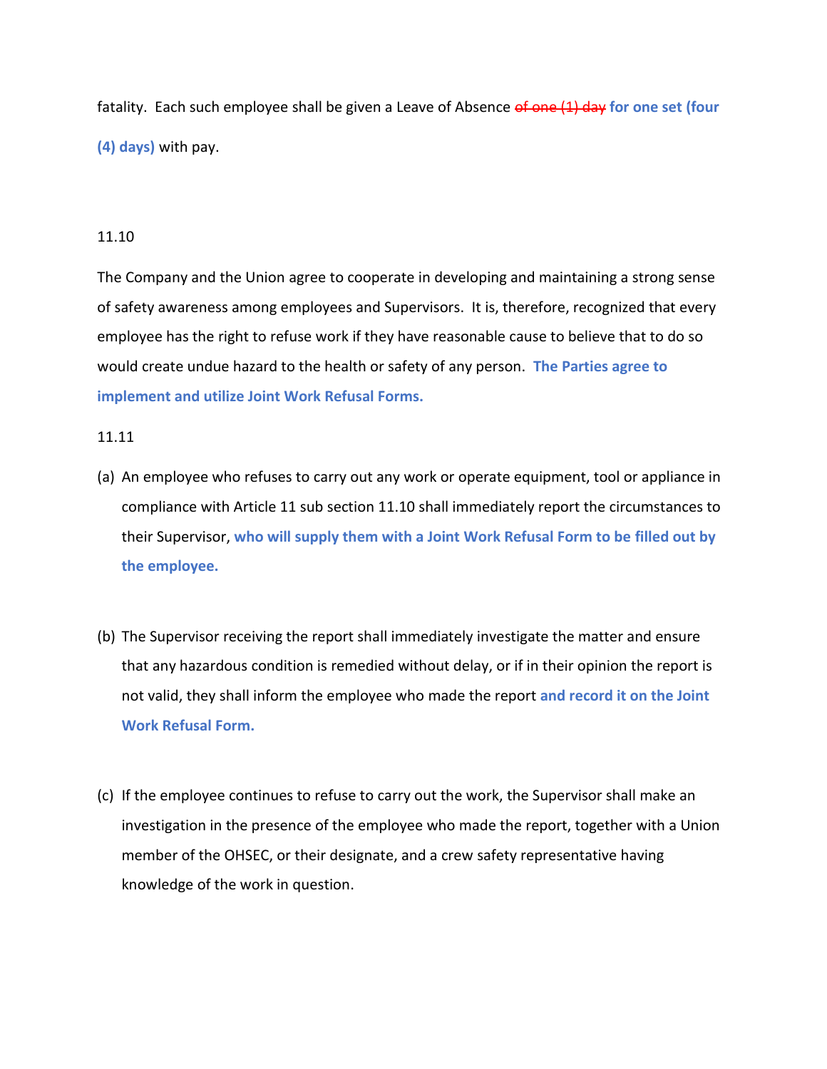fatality. Each such employee shall be given a Leave of Absence ~~of one (1) day~~ **for one set (four (4) days)** with pay.

11.10

The Company and the Union agree to cooperate in developing and maintaining a strong sense of safety awareness among employees and Supervisors. It is, therefore, recognized that every employee has the right to refuse work if they have reasonable cause to believe that to do so would create undue hazard to the health or safety of any person. **The Parties agree to implement and utilize Joint Work Refusal Forms.**

11.11

(a) An employee who refuses to carry out any work or operate equipment, tool or appliance in compliance with Article 11 sub section 11.10 shall immediately report the circumstances to their Supervisor, **who will supply them with a Joint Work Refusal Form to be filled out by the employee.**

(b) The Supervisor receiving the report shall immediately investigate the matter and ensure that any hazardous condition is remedied without delay, or if in their opinion the report is not valid, they shall inform the employee who made the report **and record it on the Joint Work Refusal Form.**

(c) If the employee continues to refuse to carry out the work, the Supervisor shall make an investigation in the presence of the employee who made the report, together with a Union member of the OHSEC, or their designate, and a crew safety representative having knowledge of the work in question.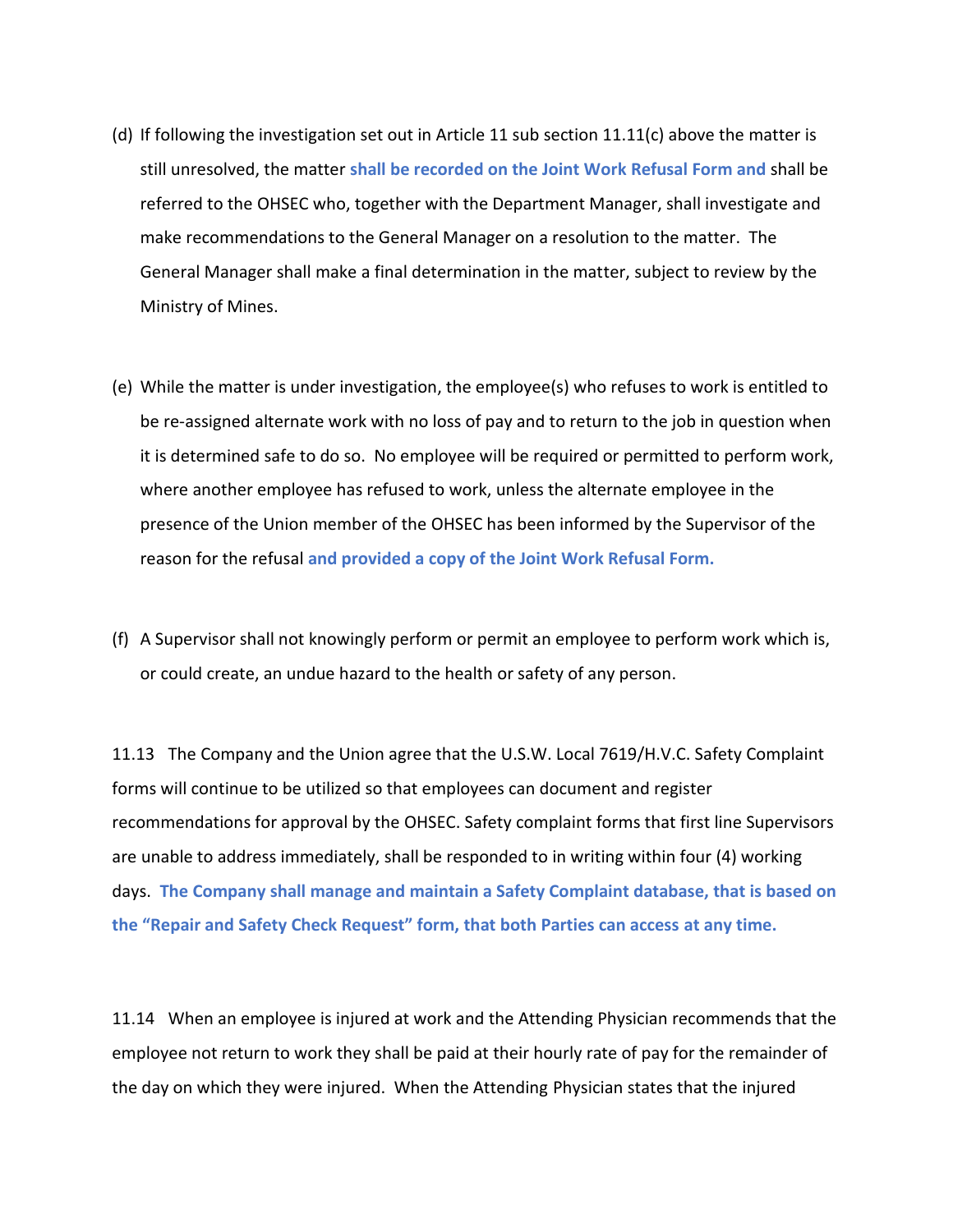(d) If following the investigation set out in Article 11 sub section 11.11(c) above the matter is still unresolved, the matter **shall be recorded on the Joint Work Refusal Form and** shall be referred to the OHSEC who, together with the Department Manager, shall investigate and make recommendations to the General Manager on a resolution to the matter. The General Manager shall make a final determination in the matter, subject to review by the Ministry of Mines.

(e) While the matter is under investigation, the employee(s) who refuses to work is entitled to be re-assigned alternate work with no loss of pay and to return to the job in question when it is determined safe to do so. No employee will be required or permitted to perform work, where another employee has refused to work, unless the alternate employee in the presence of the Union member of the OHSEC has been informed by the Supervisor of the reason for the refusal **and provided a copy of the Joint Work Refusal Form.**

(f) A Supervisor shall not knowingly perform or permit an employee to perform work which is, or could create, an undue hazard to the health or safety of any person.

11.13 The Company and the Union agree that the U.S.W. Local 7619/H.V.C. Safety Complaint forms will continue to be utilized so that employees can document and register recommendations for approval by the OHSEC. Safety complaint forms that first line Supervisors are unable to address immediately, shall be responded to in writing within four (4) working days. **The Company shall manage and maintain a Safety Complaint database, that is based on the "Repair and Safety Check Request" form, that both Parties can access at any time.**

11.14 When an employee is injured at work and the Attending Physician recommends that the employee not return to work they shall be paid at their hourly rate of pay for the remainder of the day on which they were injured. When the Attending Physician states that the injured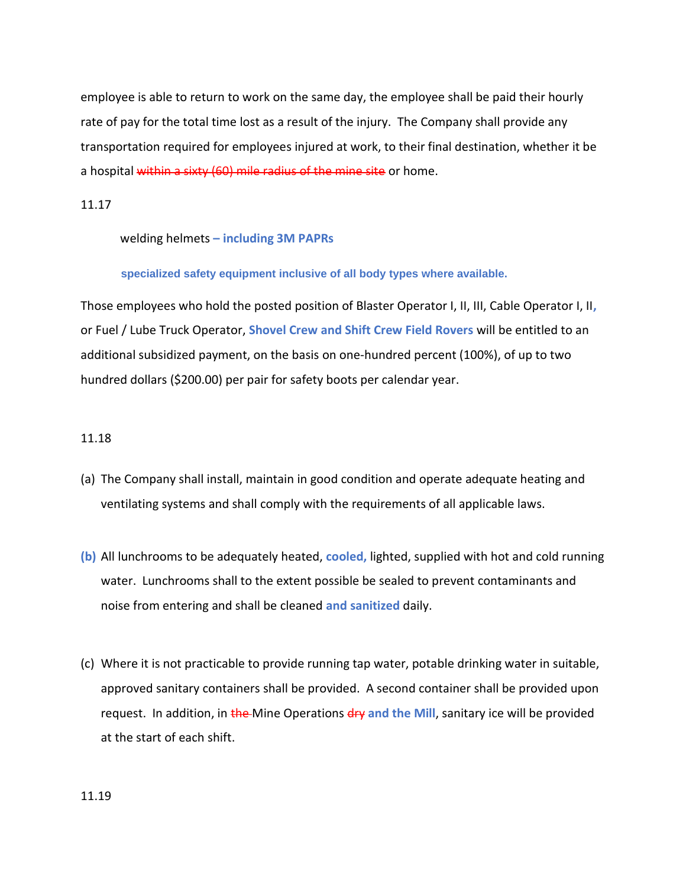employee is able to return to work on the same day, the employee shall be paid their hourly rate of pay for the total time lost as a result of the injury. The Company shall provide any transportation required for employees injured at work, to their final destination, whether it be a hospital ~~within a sixty (60) mile radius of the mine site~~ or home.

11.17

welding helmets **– including 3M PAPRs**

**specialized safety equipment inclusive of all body types where available.**

Those employees who hold the posted position of Blaster Operator I, II, III, Cable Operator I, II**,** or Fuel / Lube Truck Operator, **Shovel Crew and Shift Crew Field Rovers** will be entitled to an additional subsidized payment, on the basis on one-hundred percent (100%), of up to two hundred dollars ($200.00) per pair for safety boots per calendar year.

11.18

(a) The Company shall install, maintain in good condition and operate adequate heating and ventilating systems and shall comply with the requirements of all applicable laws.

**(b)** All lunchrooms to be adequately heated, **cooled,** lighted, supplied with hot and cold running water. Lunchrooms shall to the extent possible be sealed to prevent contaminants and noise from entering and shall be cleaned **and sanitized** daily.

(c) Where it is not practicable to provide running tap water, potable drinking water in suitable, approved sanitary containers shall be provided. A second container shall be provided upon request. In addition, in ~~the~~ Mine Operations ~~dry~~ **and the Mill**, sanitary ice will be provided at the start of each shift.

11.19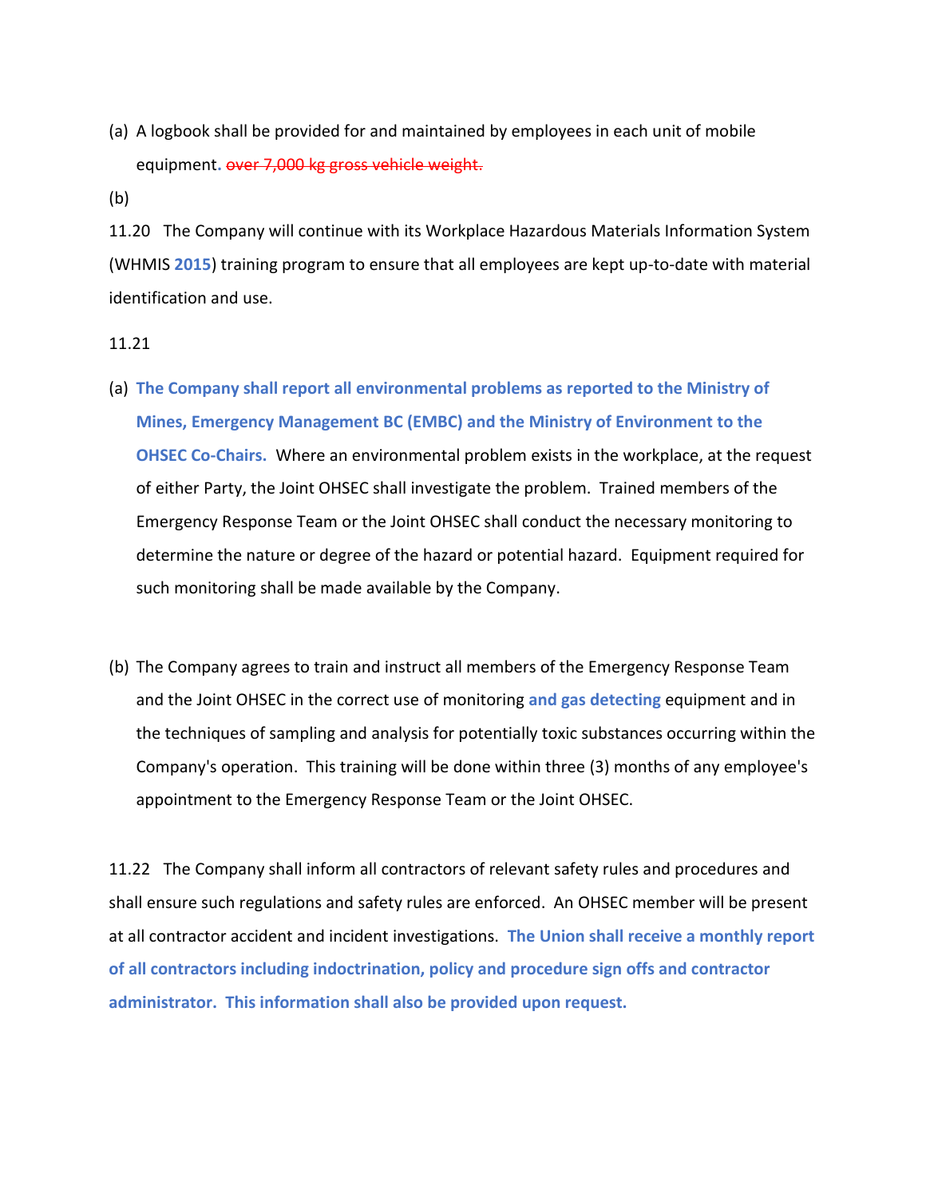(a) A logbook shall be provided for and maintained by employees in each unit of mobile equipment. ~~over 7,000 kg gross vehicle weight.~~

(b)

11.20 The Company will continue with its Workplace Hazardous Materials Information System (WHMIS **2015**) training program to ensure that all employees are kept up-to-date with material identification and use.

11.21

(a) **The Company shall report all environmental problems as reported to the Ministry of Mines, Emergency Management BC (EMBC) and the Ministry of Environment to the OHSEC Co-Chairs.** Where an environmental problem exists in the workplace, at the request of either Party, the Joint OHSEC shall investigate the problem. Trained members of the Emergency Response Team or the Joint OHSEC shall conduct the necessary monitoring to determine the nature or degree of the hazard or potential hazard. Equipment required for such monitoring shall be made available by the Company.

(b) The Company agrees to train and instruct all members of the Emergency Response Team and the Joint OHSEC in the correct use of monitoring **and gas detecting** equipment and in the techniques of sampling and analysis for potentially toxic substances occurring within the Company's operation. This training will be done within three (3) months of any employee's appointment to the Emergency Response Team or the Joint OHSEC.

11.22 The Company shall inform all contractors of relevant safety rules and procedures and shall ensure such regulations and safety rules are enforced. An OHSEC member will be present at all contractor accident and incident investigations. **The Union shall receive a monthly report of all contractors including indoctrination, policy and procedure sign offs and contractor administrator. This information shall also be provided upon request.**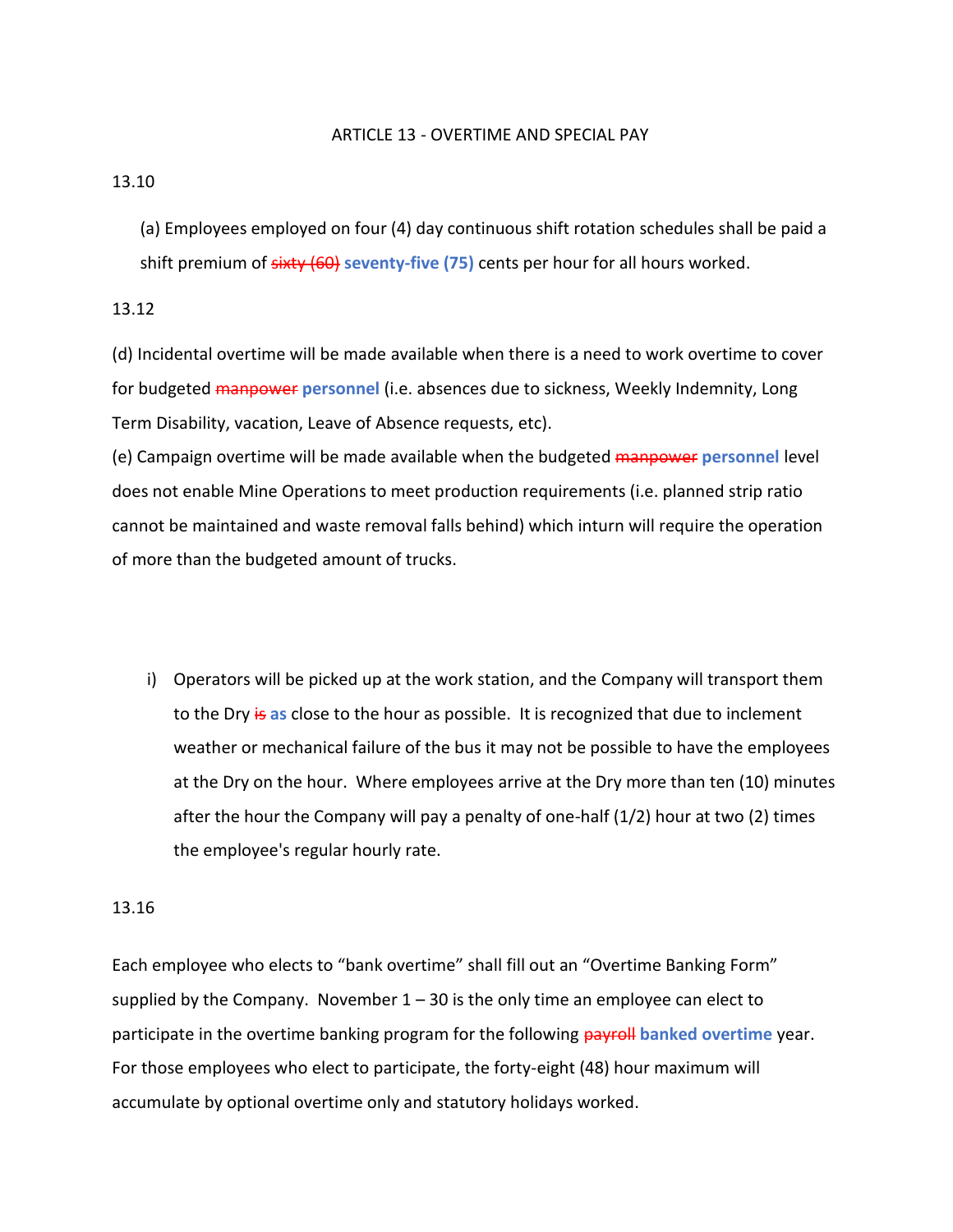ARTICLE 13 - OVERTIME AND SPECIAL PAY

13.10

(a) Employees employed on four (4) day continuous shift rotation schedules shall be paid a shift premium of ~~sixty (60)~~ **seventy-five (75)** cents per hour for all hours worked.

13.12

(d) Incidental overtime will be made available when there is a need to work overtime to cover for budgeted ~~manpower~~ **personnel** (i.e. absences due to sickness, Weekly Indemnity, Long Term Disability, vacation, Leave of Absence requests, etc).

(e) Campaign overtime will be made available when the budgeted ~~manpower~~ **personnel** level does not enable Mine Operations to meet production requirements (i.e. planned strip ratio cannot be maintained and waste removal falls behind) which inturn will require the operation of more than the budgeted amount of trucks.

i) Operators will be picked up at the work station, and the Company will transport them to the Dry ~~is~~ **as** close to the hour as possible. It is recognized that due to inclement weather or mechanical failure of the bus it may not be possible to have the employees at the Dry on the hour. Where employees arrive at the Dry more than ten (10) minutes after the hour the Company will pay a penalty of one-half (1/2) hour at two (2) times the employee's regular hourly rate.

13.16

Each employee who elects to "bank overtime" shall fill out an "Overtime Banking Form" supplied by the Company. November 1 – 30 is the only time an employee can elect to participate in the overtime banking program for the following ~~payroll~~ **banked overtime** year. For those employees who elect to participate, the forty-eight (48) hour maximum will accumulate by optional overtime only and statutory holidays worked.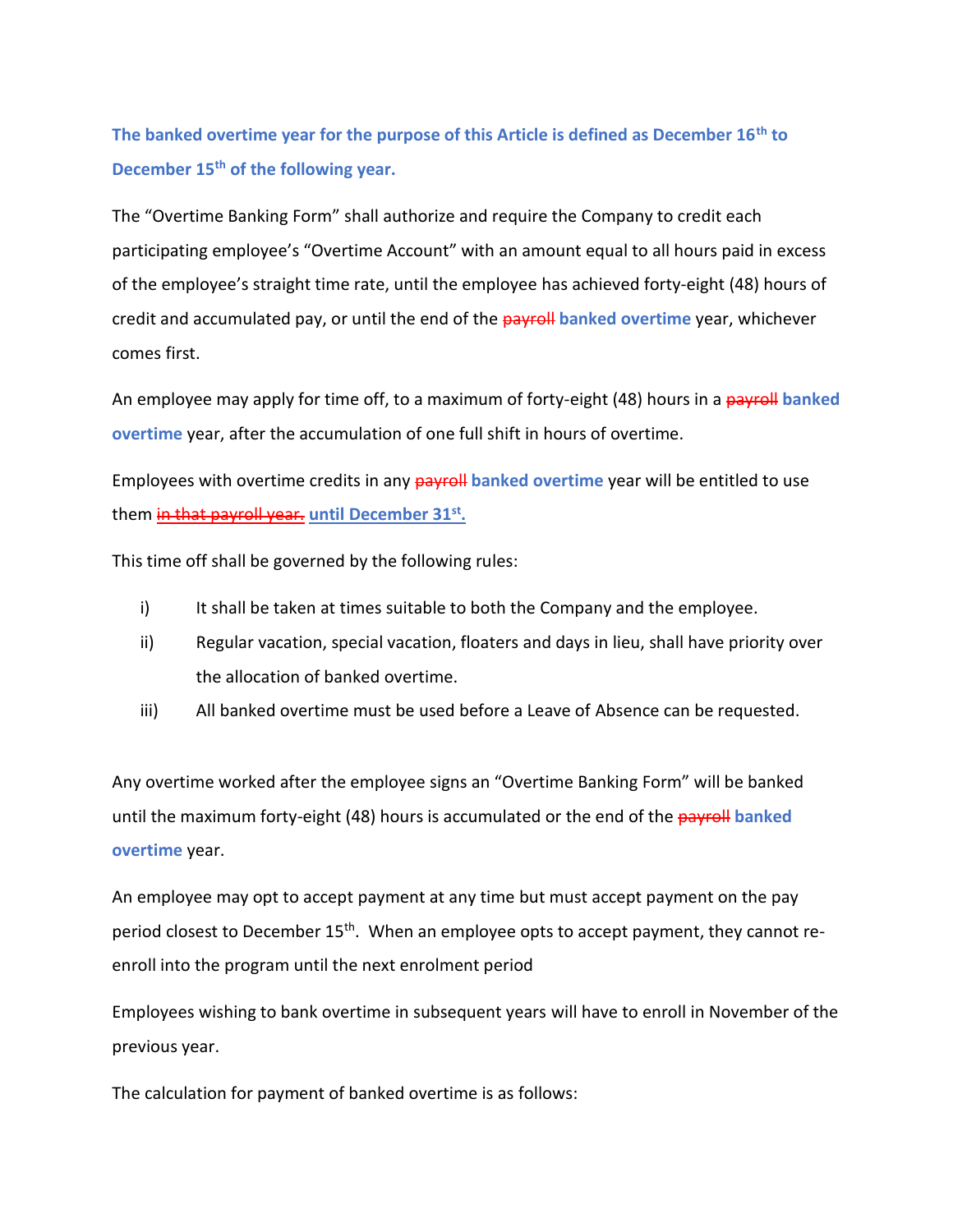**The banked overtime year for the purpose of this Article is defined as December 16th to December 15th of the following year.**

The "Overtime Banking Form" shall authorize and require the Company to credit each participating employee's "Overtime Account" with an amount equal to all hours paid in excess of the employee's straight time rate, until the employee has achieved forty-eight (48) hours of credit and accumulated pay, or until the end of the ~~payroll~~ **banked overtime** year, whichever comes first.

An employee may apply for time off, to a maximum of forty-eight (48) hours in a ~~payroll~~ **banked overtime** year, after the accumulation of one full shift in hours of overtime.

Employees with overtime credits in any ~~payroll~~ **banked overtime** year will be entitled to use them ~~in that payroll year.~~ **until December 31st.**

This time off shall be governed by the following rules:

i) It shall be taken at times suitable to both the Company and the employee.

ii) Regular vacation, special vacation, floaters and days in lieu, shall have priority over the allocation of banked overtime.

iii) All banked overtime must be used before a Leave of Absence can be requested.

Any overtime worked after the employee signs an "Overtime Banking Form" will be banked until the maximum forty-eight (48) hours is accumulated or the end of the ~~payroll~~ **banked overtime** year.

An employee may opt to accept payment at any time but must accept payment on the pay period closest to December 15th. When an employee opts to accept payment, they cannot re-enroll into the program until the next enrolment period

Employees wishing to bank overtime in subsequent years will have to enroll in November of the previous year.

The calculation for payment of banked overtime is as follows: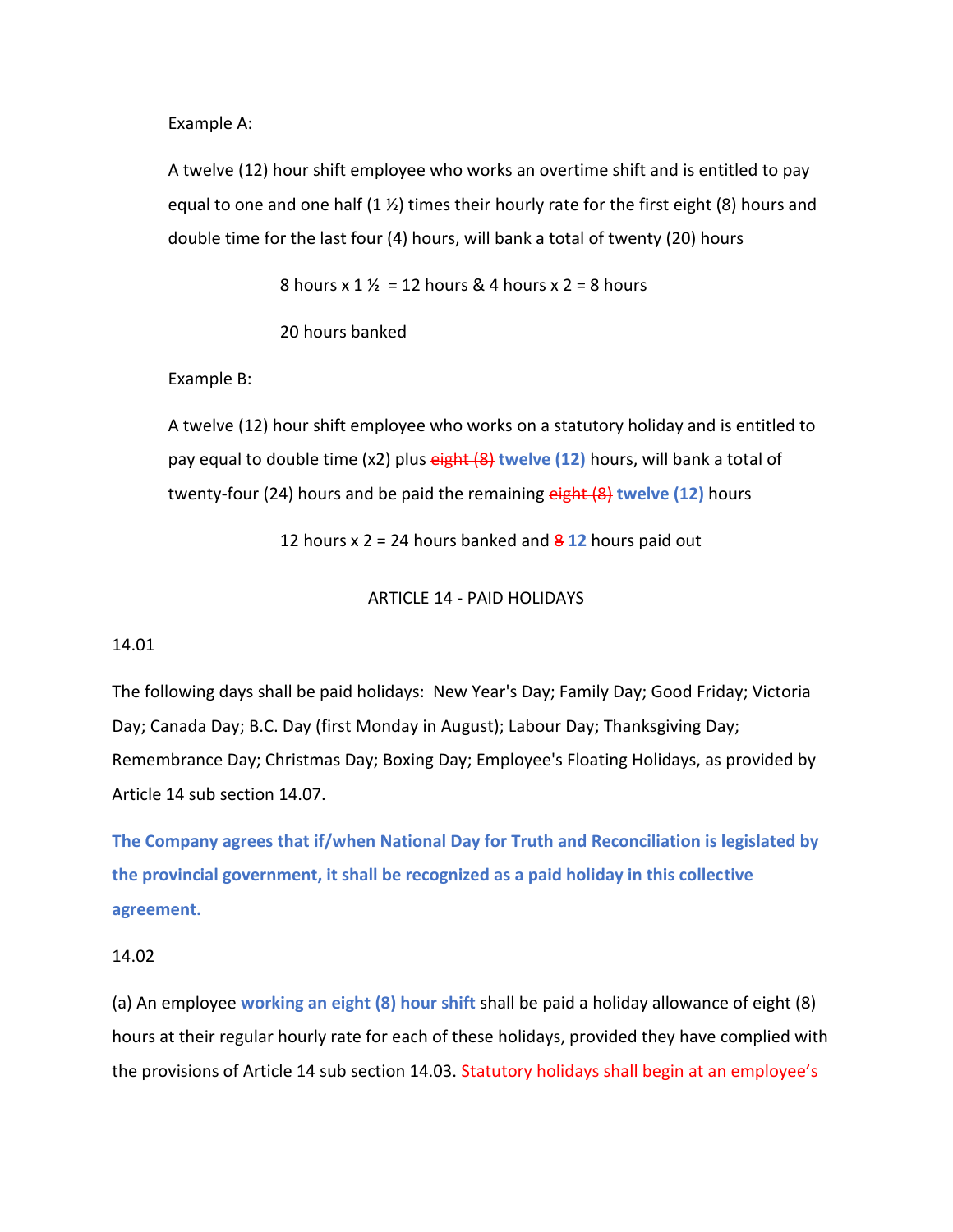Example A:

A twelve (12) hour shift employee who works an overtime shift and is entitled to pay equal to one and one half (1 ½) times their hourly rate for the first eight (8) hours and double time for the last four (4) hours, will bank a total of twenty (20) hours

8 hours x 1 ½ = 12 hours & 4 hours x 2 = 8 hours

20 hours banked

Example B:

A twelve (12) hour shift employee who works on a statutory holiday and is entitled to pay equal to double time (x2) plus ~~eight (8)~~ **twelve (12)** hours, will bank a total of twenty-four (24) hours and be paid the remaining ~~eight (8)~~ **twelve (12)** hours

12 hours x 2 = 24 hours banked and ~~8~~ **12** hours paid out

## ARTICLE 14 - PAID HOLIDAYS

14.01

The following days shall be paid holidays: New Year's Day; Family Day; Good Friday; Victoria Day; Canada Day; B.C. Day (first Monday in August); Labour Day; Thanksgiving Day; Remembrance Day; Christmas Day; Boxing Day; Employee's Floating Holidays, as provided by Article 14 sub section 14.07.

**The Company agrees that if/when National Day for Truth and Reconciliation is legislated by the provincial government, it shall be recognized as a paid holiday in this collective agreement.**

14.02

(a) An employee **working an eight (8) hour shift** shall be paid a holiday allowance of eight (8) hours at their regular hourly rate for each of these holidays, provided they have complied with the provisions of Article 14 sub section 14.03. ~~Statutory holidays shall begin at an employee's~~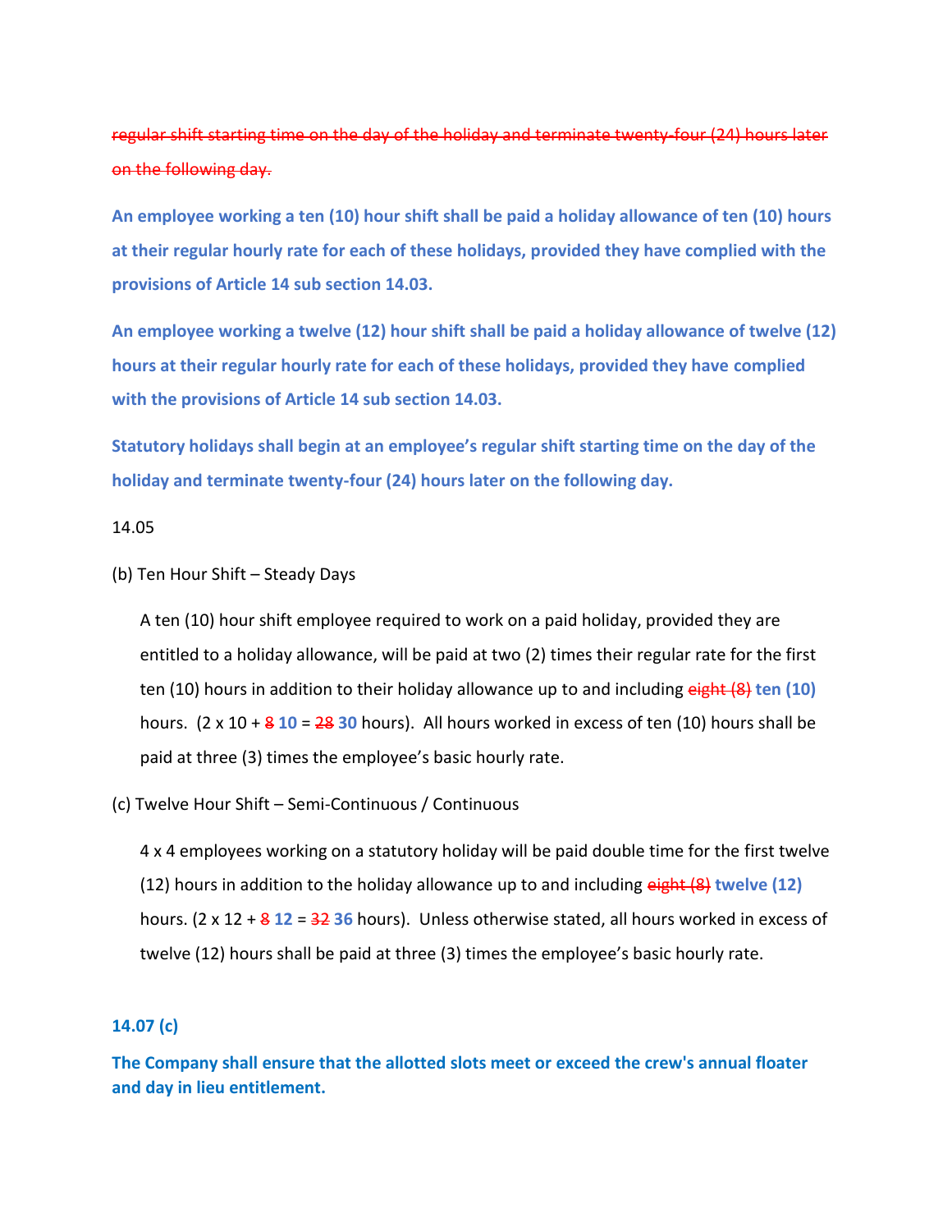~~regular shift starting time on the day of the holiday and terminate twenty-four (24) hours later on the following day.~~

**An employee working a ten (10) hour shift shall be paid a holiday allowance of ten (10) hours at their regular hourly rate for each of these holidays, provided they have complied with the provisions of Article 14 sub section 14.03.**

**An employee working a twelve (12) hour shift shall be paid a holiday allowance of twelve (12) hours at their regular hourly rate for each of these holidays, provided they have complied with the provisions of Article 14 sub section 14.03.**

**Statutory holidays shall begin at an employee's regular shift starting time on the day of the holiday and terminate twenty-four (24) hours later on the following day.**

14.05

(b) Ten Hour Shift – Steady Days

A ten (10) hour shift employee required to work on a paid holiday, provided they are entitled to a holiday allowance, will be paid at two (2) times their regular rate for the first ten (10) hours in addition to their holiday allowance up to and including ~~eight (8)~~ **ten (10)** hours. (2 x 10 + ~~8~~ **10** = ~~28~~ **30** hours). All hours worked in excess of ten (10) hours shall be paid at three (3) times the employee's basic hourly rate.

(c) Twelve Hour Shift – Semi-Continuous / Continuous

4 x 4 employees working on a statutory holiday will be paid double time for the first twelve (12) hours in addition to the holiday allowance up to and including ~~eight (8)~~ **twelve (12)** hours. (2 x 12 + ~~8~~ **12** = ~~32~~ **36** hours). Unless otherwise stated, all hours worked in excess of twelve (12) hours shall be paid at three (3) times the employee's basic hourly rate.

**14.07 (c)**

**The Company shall ensure that the allotted slots meet or exceed the crew's annual floater and day in lieu entitlement.**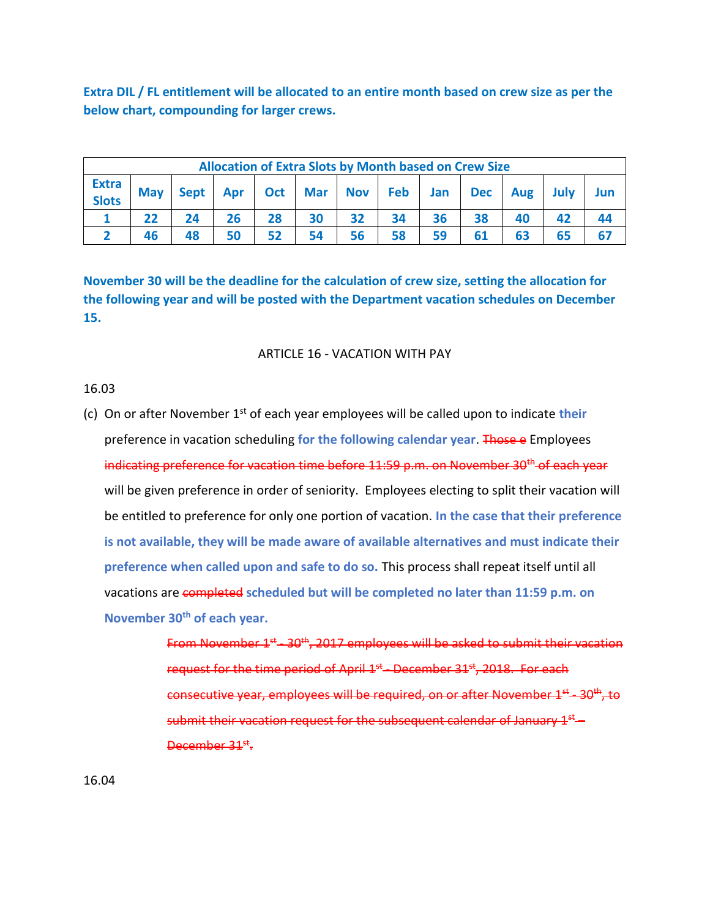**Extra DIL / FL entitlement will be allocated to an entire month based on crew size as per the below chart, compounding for larger crews.**

| **Allocation of Extra Slots by Month based on Crew Size** | | | | | | | | | | | | |
|---|---|---|---|---|---|---|---|---|---|---|---|---|
| **Extra Slots** | **May** | **Sept** | **Apr** | **Oct** | **Mar** | **Nov** | **Feb** | **Jan** | **Dec** | **Aug** | **July** | **Jun** |
| **1** | **22** | **24** | **26** | **28** | **30** | **32** | **34** | **36** | **38** | **40** | **42** | **44** |
| **2** | **46** | **48** | **50** | **52** | **54** | **56** | **58** | **59** | **61** | **63** | **65** | **67** |

**November 30 will be the deadline for the calculation of crew size, setting the allocation for the following year and will be posted with the Department vacation schedules on December 15.**

ARTICLE 16 - VACATION WITH PAY

16.03

(c) On or after November 1st of each year employees will be called upon to indicate **their** preference in vacation scheduling **for the following calendar year**. ~~Those e~~ Employees ~~indicating preference for vacation time before 11:59 p.m. on November 30th of each year~~ will be given preference in order of seniority. Employees electing to split their vacation will be entitled to preference for only one portion of vacation. **In the case that their preference is not available, they will be made aware of available alternatives and must indicate their preference when called upon and safe to do so.** This process shall repeat itself until all vacations are ~~completed~~ **scheduled but will be completed no later than 11:59 p.m. on November 30th of each year.**

~~From November 1st - 30th, 2017 employees will be asked to submit their vacation request for the time period of April 1st - December 31st, 2018. For each consecutive year, employees will be required, on or after November 1st - 30th, to submit their vacation request for the subsequent calendar of January 1st – December 31st.~~

16.04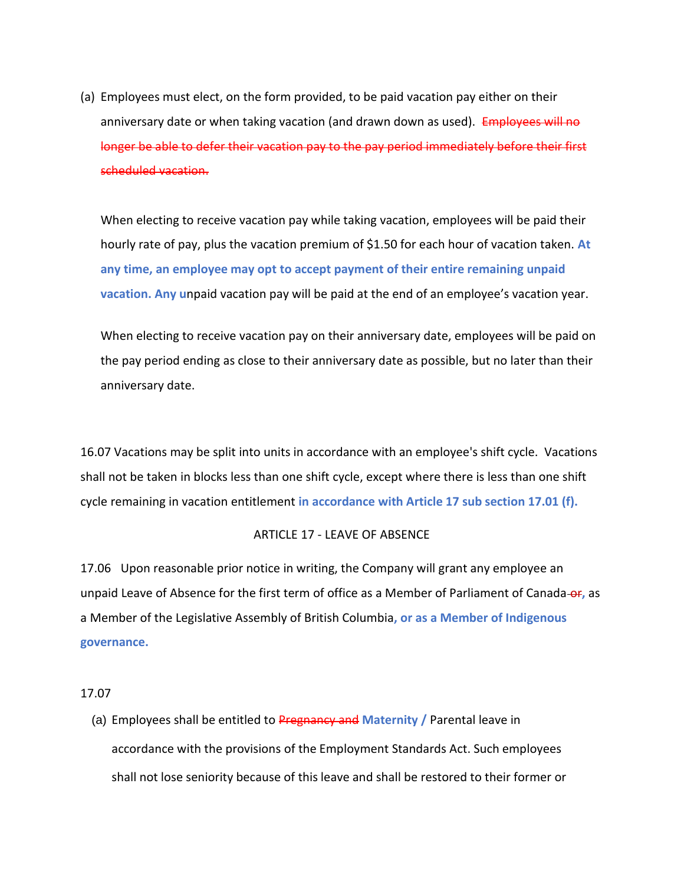(a) Employees must elect, on the form provided, to be paid vacation pay either on their anniversary date or when taking vacation (and drawn down as used). ~~Employees will no longer be able to defer their vacation pay to the pay period immediately before their first scheduled vacation.~~

When electing to receive vacation pay while taking vacation, employees will be paid their hourly rate of pay, plus the vacation premium of $1.50 for each hour of vacation taken. **At any time, an employee may opt to accept payment of their entire remaining unpaid vacation. Any u**npaid vacation pay will be paid at the end of an employee's vacation year.

When electing to receive vacation pay on their anniversary date, employees will be paid on the pay period ending as close to their anniversary date as possible, but no later than their anniversary date.

16.07 Vacations may be split into units in accordance with an employee's shift cycle. Vacations shall not be taken in blocks less than one shift cycle, except where there is less than one shift cycle remaining in vacation entitlement **in accordance with Article 17 sub section 17.01 (f).**

## ARTICLE 17 - LEAVE OF ABSENCE

17.06 Upon reasonable prior notice in writing, the Company will grant any employee an unpaid Leave of Absence for the first term of office as a Member of Parliament of Canada ~~or~~**,** as a Member of the Legislative Assembly of British Columbia**, or as a Member of Indigenous governance.**

17.07

(a) Employees shall be entitled to ~~Pregnancy and~~ **Maternity /** Parental leave in accordance with the provisions of the Employment Standards Act. Such employees shall not lose seniority because of this leave and shall be restored to their former or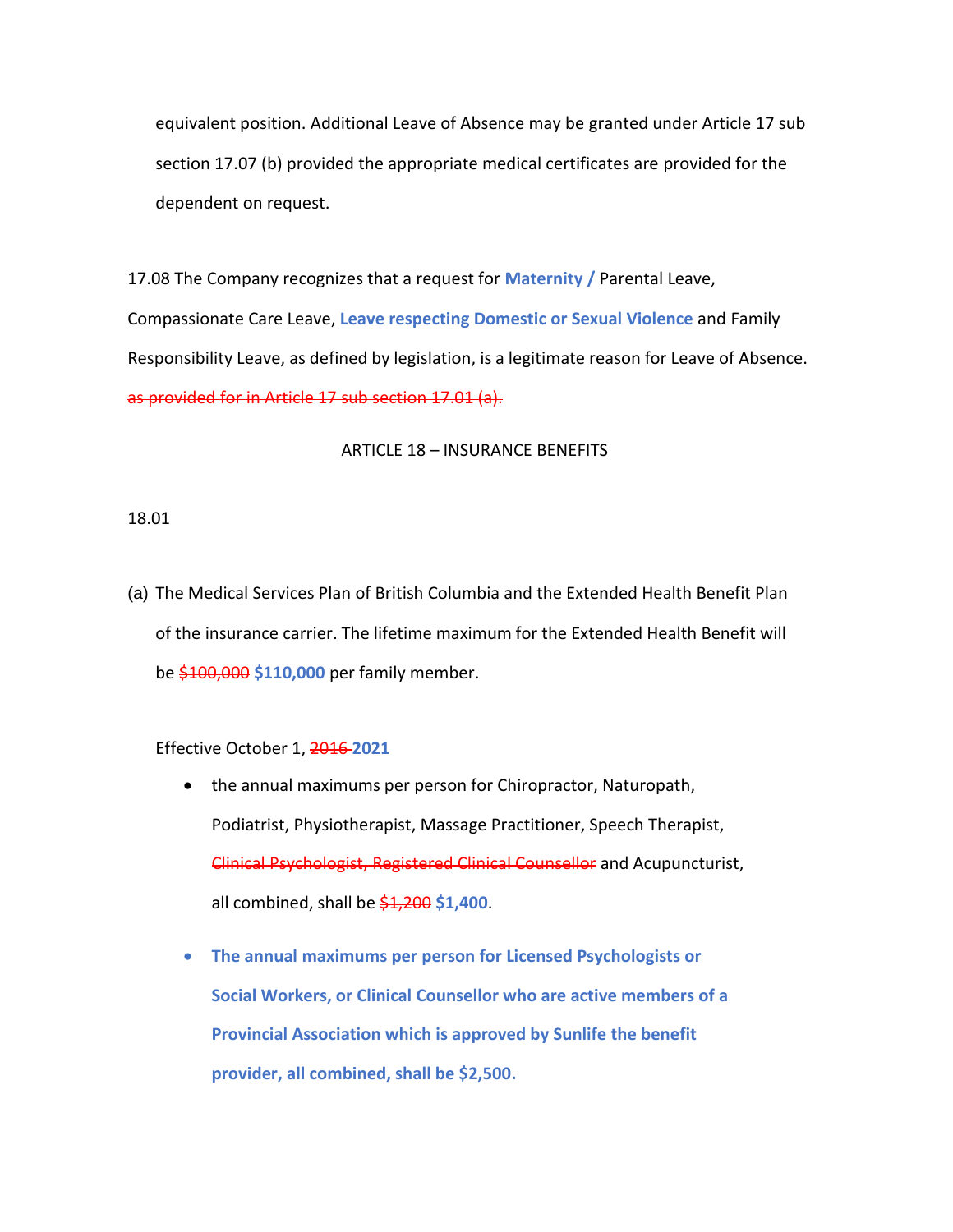equivalent position. Additional Leave of Absence may be granted under Article 17 sub section 17.07 (b) provided the appropriate medical certificates are provided for the dependent on request.

17.08 The Company recognizes that a request for **Maternity /** Parental Leave, Compassionate Care Leave, **Leave respecting Domestic or Sexual Violence** and Family Responsibility Leave, as defined by legislation, is a legitimate reason for Leave of Absence. ~~as provided for in Article 17 sub section 17.01 (a).~~

## ARTICLE 18 – INSURANCE BENEFITS

18.01

(a) The Medical Services Plan of British Columbia and the Extended Health Benefit Plan of the insurance carrier. The lifetime maximum for the Extended Health Benefit will be ~~$100,000~~ **$110,000** per family member.

Effective October 1, ~~2016~~ **2021**

- the annual maximums per person for Chiropractor, Naturopath, Podiatrist, Physiotherapist, Massage Practitioner, Speech Therapist, ~~Clinical Psychologist, Registered Clinical Counsellor~~ and Acupuncturist, all combined, shall be ~~$1,200~~ **$1,400**.
- **The annual maximums per person for Licensed Psychologists or Social Workers, or Clinical Counsellor who are active members of a Provincial Association which is approved by Sunlife the benefit provider, all combined, shall be $2,500.**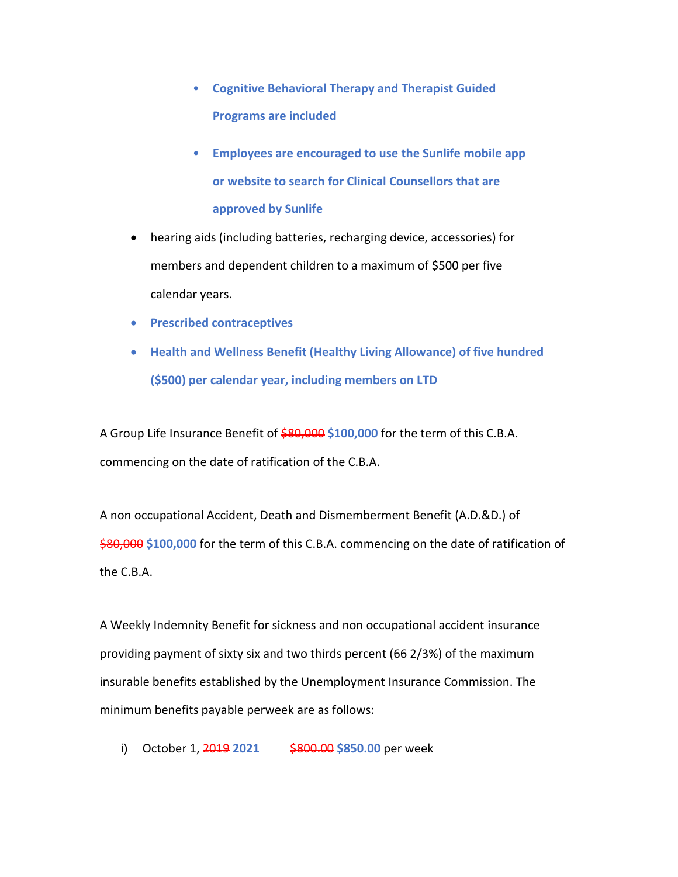- **Cognitive Behavioral Therapy and Therapist Guided Programs are included**
  - **Employees are encouraged to use the Sunlife mobile app or website to search for Clinical Counsellors that are approved by Sunlife**

- hearing aids (including batteries, recharging device, accessories) for members and dependent children to a maximum of $500 per five calendar years.
- **Prescribed contraceptives**
- **Health and Wellness Benefit (Healthy Living Allowance) of five hundred ($500) per calendar year, including members on LTD**

A Group Life Insurance Benefit of ~~$80,000~~ **$100,000** for the term of this C.B.A. commencing on the date of ratification of the C.B.A.

A non occupational Accident, Death and Dismemberment Benefit (A.D.&D.) of ~~$80,000~~ **$100,000** for the term of this C.B.A. commencing on the date of ratification of the C.B.A.

A Weekly Indemnity Benefit for sickness and non occupational accident insurance providing payment of sixty six and two thirds percent (66 2/3%) of the maximum insurable benefits established by the Unemployment Insurance Commission. The minimum benefits payable perweek are as follows:

i) October 1, ~~2019~~ **2021** ~~$800.00~~ **$850.00** per week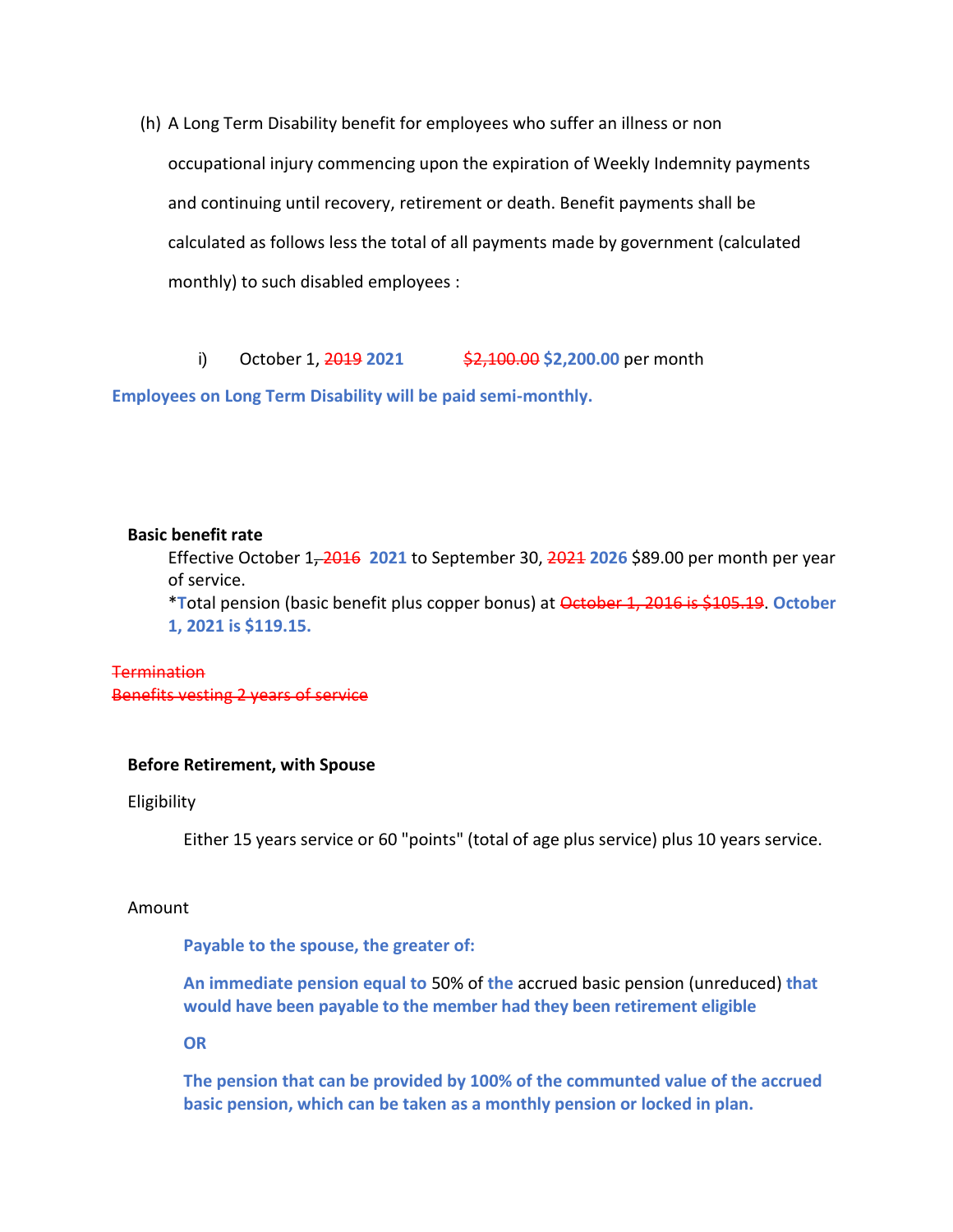(h) A Long Term Disability benefit for employees who suffer an illness or non occupational injury commencing upon the expiration of Weekly Indemnity payments and continuing until recovery, retirement or death. Benefit payments shall be calculated as follows less the total of all payments made by government (calculated monthly) to such disabled employees :

i) October 1, ~~2019~~ **2021** ~~$2,100.00~~ **$2,200.00** per month

**Employees on Long Term Disability will be paid semi-monthly.**

**Basic benefit rate**

Effective October 1~~, 2016~~ **2021** to September 30, ~~2021~~ **2026** $89.00 per month per year of service.

*~~t~~**T**otal pension (basic benefit plus copper bonus) at ~~October 1, 2016 is $105.19~~. **October 1, 2021 is $119.15.**

~~Termination~~

~~Benefits vesting 2 years of service~~

**Before Retirement, with Spouse**

Eligibility

Either 15 years service or 60 "points" (total of age plus service) plus 10 years service.

Amount

**Payable to the spouse, the greater of:**

**An immediate pension equal to** 50% of **the** accrued basic pension (unreduced) **that would have been payable to the member had they been retirement eligible**

**OR**

**The pension that can be provided by 100% of the communted value of the accrued basic pension, which can be taken as a monthly pension or locked in plan.**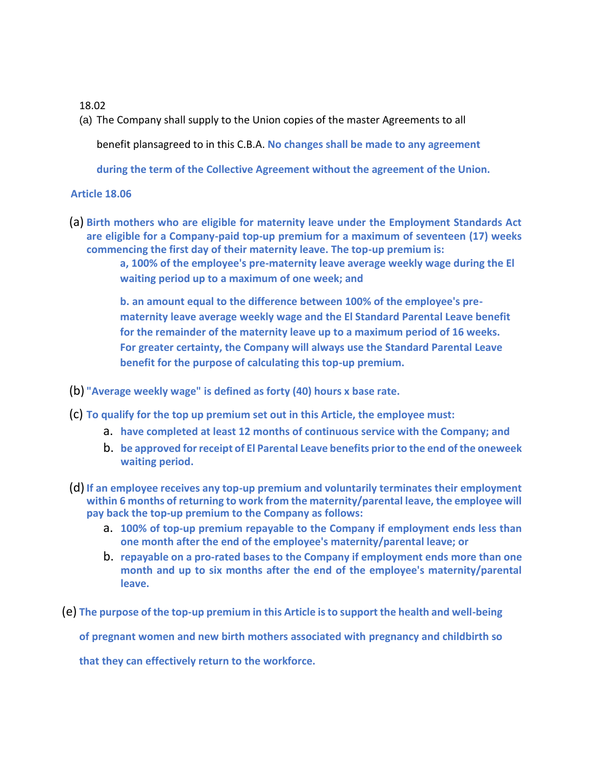18.02

(a) The Company shall supply to the Union copies of the master Agreements to all benefit plansagreed to in this C.B.A. **No changes shall be made to any agreement during the term of the Collective Agreement without the agreement of the Union.**

**Article 18.06**

(a) **Birth mothers who are eligible for maternity leave under the Employment Standards Act are eligible for a Company-paid top-up premium for a maximum of seventeen (17) weeks commencing the first day of their maternity leave. The top-up premium is:**

**a, 100% of the employee's pre-maternity leave average weekly wage during the El waiting period up to a maximum of one week; and**

**b. an amount equal to the difference between 100% of the employee's pre-maternity leave average weekly wage and the El Standard Parental Leave benefit for the remainder of the maternity leave up to a maximum period of 16 weeks. For greater certainty, the Company will always use the Standard Parental Leave benefit for the purpose of calculating this top-up premium.**

(b) **"Average weekly wage" is defined as forty (40) hours x base rate.**

(c) **To qualify for the top up premium set out in this Article, the employee must:**

a. **have completed at least 12 months of continuous service with the Company; and**
b. **be approved for receipt of El Parental Leave benefits prior to the end of the oneweek waiting period.**

(d) **If an employee receives any top-up premium and voluntarily terminates their employment within 6 months of returning to work from the maternity/parental leave, the employee will pay back the top-up premium to the Company as follows:**

a. **100% of top-up premium repayable to the Company if employment ends less than one month after the end of the employee's maternity/parental leave; or**
b. **repayable on a pro-rated bases to the Company if employment ends more than one month and up to six months after the end of the employee's maternity/parental leave.**

(e) **The purpose of the top-up premium in this Article is to support the health and well-being of pregnant women and new birth mothers associated with pregnancy and childbirth so that they can effectively return to the workforce.**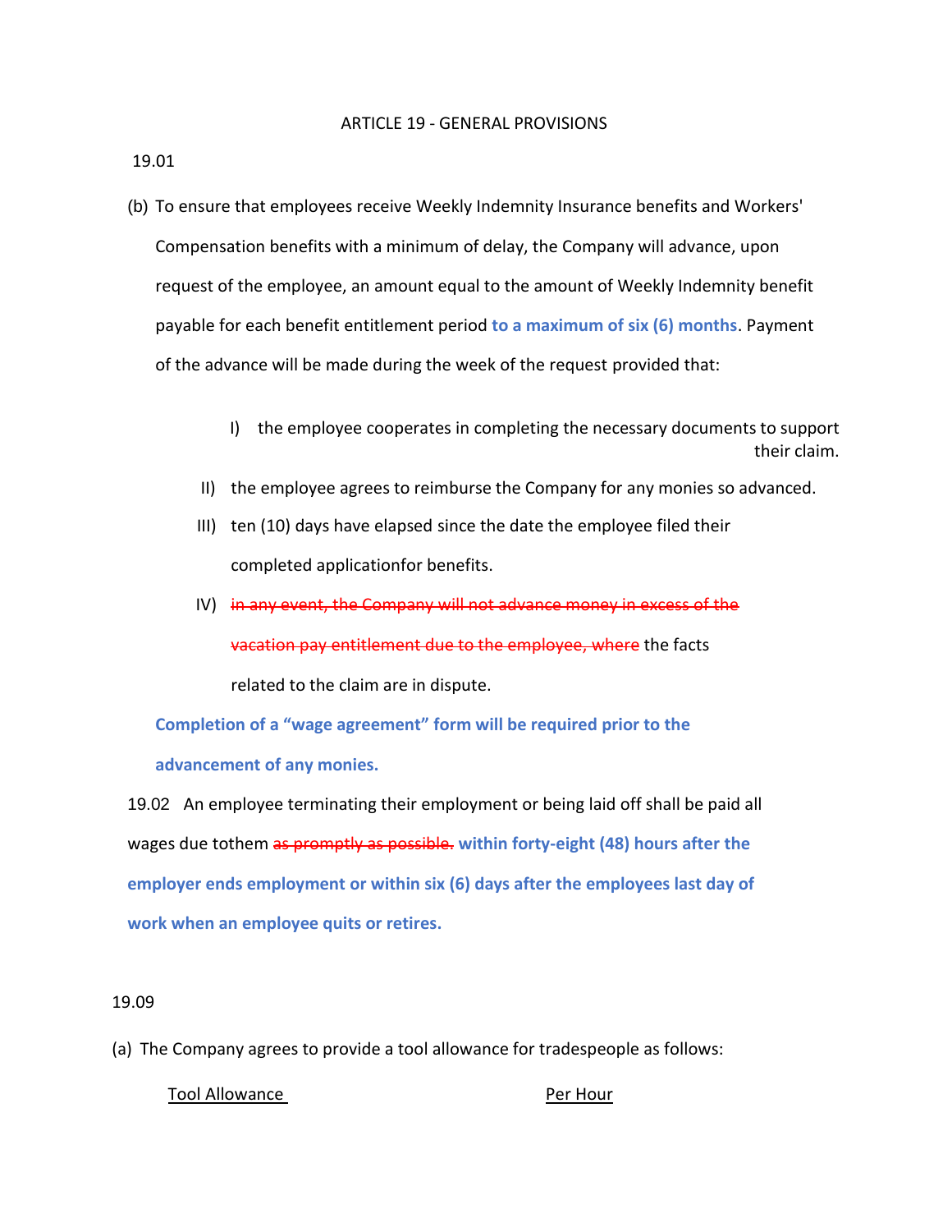# ARTICLE 19 - GENERAL PROVISIONS

19.01

(b) To ensure that employees receive Weekly Indemnity Insurance benefits and Workers' Compensation benefits with a minimum of delay, the Company will advance, upon request of the employee, an amount equal to the amount of Weekly Indemnity benefit payable for each benefit entitlement period **to a maximum of six (6) months**. Payment of the advance will be made during the week of the request provided that:

I) the employee cooperates in completing the necessary documents to support their claim.

II) the employee agrees to reimburse the Company for any monies so advanced.

III) ten (10) days have elapsed since the date the employee filed their completed applicationfor benefits.

IV) ~~in any event, the Company will not advance money in excess of the vacation pay entitlement due to the employee, where~~ the facts related to the claim are in dispute.

**Completion of a "wage agreement" form will be required prior to the advancement of any monies.**

19.02 An employee terminating their employment or being laid off shall be paid all wages due tothem ~~as promptly as possible.~~ **within forty-eight (48) hours after the employer ends employment or within six (6) days after the employees last day of work when an employee quits or retires.**

19.09

(a) The Company agrees to provide a tool allowance for tradespeople as follows:

| Tool Allowance | Per Hour |
|---|---|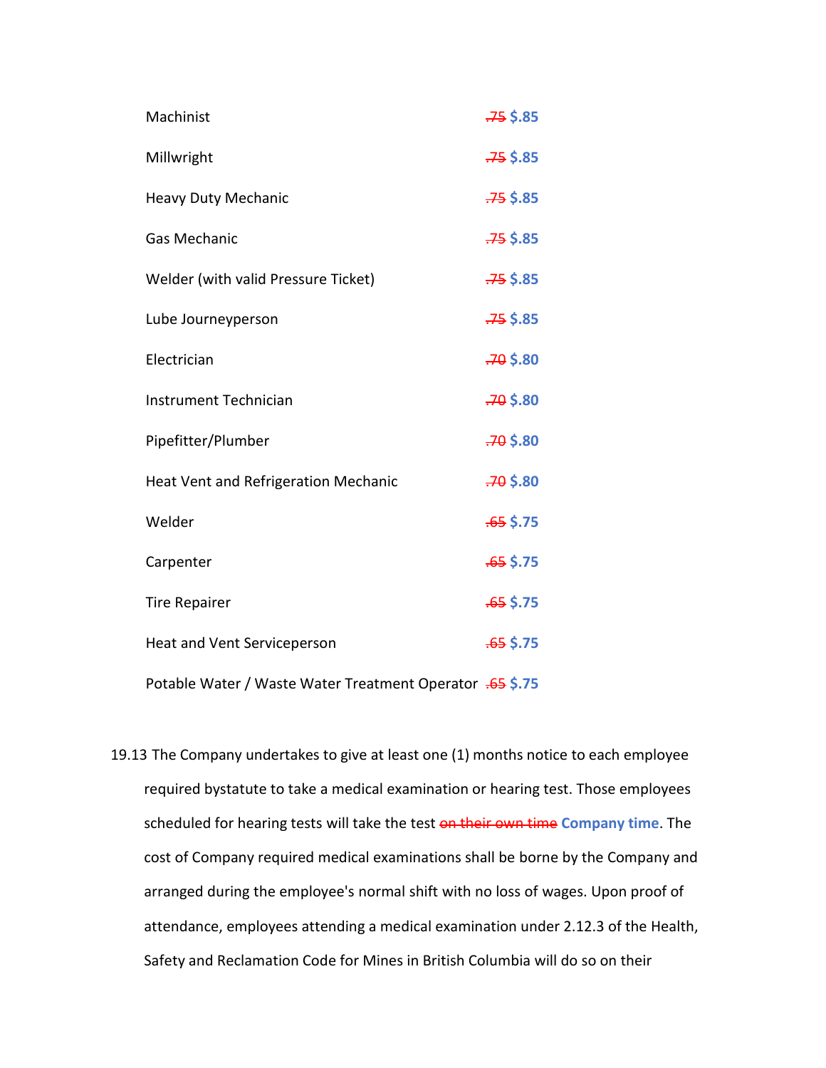| | |
|---|---|
| Machinist | ~~.75~~ **$.85** |
| Millwright | ~~.75~~ **$.85** |
| Heavy Duty Mechanic | ~~.75~~ **$.85** |
| Gas Mechanic | ~~.75~~ **$.85** |
| Welder (with valid Pressure Ticket) | ~~.75~~ **$.85** |
| Lube Journeyperson | ~~.75~~ **$.85** |
| Electrician | ~~.70~~ **$.80** |
| Instrument Technician | ~~.70~~ **$.80** |
| Pipefitter/Plumber | ~~.70~~ **$.80** |
| Heat Vent and Refrigeration Mechanic | ~~.70~~ **$.80** |
| Welder | ~~.65~~ **$.75** |
| Carpenter | ~~.65~~ **$.75** |
| Tire Repairer | ~~.65~~ **$.75** |
| Heat and Vent Serviceperson | ~~.65~~ **$.75** |
| Potable Water / Waste Water Treatment Operator | ~~.65~~ **$.75** |

19.13 The Company undertakes to give at least one (1) months notice to each employee required bystatute to take a medical examination or hearing test. Those employees scheduled for hearing tests will take the test ~~on their own time~~ **Company time**. The cost of Company required medical examinations shall be borne by the Company and arranged during the employee's normal shift with no loss of wages. Upon proof of attendance, employees attending a medical examination under 2.12.3 of the Health, Safety and Reclamation Code for Mines in British Columbia will do so on their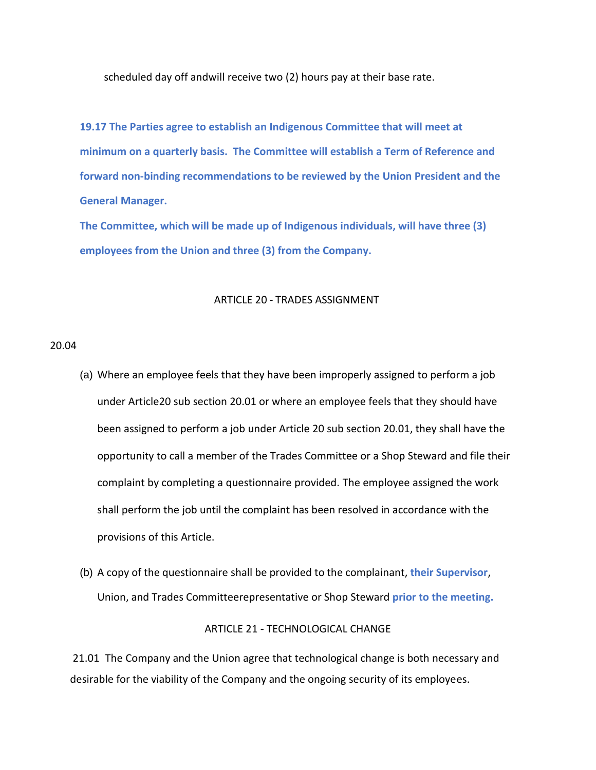scheduled day off andwill receive two (2) hours pay at their base rate.

**19.17 The Parties agree to establish an Indigenous Committee that will meet at minimum on a quarterly basis. The Committee will establish a Term of Reference and forward non-binding recommendations to be reviewed by the Union President and the General Manager.**

**The Committee, which will be made up of Indigenous individuals, will have three (3) employees from the Union and three (3) from the Company.**

## ARTICLE 20 - TRADES ASSIGNMENT

20.04

(a) Where an employee feels that they have been improperly assigned to perform a job under Article20 sub section 20.01 or where an employee feels that they should have been assigned to perform a job under Article 20 sub section 20.01, they shall have the opportunity to call a member of the Trades Committee or a Shop Steward and file their complaint by completing a questionnaire provided. The employee assigned the work shall perform the job until the complaint has been resolved in accordance with the provisions of this Article.

(b) A copy of the questionnaire shall be provided to the complainant, **their Supervisor**, Union, and Trades Committeerepresentative or Shop Steward **prior to the meeting.**

## ARTICLE 21 - TECHNOLOGICAL CHANGE

21.01 The Company and the Union agree that technological change is both necessary and desirable for the viability of the Company and the ongoing security of its employees.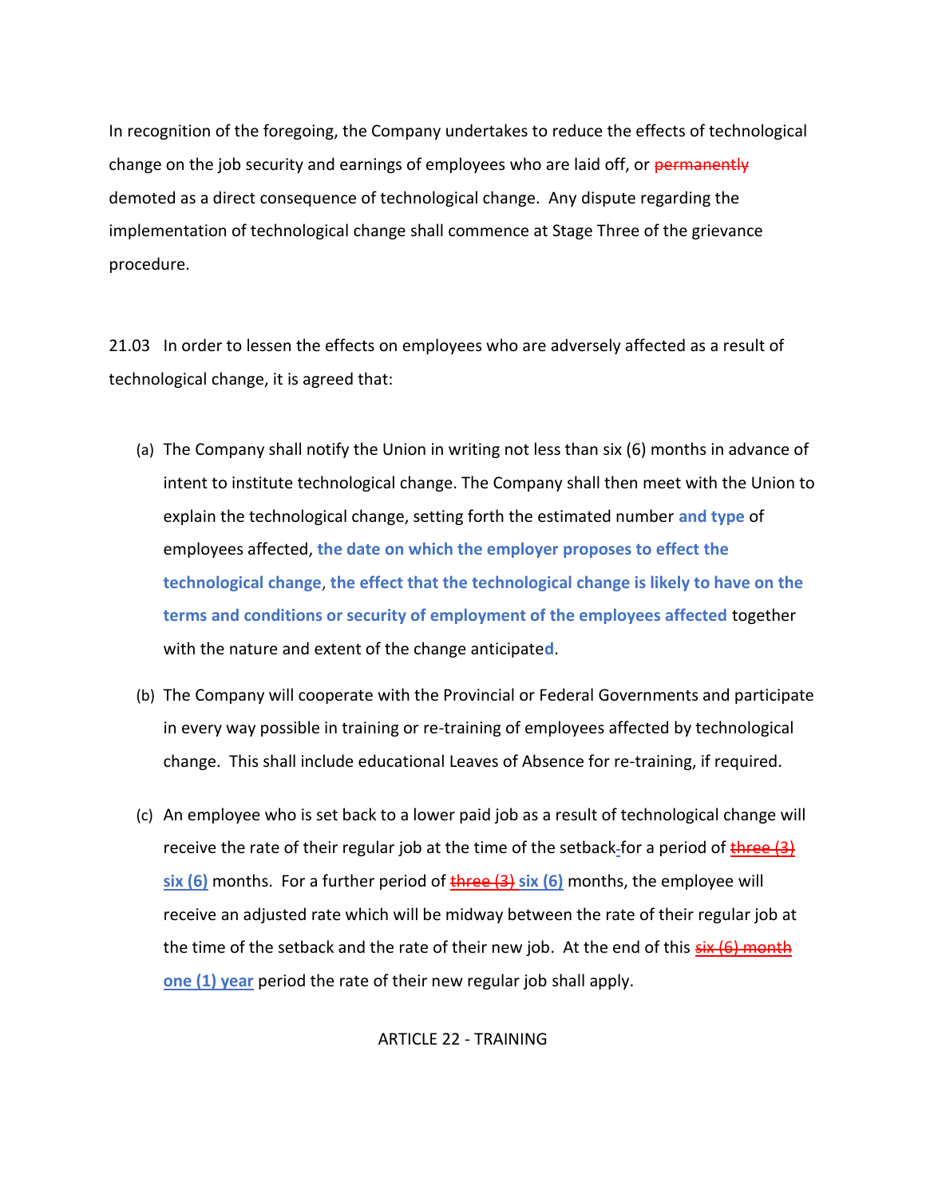In recognition of the foregoing, the Company undertakes to reduce the effects of technological change on the job security and earnings of employees who are laid off, or ~~permanently~~ demoted as a direct consequence of technological change. Any dispute regarding the implementation of technological change shall commence at Stage Three of the grievance procedure.

21.03 In order to lessen the effects on employees who are adversely affected as a result of technological change, it is agreed that:

(a) The Company shall notify the Union in writing not less than six (6) months in advance of intent to institute technological change. The Company shall then meet with the Union to explain the technological change, setting forth the estimated number **and type** of employees affected, **the date on which the employer proposes to effect the technological change**, **the effect that the technological change is likely to have on the terms and conditions or security of employment of the employees affected** together with the nature and extent of the change anticipate**d**.

(b) The Company will cooperate with the Provincial or Federal Governments and participate in every way possible in training or re-training of employees affected by technological change. This shall include educational Leaves of Absence for re-training, if required.

(c) An employee who is set back to a lower paid job as a result of technological change will receive the rate of their regular job at the time of the setback~~-~~ for a period of ~~three (3)~~ **six (6)** months. For a further period of ~~three (3)~~ **six (6)** months, the employee will receive an adjusted rate which will be midway between the rate of their regular job at the time of the setback and the rate of their new job. At the end of this ~~six (6) month~~ **one (1) year** period the rate of their new regular job shall apply.

## ARTICLE 22 - TRAINING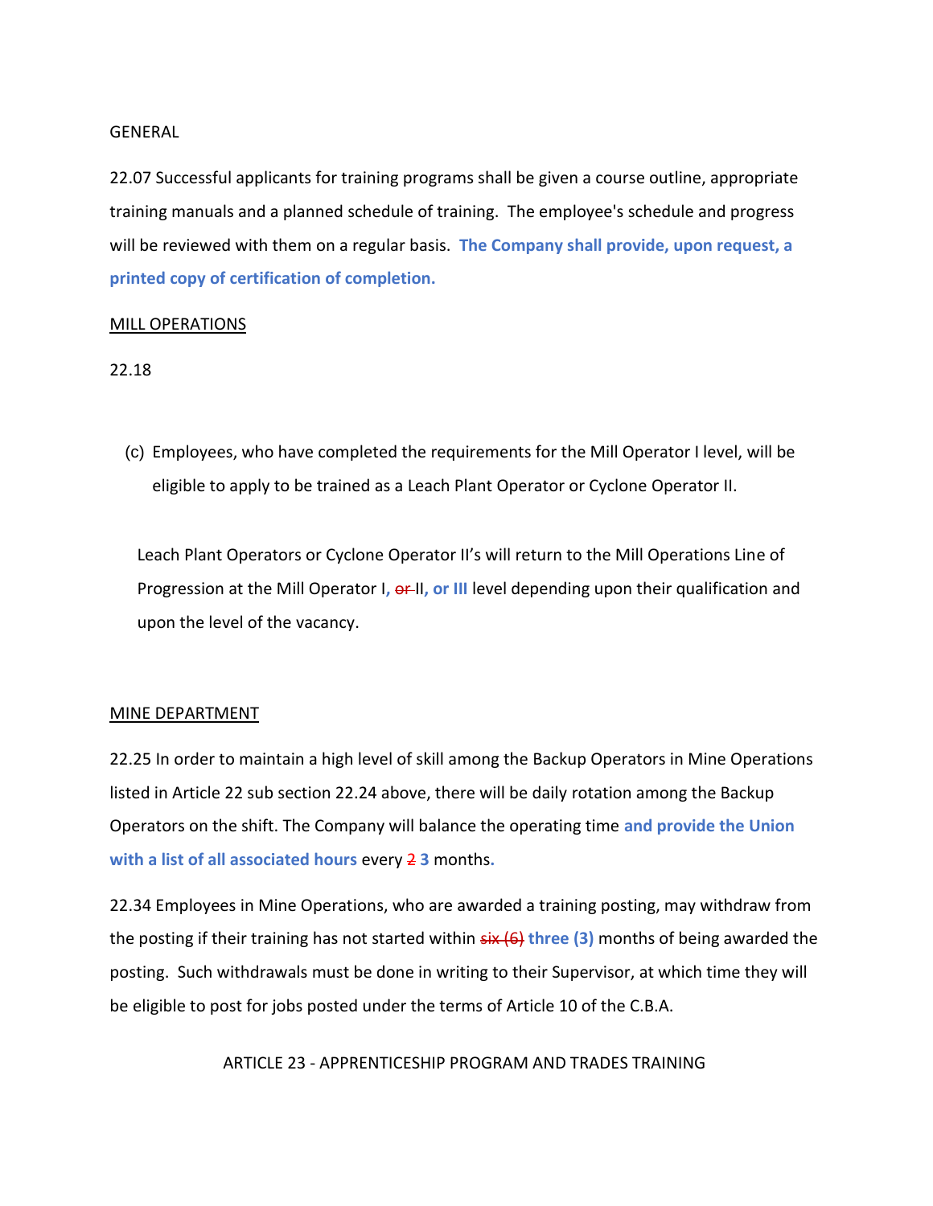GENERAL

22.07 Successful applicants for training programs shall be given a course outline, appropriate training manuals and a planned schedule of training. The employee's schedule and progress will be reviewed with them on a regular basis. **The Company shall provide, upon request, a printed copy of certification of completion.**

<u>MILL OPERATIONS</u>

22.18

(c) Employees, who have completed the requirements for the Mill Operator I level, will be eligible to apply to be trained as a Leach Plant Operator or Cyclone Operator II.

Leach Plant Operators or Cyclone Operator II's will return to the Mill Operations Line of Progression at the Mill Operator I**,** ~~or~~ II**, or III** level depending upon their qualification and upon the level of the vacancy.

<u>MINE DEPARTMENT</u>

22.25 In order to maintain a high level of skill among the Backup Operators in Mine Operations listed in Article 22 sub section 22.24 above, there will be daily rotation among the Backup Operators on the shift. The Company will balance the operating time **and provide the Union with a list of all associated hours** every ~~2~~ **3** months**.**

22.34 Employees in Mine Operations, who are awarded a training posting, may withdraw from the posting if their training has not started within ~~six (6)~~ **three (3)** months of being awarded the posting. Such withdrawals must be done in writing to their Supervisor, at which time they will be eligible to post for jobs posted under the terms of Article 10 of the C.B.A.

ARTICLE 23 - APPRENTICESHIP PROGRAM AND TRADES TRAINING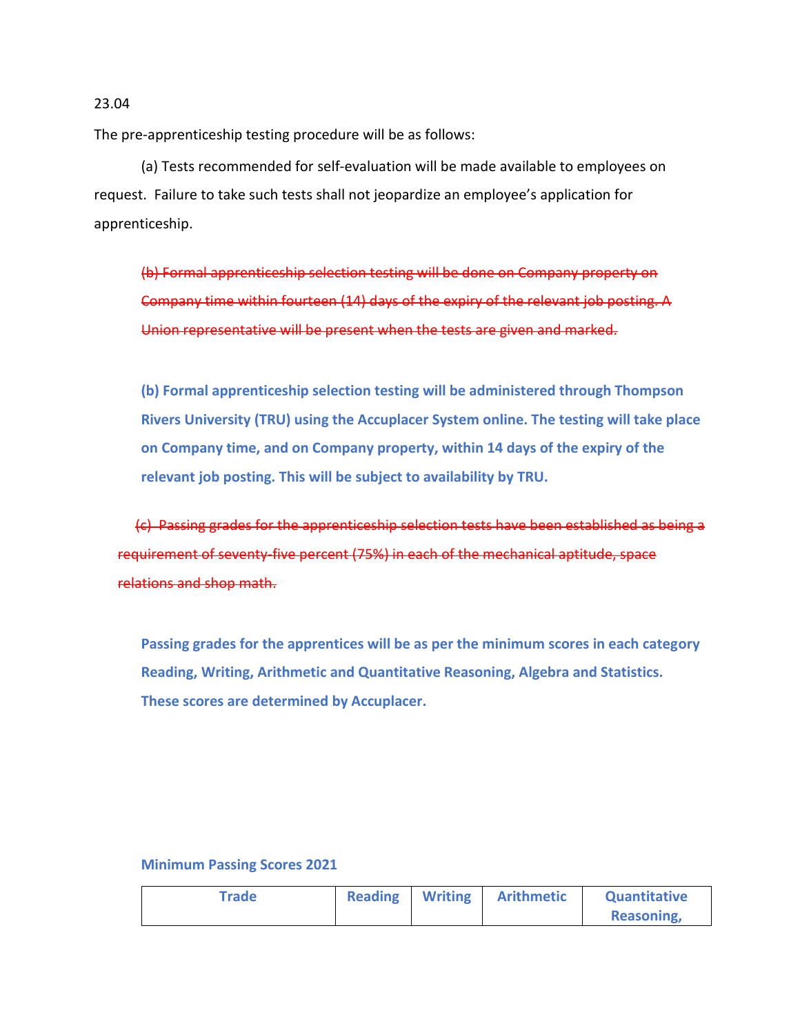23.04

The pre-apprenticeship testing procedure will be as follows:

(a) Tests recommended for self-evaluation will be made available to employees on request. Failure to take such tests shall not jeopardize an employee's application for apprenticeship.

~~(b) Formal apprenticeship selection testing will be done on Company property on Company time within fourteen (14) days of the expiry of the relevant job posting. A Union representative will be present when the tests are given and marked.~~

**(b) Formal apprenticeship selection testing will be administered through Thompson Rivers University (TRU) using the Accuplacer System online. The testing will take place on Company time, and on Company property, within 14 days of the expiry of the relevant job posting. This will be subject to availability by TRU.**

~~(c) Passing grades for the apprenticeship selection tests have been established as being a requirement of seventy-five percent (75%) in each of the mechanical aptitude, space relations and shop math.~~

**Passing grades for the apprentices will be as per the minimum scores in each category Reading, Writing, Arithmetic and Quantitative Reasoning, Algebra and Statistics. These scores are determined by Accuplacer.**

**Minimum Passing Scores 2021**

| Trade | Reading | Writing | Arithmetic | Quantitative Reasoning, |
|---|---|---|---|---|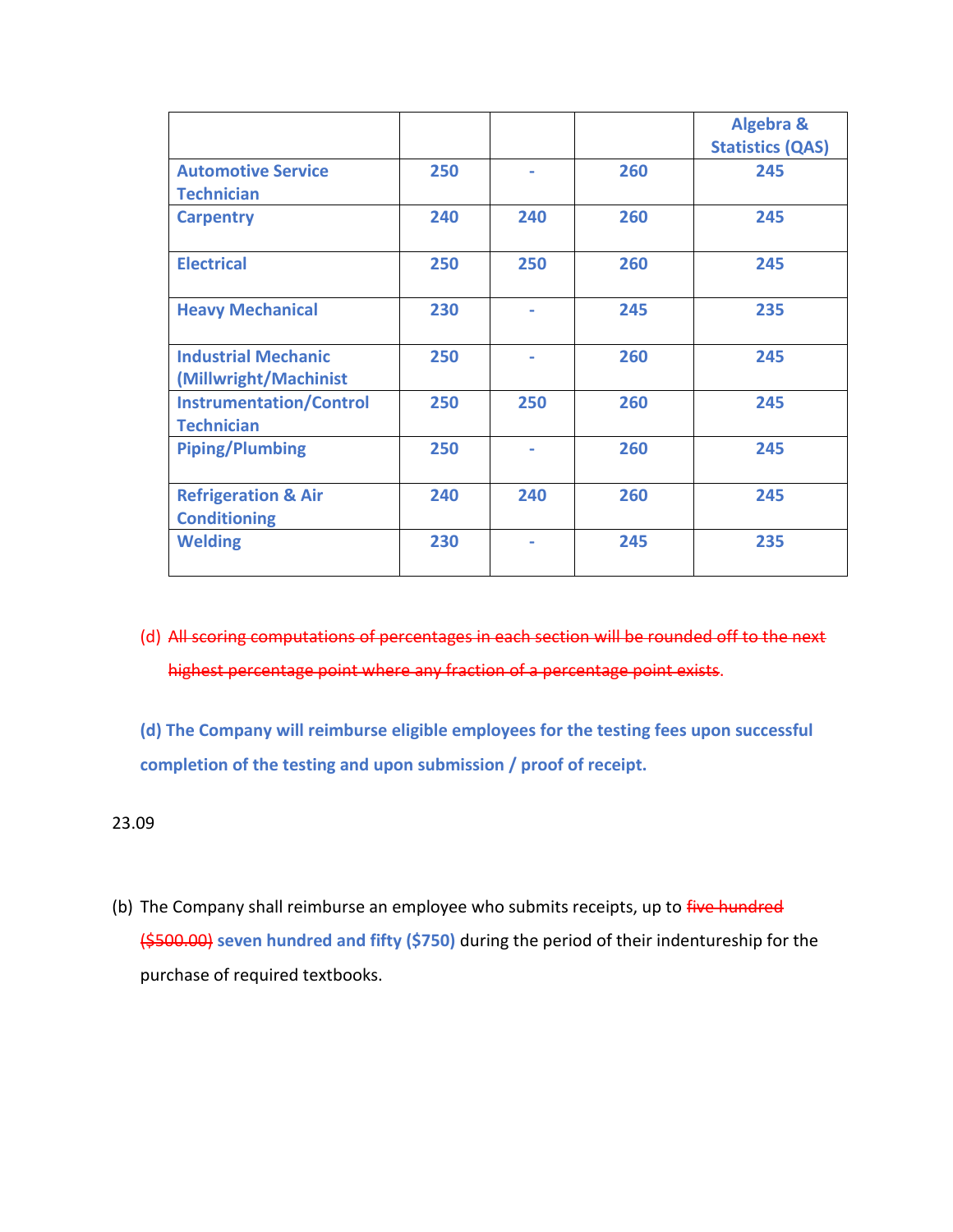| | | | | Algebra & Statistics (QAS) |
|---|---|---|---|---|
| Automotive Service Technician | 250 | - | 260 | 245 |
| Carpentry | 240 | 240 | 260 | 245 |
| Electrical | 250 | 250 | 260 | 245 |
| Heavy Mechanical | 230 | - | 245 | 235 |
| Industrial Mechanic (Millwright/Machinist | 250 | - | 260 | 245 |
| Instrumentation/Control Technician | 250 | 250 | 260 | 245 |
| Piping/Plumbing | 250 | - | 260 | 245 |
| Refrigeration & Air Conditioning | 240 | 240 | 260 | 245 |
| Welding | 230 | - | 245 | 235 |

(d) ~~All scoring computations of percentages in each section will be rounded off to the next highest percentage point where any fraction of a percentage point exists~~.

**(d) The Company will reimburse eligible employees for the testing fees upon successful completion of the testing and upon submission / proof of receipt.**

23.09

(b) The Company shall reimburse an employee who submits receipts, up to ~~five hundred ($500.00)~~ **seven hundred and fifty ($750)** during the period of their indentureship for the purchase of required textbooks.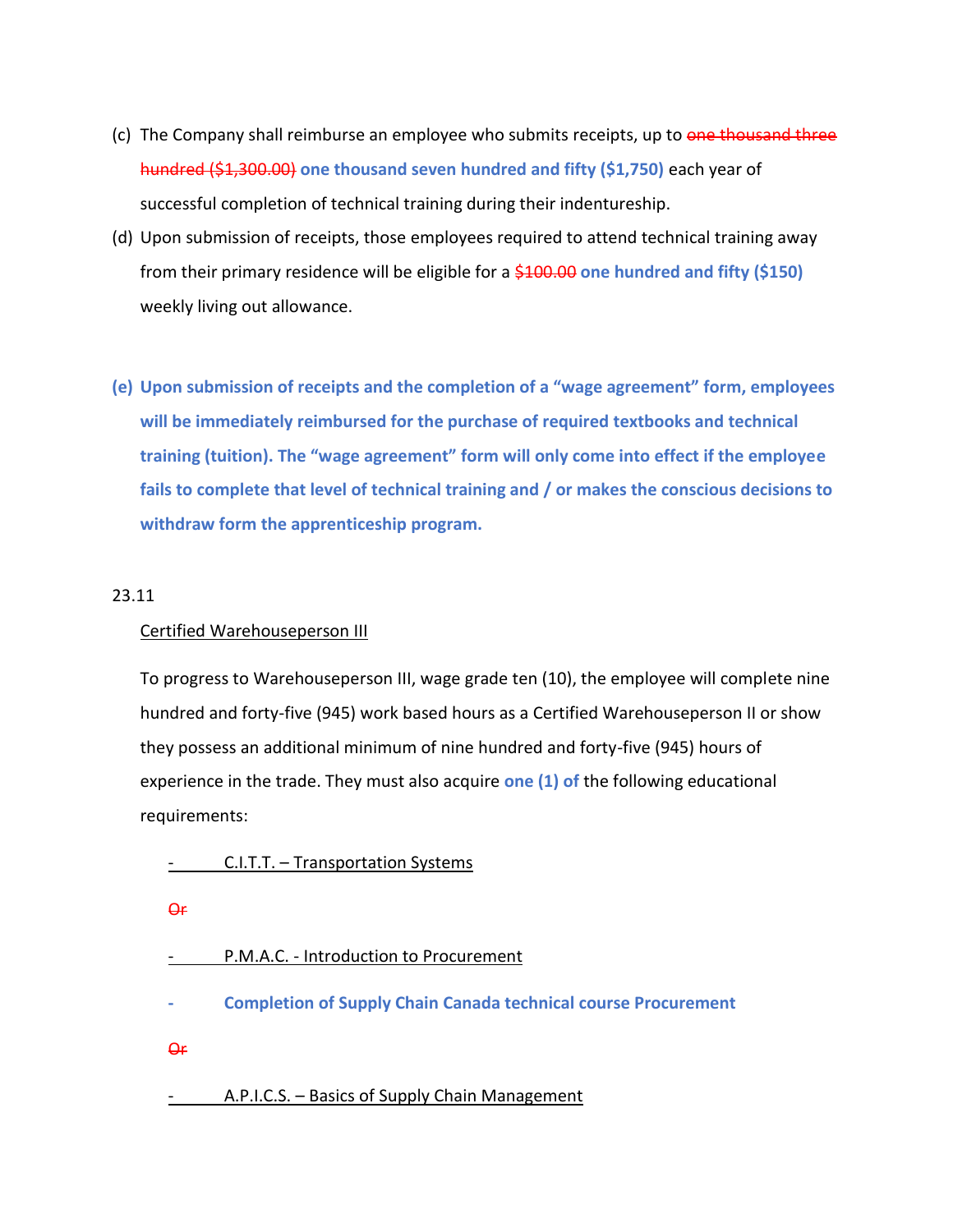(c) The Company shall reimburse an employee who submits receipts, up to ~~one thousand three hundred ($1,300.00)~~ **one thousand seven hundred and fifty ($1,750)** each year of successful completion of technical training during their indentureship.

(d) Upon submission of receipts, those employees required to attend technical training away from their primary residence will be eligible for a ~~$100.00~~ **one hundred and fifty ($150)** weekly living out allowance.

**(e) Upon submission of receipts and the completion of a "wage agreement" form, employees will be immediately reimbursed for the purchase of required textbooks and technical training (tuition). The "wage agreement" form will only come into effect if the employee fails to complete that level of technical training and / or makes the conscious decisions to withdraw form the apprenticeship program.**

23.11

<u>Certified Warehouseperson III</u>

To progress to Warehouseperson III, wage grade ten (10), the employee will complete nine hundred and forty-five (945) work based hours as a Certified Warehouseperson II or show they possess an additional minimum of nine hundred and forty-five (945) hours of experience in the trade. They must also acquire **one (1) of** the following educational requirements:

- <u>C.I.T.T. – Transportation Systems</u>

~~Or~~

- <u>P.M.A.C. - Introduction to Procurement</u>

- **Completion of Supply Chain Canada technical course Procurement**

~~Or~~

- <u>A.P.I.C.S. – Basics of Supply Chain Management</u>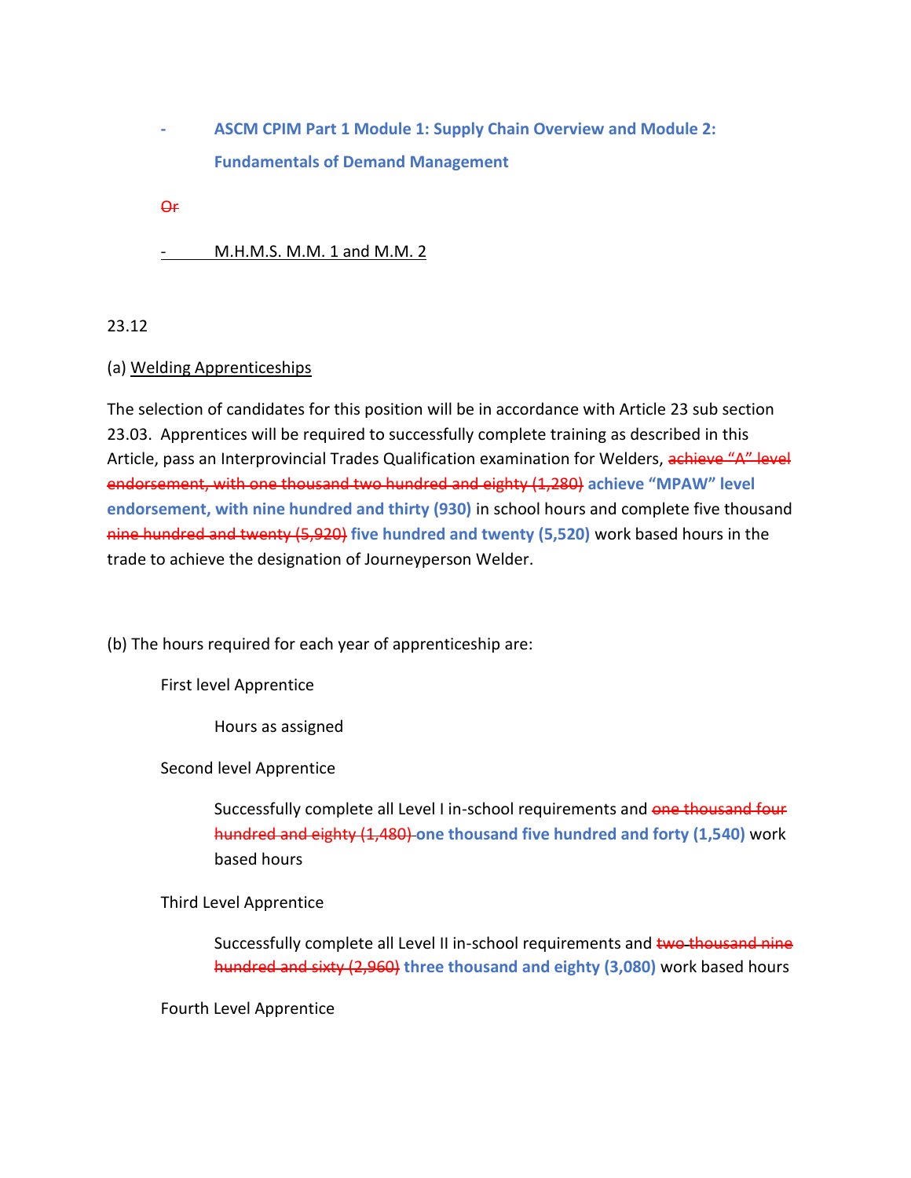- **ASCM CPIM Part 1 Module 1: Supply Chain Overview and Module 2: Fundamentals of Demand Management**

~~Or~~

- <u>M.H.M.S. M.M. 1 and M.M. 2</u>

23.12

(a) <u>Welding Apprenticeships</u>

The selection of candidates for this position will be in accordance with Article 23 sub section 23.03. Apprentices will be required to successfully complete training as described in this Article, pass an Interprovincial Trades Qualification examination for Welders, ~~achieve "A" level endorsement, with one thousand two hundred and eighty (1,280)~~ **achieve "MPAW" level endorsement, with nine hundred and thirty (930)** in school hours and complete five thousand ~~nine hundred and twenty (5,920)~~ **five hundred and twenty (5,520)** work based hours in the trade to achieve the designation of Journeyperson Welder.

(b) The hours required for each year of apprenticeship are:

First level Apprentice

Hours as assigned

Second level Apprentice

Successfully complete all Level I in-school requirements and ~~one thousand four hundred and eighty (1,480)~~ **one thousand five hundred and forty (1,540)** work based hours

Third Level Apprentice

Successfully complete all Level II in-school requirements and ~~two thousand nine hundred and sixty (2,960)~~ **three thousand and eighty (3,080)** work based hours

Fourth Level Apprentice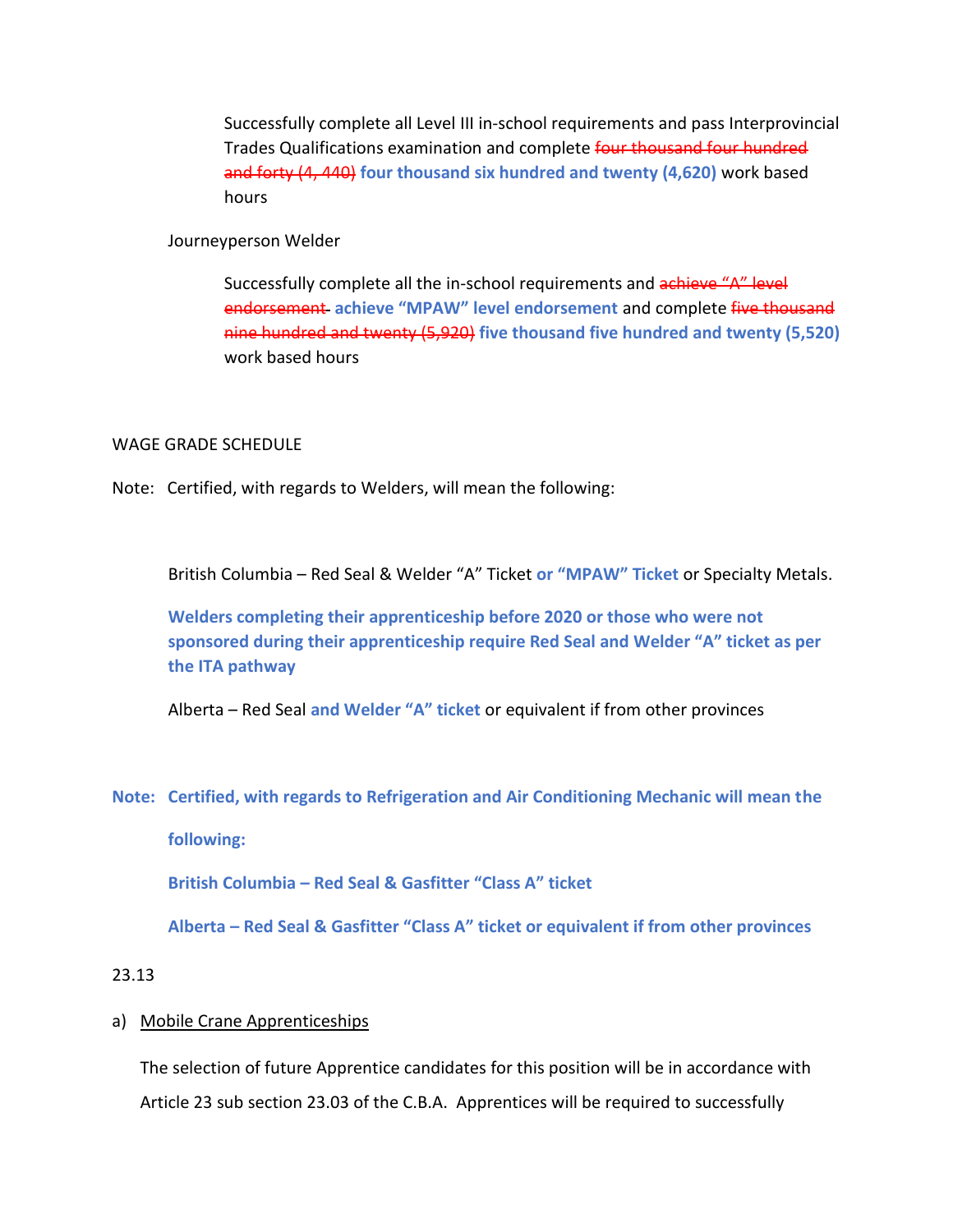Successfully complete all Level III in-school requirements and pass Interprovincial Trades Qualifications examination and complete ~~four thousand four hundred and forty (4, 440)~~ **four thousand six hundred and twenty (4,620)** work based hours

Journeyperson Welder

Successfully complete all the in-school requirements and ~~achieve "A" level endorsement~~ **achieve "MPAW" level endorsement** and complete ~~five thousand nine hundred and twenty (5,920)~~ **five thousand five hundred and twenty (5,520)** work based hours

WAGE GRADE SCHEDULE

Note: Certified, with regards to Welders, will mean the following:

British Columbia – Red Seal & Welder "A" Ticket **or "MPAW" Ticket** or Specialty Metals.

**Welders completing their apprenticeship before 2020 or those who were not sponsored during their apprenticeship require Red Seal and Welder "A" ticket as per the ITA pathway**

Alberta – Red Seal **and Welder "A" ticket** or equivalent if from other provinces

**Note: Certified, with regards to Refrigeration and Air Conditioning Mechanic will mean the following:**

**British Columbia – Red Seal & Gasfitter "Class A" ticket**

**Alberta – Red Seal & Gasfitter "Class A" ticket or equivalent if from other provinces**

23.13

a) Mobile Crane Apprenticeships

The selection of future Apprentice candidates for this position will be in accordance with Article 23 sub section 23.03 of the C.B.A. Apprentices will be required to successfully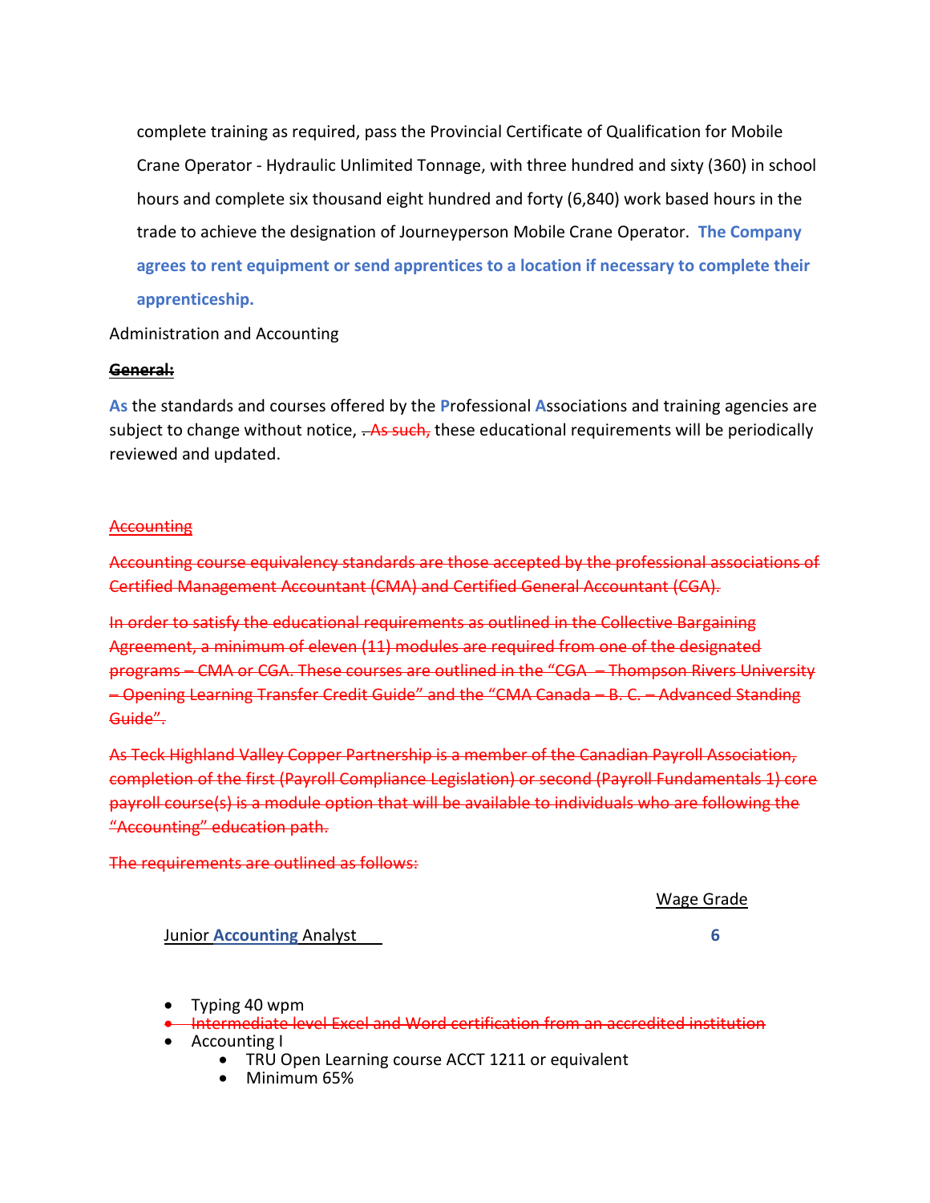complete training as required, pass the Provincial Certificate of Qualification for Mobile Crane Operator - Hydraulic Unlimited Tonnage, with three hundred and sixty (360) in school hours and complete six thousand eight hundred and forty (6,840) work based hours in the trade to achieve the designation of Journeyperson Mobile Crane Operator. **The Company agrees to rent equipment or send apprentices to a location if necessary to complete their apprenticeship.**

Administration and Accounting

~~**General:**~~

**As** the standards and courses offered by the **P**rofessional **A**ssociations and training agencies are subject to change without notice, ~~. As such,~~ these educational requirements will be periodically reviewed and updated.

~~Accounting~~

~~Accounting course equivalency standards are those accepted by the professional associations of Certified Management Accountant (CMA) and Certified General Accountant (CGA).~~

~~In order to satisfy the educational requirements as outlined in the Collective Bargaining Agreement, a minimum of eleven (11) modules are required from one of the designated programs – CMA or CGA. These courses are outlined in the "CGA – Thompson Rivers University – Opening Learning Transfer Credit Guide" and the "CMA Canada – B. C. – Advanced Standing Guide".~~

~~As Teck Highland Valley Copper Partnership is a member of the Canadian Payroll Association, completion of the first (Payroll Compliance Legislation) or second (Payroll Fundamentals 1) core payroll course(s) is a module option that will be available to individuals who are following the "Accounting" education path.~~

~~The requirements are outlined as follows:~~

| | Wage Grade |
|---|---|
| Junior **Accounting** Analyst | **6** |

- Typing 40 wpm
- ~~Intermediate level Excel and Word certification from an accredited institution~~
- Accounting I
    - TRU Open Learning course ACCT 1211 or equivalent
    - Minimum 65%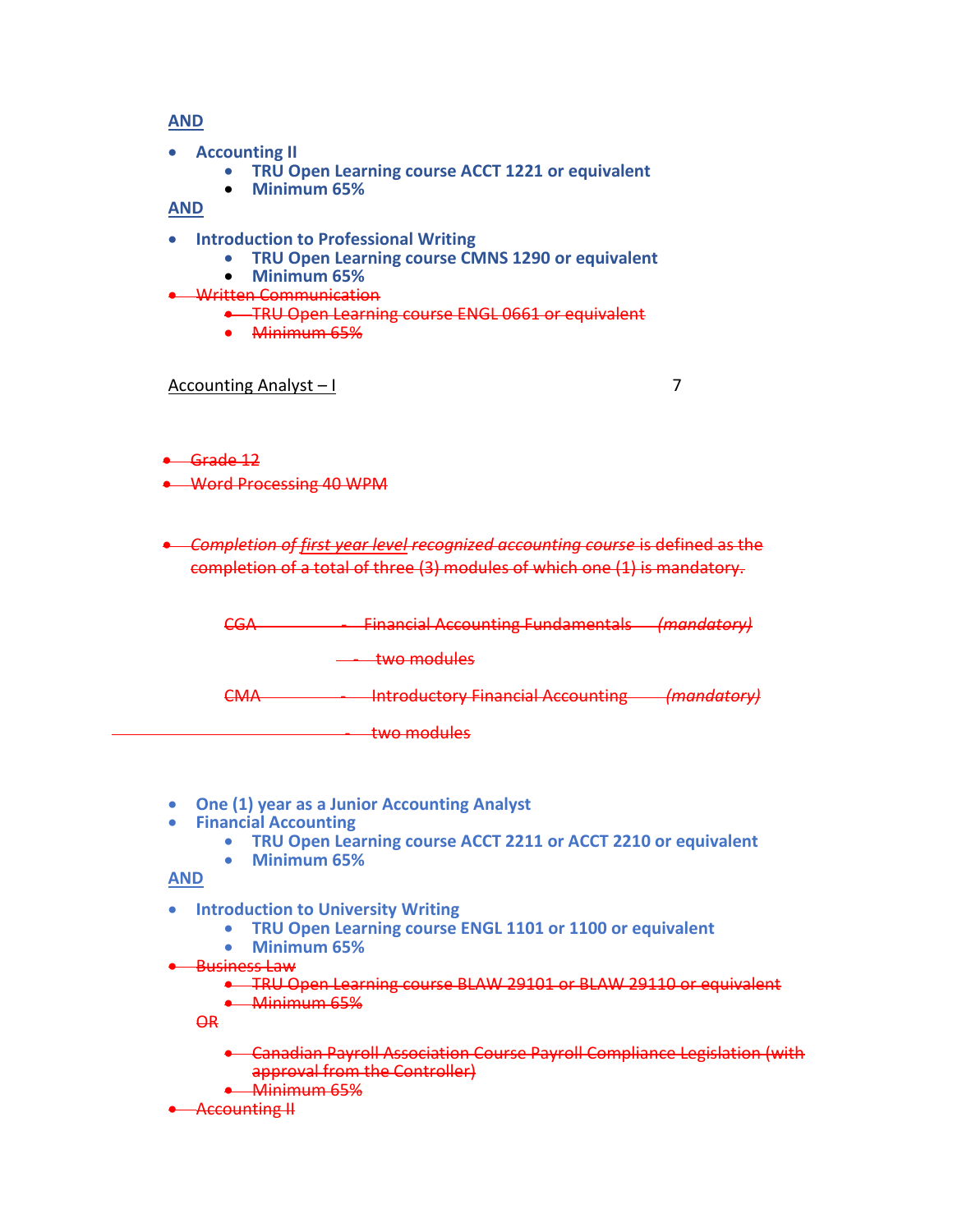<u>**AND**</u>

- **Accounting II**
  - **TRU Open Learning course ACCT 1221 or equivalent**
  - **Minimum 65%**

<u>**AND**</u>

- **Introduction to Professional Writing**
  - **TRU Open Learning course CMNS 1290 or equivalent**
  - **Minimum 65%**
- ~~Written Communication~~
  - ~~TRU Open Learning course ENGL 0661 or equivalent~~
  - ~~Minimum 65%~~

<u>Accounting Analyst – I</u> 7

- ~~Grade 12~~
- ~~Word Processing 40 WPM~~
- ~~*Completion of first year level recognized accounting course* is defined as the completion of a total of three (3) modules of which one (1) is mandatory.~~

~~CGA - Financial Accounting Fundamentals *(mandatory)*~~

~~- two modules~~

~~CMA - Introductory Financial Accounting *(mandatory)*~~

~~- two modules~~

- **One (1) year as a Junior Accounting Analyst**
- **Financial Accounting**
  - **TRU Open Learning course ACCT 2211 or ACCT 2210 or equivalent**
  - **Minimum 65%**

<u>**AND**</u>

- **Introduction to University Writing**
  - **TRU Open Learning course ENGL 1101 or 1100 or equivalent**
  - **Minimum 65%**
- ~~Business Law~~
  - ~~TRU Open Learning course BLAW 29101 or BLAW 29110 or equivalent~~
  - ~~Minimum 65%~~

  ~~OR~~

  - ~~Canadian Payroll Association Course Payroll Compliance Legislation (with approval from the Controller)~~
  - ~~Minimum 65%~~
- ~~Accounting II~~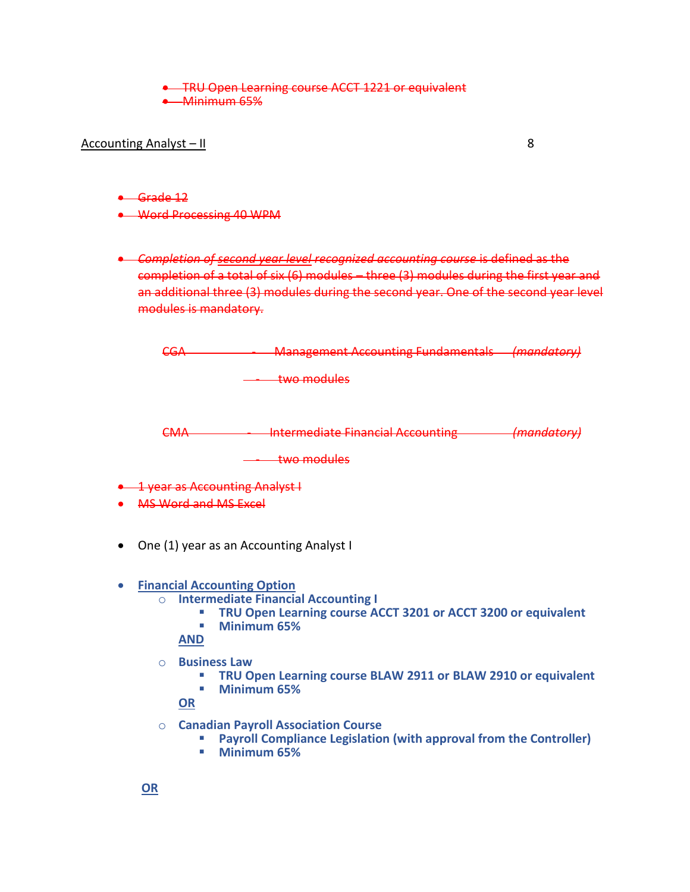- ~~TRU Open Learning course ACCT 1221 or equivalent~~
- ~~Minimum 65%~~

<u>Accounting Analyst – II</u> 8

- ~~Grade 12~~
- ~~Word Processing 40 WPM~~

- ~~*Completion of second year level recognized accounting course* is defined as the completion of a total of six (6) modules – three (3) modules during the first year and an additional three (3) modules during the second year. One of the second year level modules is mandatory.~~

  ~~CGA - Management Accounting Fundamentals *(mandatory)*~~

  ~~- two modules~~

  ~~CMA - Intermediate Financial Accounting *(mandatory)*~~

  ~~- two modules~~

- ~~1 year as Accounting Analyst I~~
- ~~MS Word and MS Excel~~

- One (1) year as an Accounting Analyst I

- **<u>Financial Accounting Option</u>**
  - **Intermediate Financial Accounting I**
    - **TRU Open Learning course ACCT 3201 or ACCT 3200 or equivalent**
    - **Minimum 65%**

    **<u>AND</u>**

  - **Business Law**
    - **TRU Open Learning course BLAW 2911 or BLAW 2910 or equivalent**
    - **Minimum 65%**

    **<u>OR</u>**

  - **Canadian Payroll Association Course**
    - **Payroll Compliance Legislation (with approval from the Controller)**
    - **Minimum 65%**

**<u>OR</u>**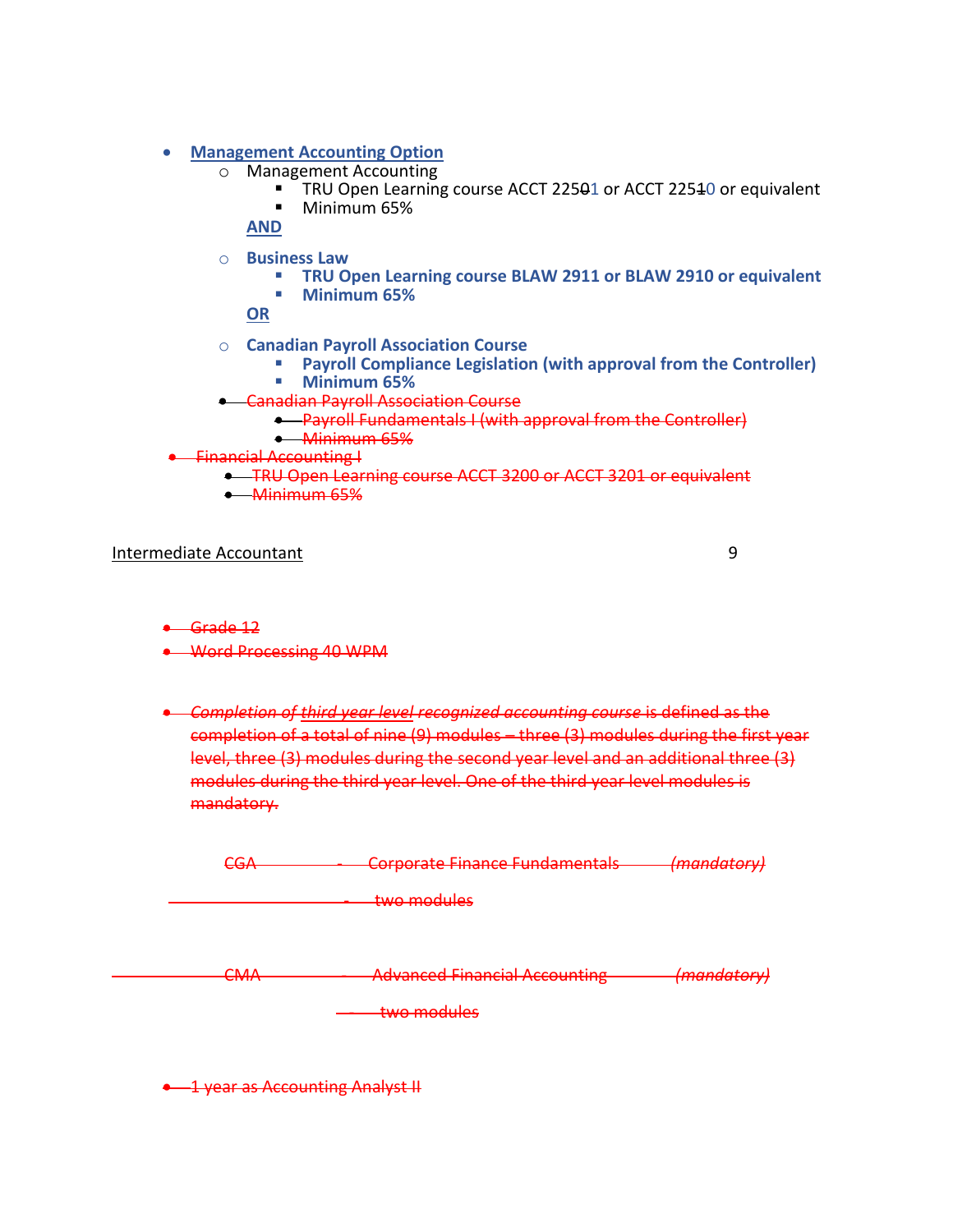- **Management Accounting Option**
  - Management Accounting
    - TRU Open Learning course ACCT 22501 or ACCT 22510 or equivalent
    - Minimum 65%

    **AND**

  - **Business Law**
    - **TRU Open Learning course BLAW 2911 or BLAW 2910 or equivalent**
    - **Minimum 65%**

    **OR**

  - **Canadian Payroll Association Course**
    - **Payroll Compliance Legislation (with approval from the Controller)**
    - **Minimum 65%**
  - ~~Canadian Payroll Association Course~~
    - ~~Payroll Fundamentals I (with approval from the Controller)~~
    - ~~Minimum 65%~~
- ~~Financial Accounting I~~
  - ~~TRU Open Learning course ACCT 3200 or ACCT 3201 or equivalent~~
  - ~~Minimum 65%~~

Intermediate Accountant 9

- ~~Grade 12~~
- ~~Word Processing 40 WPM~~

- ~~*Completion of third year level recognized accounting course* is defined as the completion of a total of nine (9) modules – three (3) modules during the first year level, three (3) modules during the second year level and an additional three (3) modules during the third year level. One of the third year level modules is mandatory.~~

~~CGA - Corporate Finance Fundamentals *(mandatory)*~~

~~- two modules~~

~~CMA - Advanced Financial Accounting *(mandatory)*~~

~~- two modules~~

- ~~1 year as Accounting Analyst II~~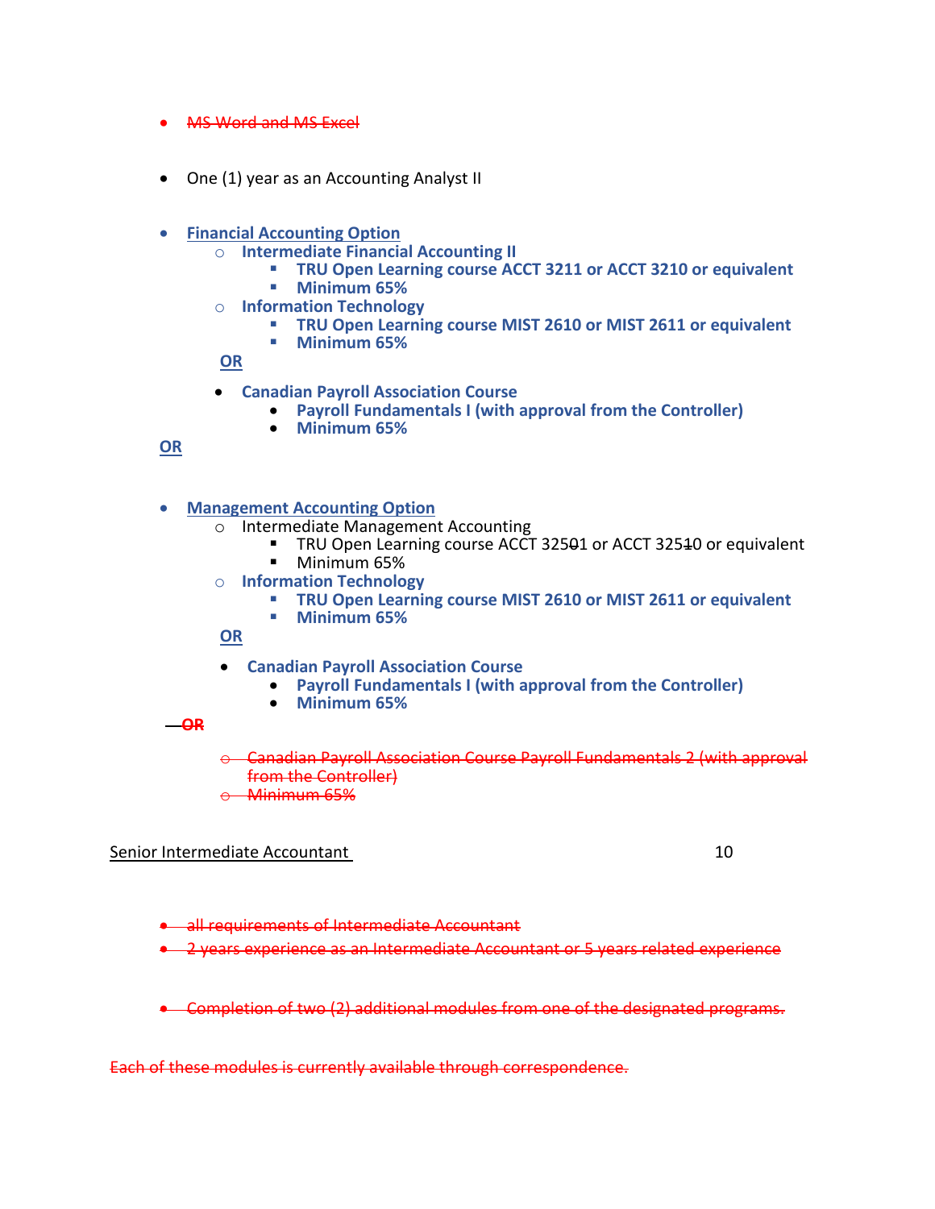- ~~MS Word and MS Excel~~

- One (1) year as an Accounting Analyst II

- **Financial Accounting Option**
  - **Intermediate Financial Accounting II**
    - **TRU Open Learning course ACCT 3211 or ACCT 3210 or equivalent**
    - **Minimum 65%**
  - **Information Technology**
    - **TRU Open Learning course MIST 2610 or MIST 2611 or equivalent**
    - **Minimum 65%**

  **OR**

  - **Canadian Payroll Association Course**
    - **Payroll Fundamentals I (with approval from the Controller)**
    - **Minimum 65%**

**OR**

- **Management Accounting Option**
  - Intermediate Management Accounting
    - TRU Open Learning course ACCT 32501 or ACCT 32510 or equivalent
    - Minimum 65%
  - **Information Technology**
    - **TRU Open Learning course MIST 2610 or MIST 2611 or equivalent**
    - **Minimum 65%**

  **OR**

  - **Canadian Payroll Association Course**
    - **Payroll Fundamentals I (with approval from the Controller)**
    - **Minimum 65%**

~~OR~~

  - ~~Canadian Payroll Association Course Payroll Fundamentals 2 (with approval from the Controller)~~
  - ~~Minimum 65%~~

Senior Intermediate Accountant 10

- ~~all requirements of Intermediate Accountant~~
- ~~2 years experience as an Intermediate Accountant or 5 years related experience~~

- ~~Completion of two (2) additional modules from one of the designated programs.~~

~~Each of these modules is currently available through correspondence.~~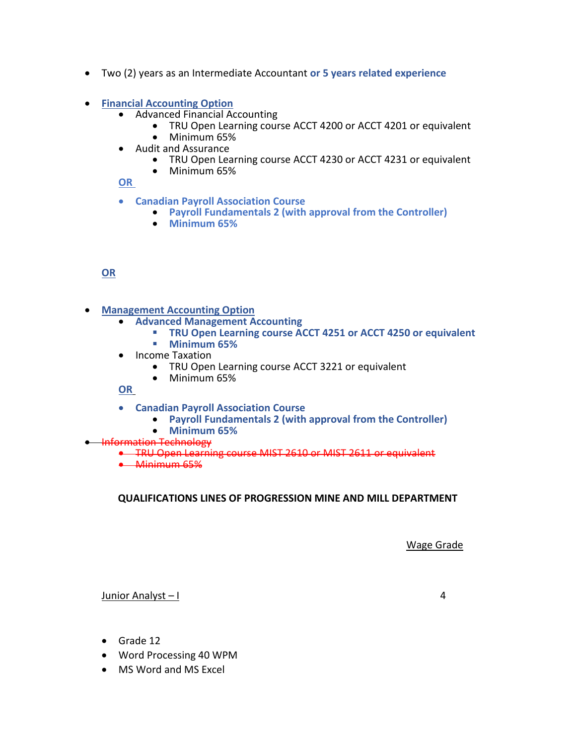- Two (2) years as an Intermediate Accountant **or 5 years related experience**

- **Financial Accounting Option**
  - Advanced Financial Accounting
    - TRU Open Learning course ACCT 4200 or ACCT 4201 or equivalent
    - Minimum 65%
  - Audit and Assurance
    - TRU Open Learning course ACCT 4230 or ACCT 4231 or equivalent
    - Minimum 65%

  **OR**

  - **Canadian Payroll Association Course**
    - **Payroll Fundamentals 2 (with approval from the Controller)**
    - **Minimum 65%**

**OR**

- **Management Accounting Option**
  - **Advanced Management Accounting**
    - **TRU Open Learning course ACCT 4251 or ACCT 4250 or equivalent**
    - **Minimum 65%**
  - Income Taxation
    - TRU Open Learning course ACCT 3221 or equivalent
    - Minimum 65%

  **OR**

  - **Canadian Payroll Association Course**
    - **Payroll Fundamentals 2 (with approval from the Controller)**
    - **Minimum 65%**
- ~~Information Technology~~
  - ~~TRU Open Learning course MIST 2610 or MIST 2611 or equivalent~~
  - ~~Minimum 65%~~

**QUALIFICATIONS LINES OF PROGRESSION MINE AND MILL DEPARTMENT**

| | Wage Grade |
|---|---|
| Junior Analyst – I | 4 |

- Grade 12
- Word Processing 40 WPM
- MS Word and MS Excel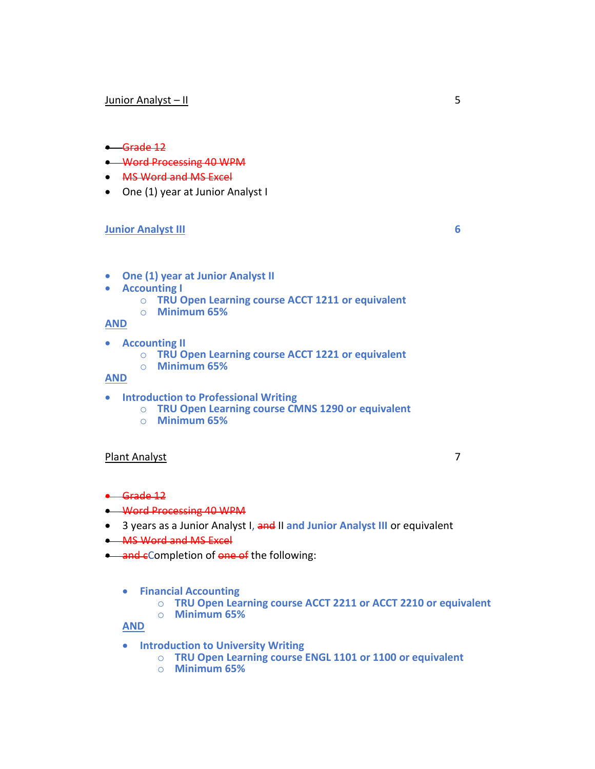Junior Analyst – II 5

- ~~Grade 12~~
- ~~Word Processing 40 WPM~~
- ~~MS Word and MS Excel~~
- One (1) year at Junior Analyst I

**Junior Analyst III** **6**

- **One (1) year at Junior Analyst II**
- **Accounting I**
  - **TRU Open Learning course ACCT 1211 or equivalent**
  - **Minimum 65%**

**AND**

- **Accounting II**
  - **TRU Open Learning course ACCT 1221 or equivalent**
  - **Minimum 65%**

**AND**

- **Introduction to Professional Writing**
  - **TRU Open Learning course CMNS 1290 or equivalent**
  - **Minimum 65%**

Plant Analyst 7

- ~~Grade 12~~
- ~~Word Processing 40 WPM~~
- 3 years as a Junior Analyst I, ~~and~~ II **and Junior Analyst III** or equivalent
- ~~MS Word and MS Excel~~
- ~~and c~~Completion of ~~one of~~ the following:

  - **Financial Accounting**
    - **TRU Open Learning course ACCT 2211 or ACCT 2210 or equivalent**
    - **Minimum 65%**

  **AND**

  - **Introduction to University Writing**
    - **TRU Open Learning course ENGL 1101 or 1100 or equivalent**
    - **Minimum 65%**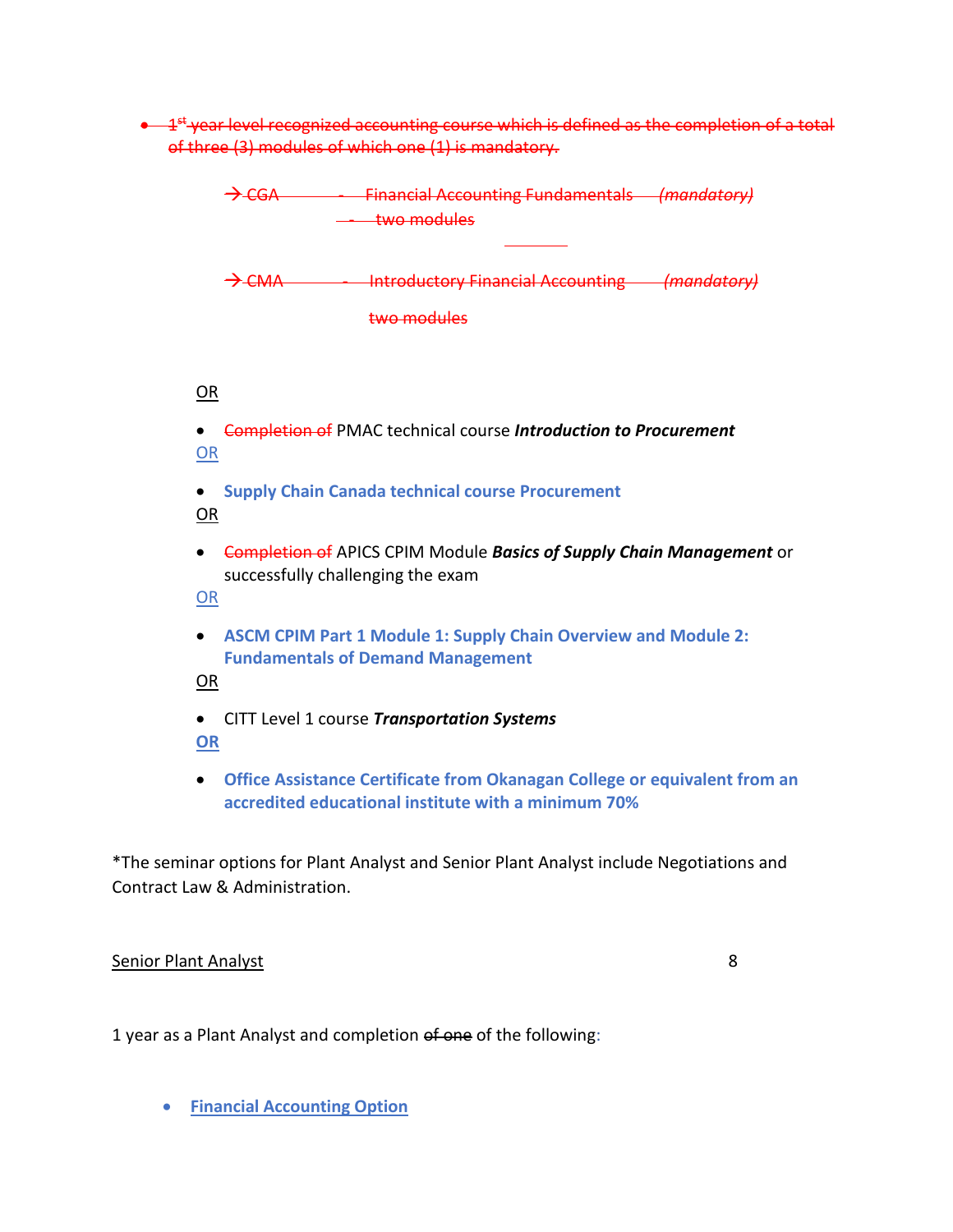- ~~1st year level recognized accounting course which is defined as the completion of a total of three (3) modules of which one (1) is mandatory.~~

  ~~→ CGA - Financial Accounting Fundamentals (mandatory)~~
  ~~- two modules~~

  ~~→ CMA - Introductory Financial Accounting (mandatory)~~
  ~~two modules~~

OR

- ~~Completion of~~ PMAC technical course ***Introduction to Procurement***

OR

- **Supply Chain Canada technical course Procurement**

OR

- ~~Completion of~~ APICS CPIM Module ***Basics of Supply Chain Management*** or successfully challenging the exam

OR

- **ASCM CPIM Part 1 Module 1: Supply Chain Overview and Module 2: Fundamentals of Demand Management**

OR

- CITT Level 1 course ***Transportation Systems***

**OR**

- **Office Assistance Certificate from Okanagan College or equivalent from an accredited educational institute with a minimum 70%**

*The seminar options for Plant Analyst and Senior Plant Analyst include Negotiations and Contract Law & Administration.

Senior Plant Analyst 8

1 year as a Plant Analyst and completion ~~of one~~ of the following:

- **Financial Accounting Option**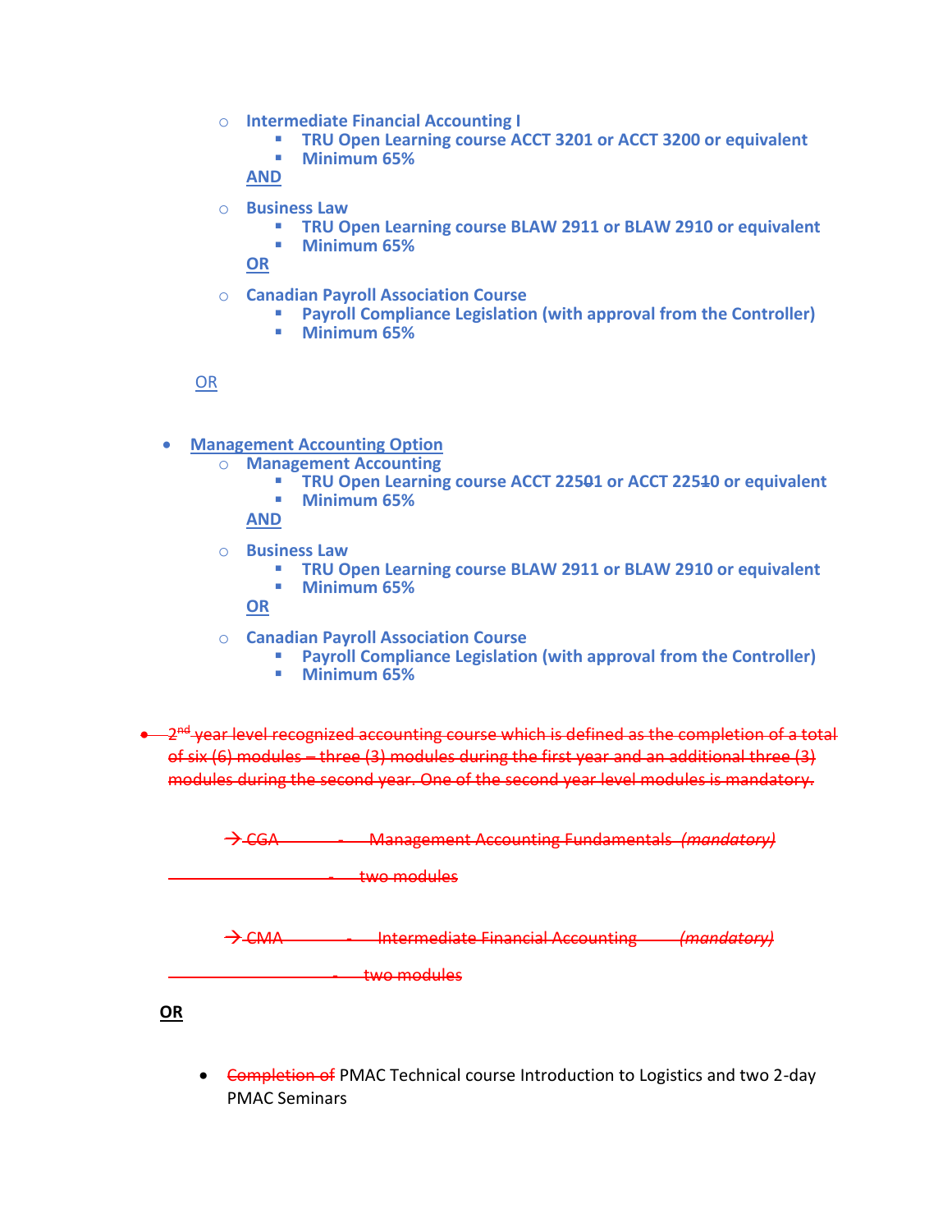- Intermediate Financial Accounting I
    - TRU Open Learning course ACCT 3201 or ACCT 3200 or equivalent
    - Minimum 65%

  AND

- Business Law
    - TRU Open Learning course BLAW 2911 or BLAW 2910 or equivalent
    - Minimum 65%

  OR

- Canadian Payroll Association Course
    - Payroll Compliance Legislation (with approval from the Controller)
    - Minimum 65%

OR

- Management Accounting Option
    - Management Accounting
        - TRU Open Learning course ACCT 22501 or ACCT 22510 or equivalent
        - Minimum 65%

      AND

    - Business Law
        - TRU Open Learning course BLAW 2911 or BLAW 2910 or equivalent
        - Minimum 65%

      OR

    - Canadian Payroll Association Course
        - Payroll Compliance Legislation (with approval from the Controller)
        - Minimum 65%

- ~~2nd year level recognized accounting course which is defined as the completion of a total of six (6) modules – three (3) modules during the first year and an additional three (3) modules during the second year. One of the second year level modules is mandatory.~~

  ~~→ CGA - Management Accounting Fundamentals (mandatory)~~

  ~~- two modules~~

  ~~→ CMA - Intermediate Financial Accounting (mandatory)~~

  ~~- two modules~~

**OR**

- ~~Completion of~~ PMAC Technical course Introduction to Logistics and two 2-day PMAC Seminars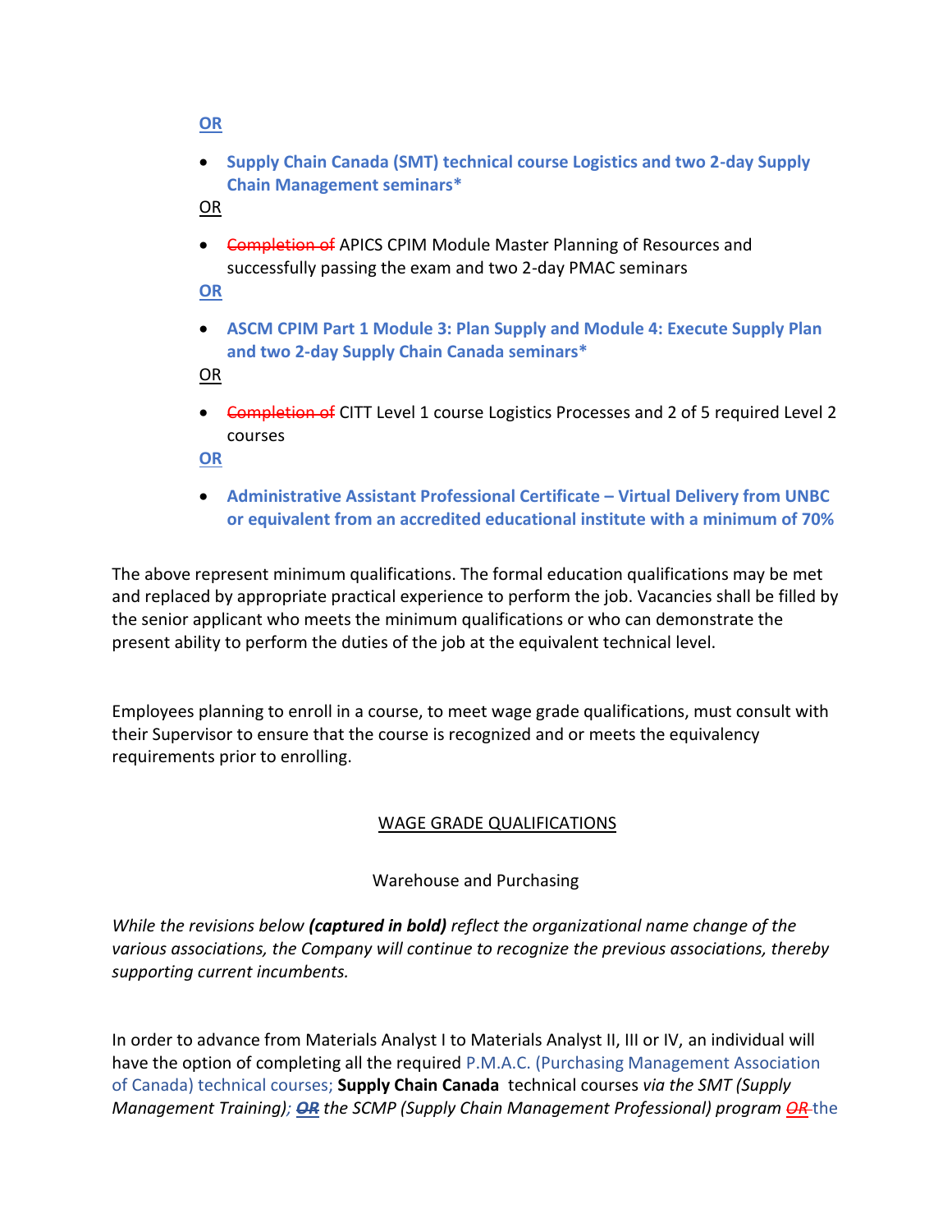**OR**

- **Supply Chain Canada (SMT) technical course Logistics and two 2-day Supply Chain Management seminars***

OR

- ~~Completion of~~ APICS CPIM Module Master Planning of Resources and successfully passing the exam and two 2-day PMAC seminars

**OR**

- **ASCM CPIM Part 1 Module 3: Plan Supply and Module 4: Execute Supply Plan and two 2-day Supply Chain Canada seminars***

OR

- ~~Completion of~~ CITT Level 1 course Logistics Processes and 2 of 5 required Level 2 courses

**OR**

- **Administrative Assistant Professional Certificate – Virtual Delivery from UNBC or equivalent from an accredited educational institute with a minimum of 70%**

The above represent minimum qualifications. The formal education qualifications may be met and replaced by appropriate practical experience to perform the job. Vacancies shall be filled by the senior applicant who meets the minimum qualifications or who can demonstrate the present ability to perform the duties of the job at the equivalent technical level.

Employees planning to enroll in a course, to meet wage grade qualifications, must consult with their Supervisor to ensure that the course is recognized and or meets the equivalency requirements prior to enrolling.

## WAGE GRADE QUALIFICATIONS

### Warehouse and Purchasing

*While the revisions below **(captured in bold)** reflect the organizational name change of the various associations, the Company will continue to recognize the previous associations, thereby supporting current incumbents.*

In order to advance from Materials Analyst I to Materials Analyst II, III or IV, an individual will have the option of completing all the required P.M.A.C. (Purchasing Management Association of Canada) technical courses; **Supply Chain Canada** technical courses *via the SMT (Supply Management Training); ~~**OR**~~ the SCMP (Supply Chain Management Professional) program* ~~*OR*~~ the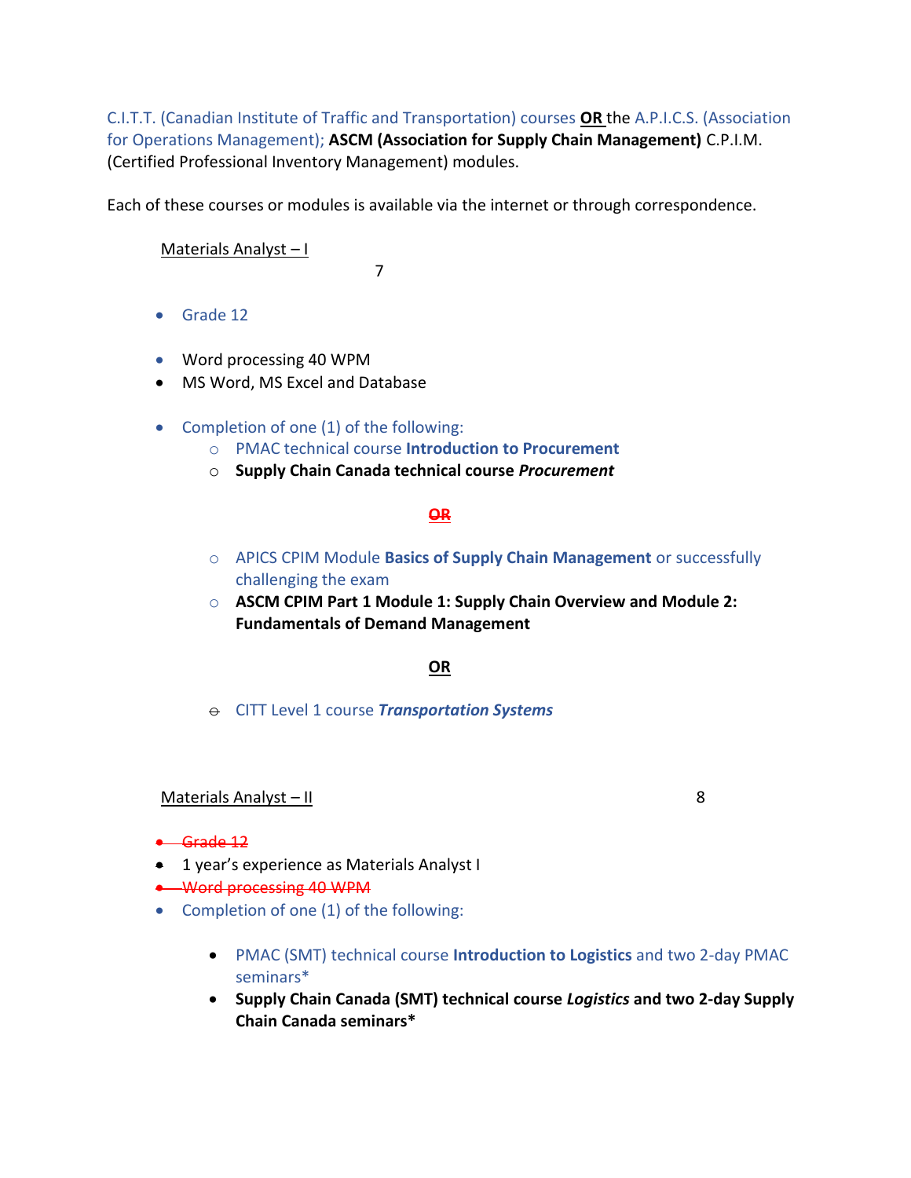C.I.T.T. (Canadian Institute of Traffic and Transportation) courses **OR** the A.P.I.C.S. (Association for Operations Management); **ASCM (Association for Supply Chain Management)** C.P.I.M. (Certified Professional Inventory Management) modules.

Each of these courses or modules is available via the internet or through correspondence.

Materials Analyst – I 7

- Grade 12
- Word processing 40 WPM
- MS Word, MS Excel and Database
- Completion of one (1) of the following:
  - PMAC technical course **Introduction to Procurement**
  - **Supply Chain Canada technical course *Procurement***

**~~OR~~**

  - APICS CPIM Module **Basics of Supply Chain Management** or successfully challenging the exam
  - **ASCM CPIM Part 1 Module 1: Supply Chain Overview and Module 2: Fundamentals of Demand Management**

**OR**

  - CITT Level 1 course ***Transportation Systems***

Materials Analyst – II 8

- ~~Grade 12~~
- 1 year's experience as Materials Analyst I
- ~~Word processing 40 WPM~~
- Completion of one (1) of the following:
  - PMAC (SMT) technical course **Introduction to Logistics** and two 2-day PMAC seminars*
  - **Supply Chain Canada (SMT) technical course *Logistics* and two 2-day Supply Chain Canada seminars***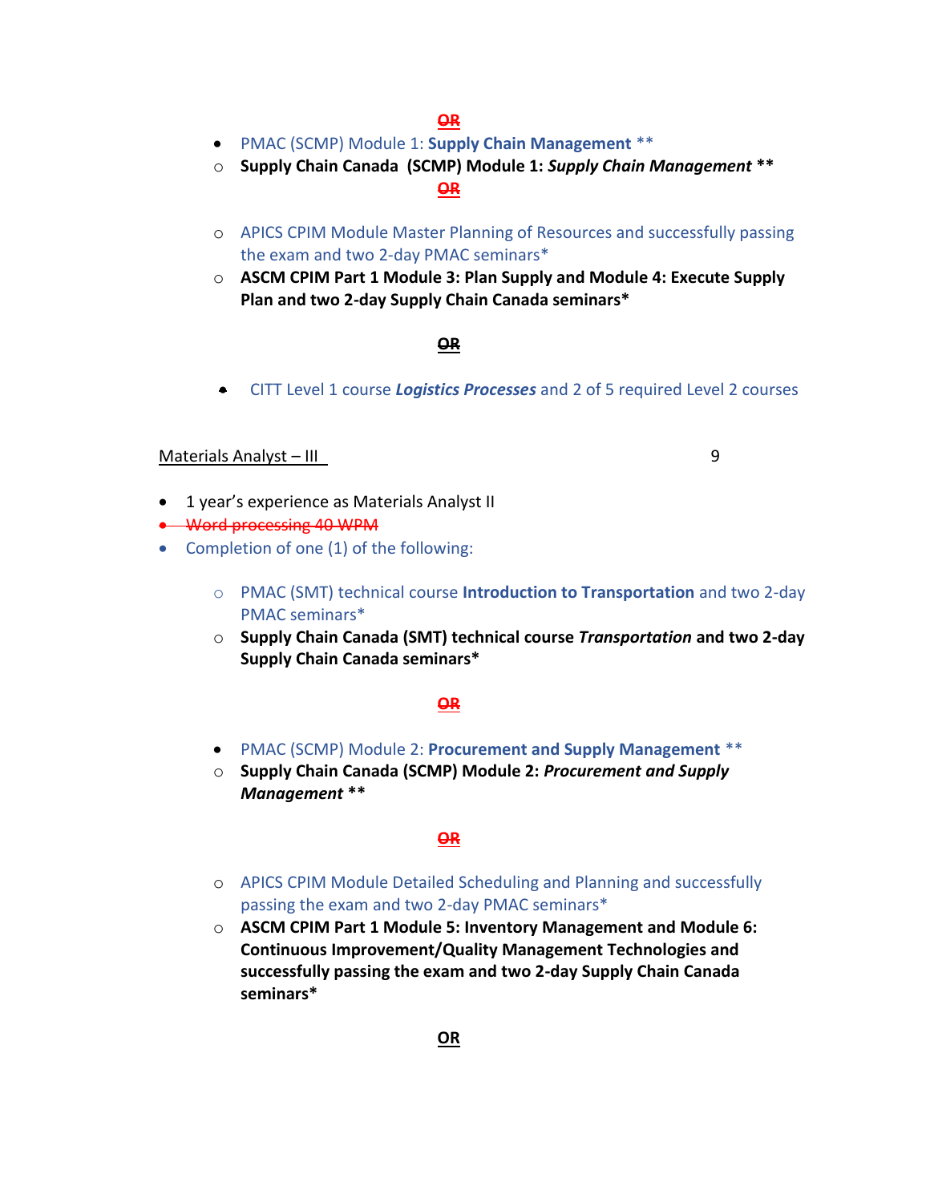~~OR~~

- PMAC (SCMP) Module 1: **Supply Chain Management** **
  - **Supply Chain Canada (SCMP) Module 1: *Supply Chain Management* ****

~~OR~~

  - APICS CPIM Module Master Planning of Resources and successfully passing the exam and two 2-day PMAC seminars*
  - **ASCM CPIM Part 1 Module 3: Plan Supply and Module 4: Execute Supply Plan and two 2-day Supply Chain Canada seminars***

~~OR~~

- CITT Level 1 course ***Logistics Processes*** and 2 of 5 required Level 2 courses

Materials Analyst – III 9

- 1 year's experience as Materials Analyst II
- ~~Word processing 40 WPM~~
- Completion of one (1) of the following:
  - PMAC (SMT) technical course **Introduction to Transportation** and two 2-day PMAC seminars*
  - **Supply Chain Canada (SMT) technical course *Transportation* and two 2-day Supply Chain Canada seminars***

~~OR~~

- PMAC (SCMP) Module 2: **Procurement and Supply Management** **
  - **Supply Chain Canada (SCMP) Module 2: *Procurement and Supply Management* ****

~~OR~~

  - APICS CPIM Module Detailed Scheduling and Planning and successfully passing the exam and two 2-day PMAC seminars*
  - **ASCM CPIM Part 1 Module 5: Inventory Management and Module 6: Continuous Improvement/Quality Management Technologies and successfully passing the exam and two 2-day Supply Chain Canada seminars***

**OR**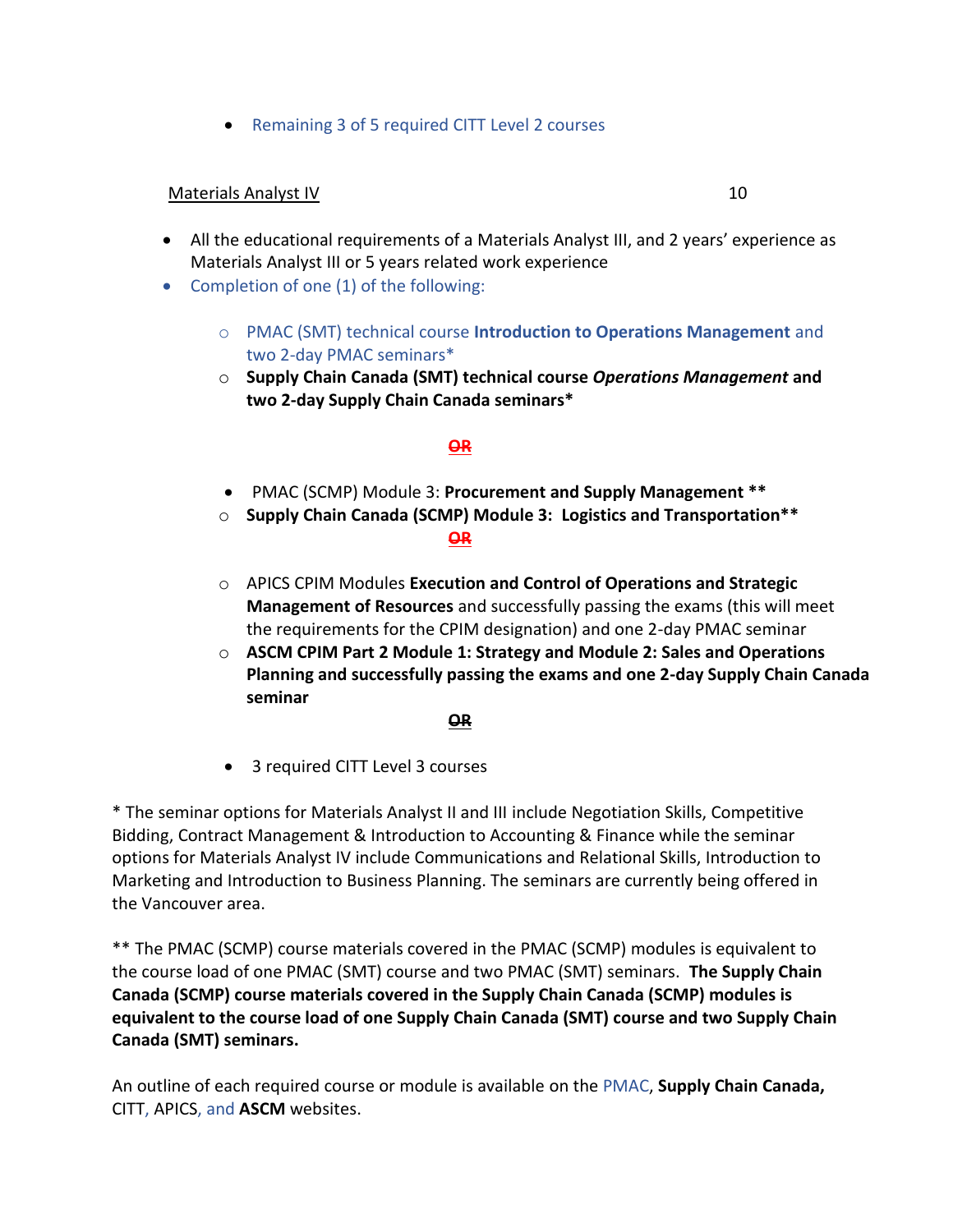- Remaining 3 of 5 required CITT Level 2 courses

Materials Analyst IV 10

- All the educational requirements of a Materials Analyst III, and 2 years' experience as Materials Analyst III or 5 years related work experience
- Completion of one (1) of the following:
  - PMAC (SMT) technical course **Introduction to Operations Management** and two 2-day PMAC seminars*
  - **Supply Chain Canada (SMT) technical course *Operations Management* and two 2-day Supply Chain Canada seminars***

**OR**

- PMAC (SCMP) Module 3: **Procurement and Supply Management \*\***
  - **Supply Chain Canada (SCMP) Module 3: Logistics and Transportation\*\***

**OR**

- APICS CPIM Modules **Execution and Control of Operations and Strategic Management of Resources** and successfully passing the exams (this will meet the requirements for the CPIM designation) and one 2-day PMAC seminar
- **ASCM CPIM Part 2 Module 1: Strategy and Module 2: Sales and Operations Planning and successfully passing the exams and one 2-day Supply Chain Canada seminar**

**OR**

- 3 required CITT Level 3 courses

\* The seminar options for Materials Analyst II and III include Negotiation Skills, Competitive Bidding, Contract Management & Introduction to Accounting & Finance while the seminar options for Materials Analyst IV include Communications and Relational Skills, Introduction to Marketing and Introduction to Business Planning. The seminars are currently being offered in the Vancouver area.

\*\* The PMAC (SCMP) course materials covered in the PMAC (SCMP) modules is equivalent to the course load of one PMAC (SMT) course and two PMAC (SMT) seminars. **The Supply Chain Canada (SCMP) course materials covered in the Supply Chain Canada (SCMP) modules is equivalent to the course load of one Supply Chain Canada (SMT) course and two Supply Chain Canada (SMT) seminars.**

An outline of each required course or module is available on the PMAC, **Supply Chain Canada,** CITT, APICS, and **ASCM** websites.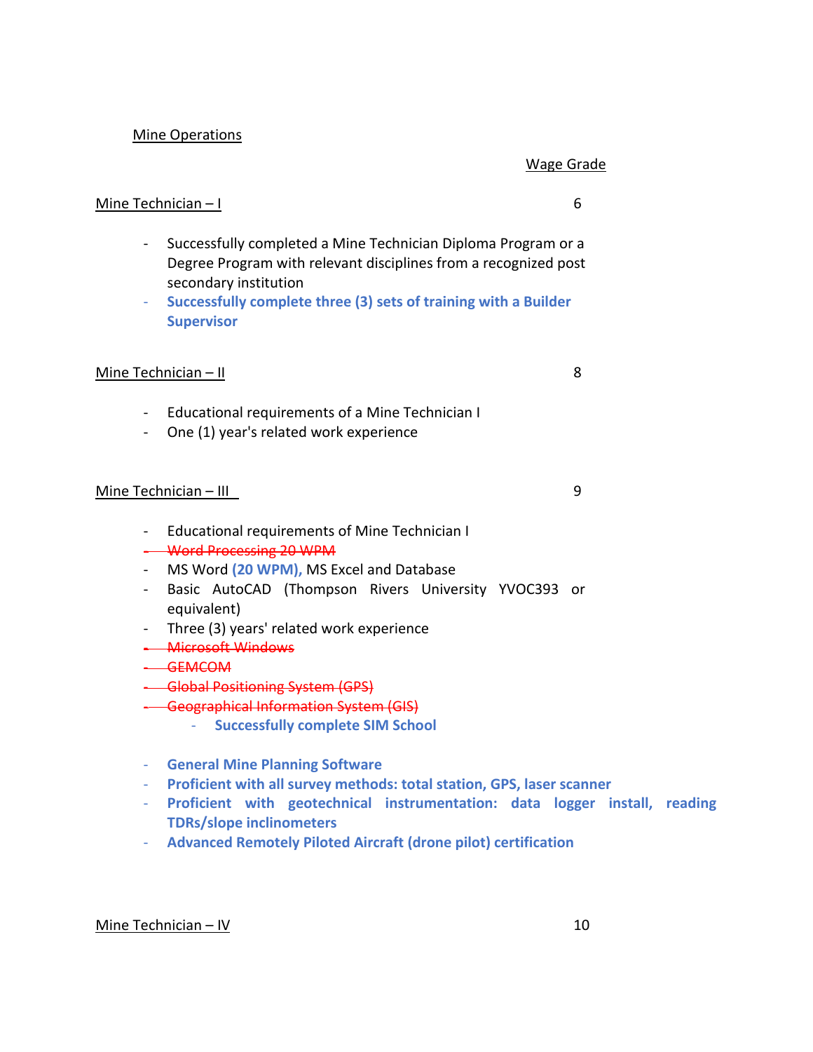Mine Operations

Wage Grade

Mine Technician – I 6

- Successfully completed a Mine Technician Diploma Program or a Degree Program with relevant disciplines from a recognized post secondary institution
- **Successfully complete three (3) sets of training with a Builder Supervisor**

Mine Technician – II 8

- Educational requirements of a Mine Technician I
- One (1) year's related work experience

Mine Technician – III 9

- Educational requirements of Mine Technician I
- ~~Word Processing 20 WPM~~
- MS Word **(20 WPM),** MS Excel and Database
- Basic AutoCAD (Thompson Rivers University YVOC393 or equivalent)
- Three (3) years' related work experience
- ~~Microsoft Windows~~
- ~~GEMCOM~~
- ~~Global Positioning System (GPS)~~
- ~~Geographical Information System (GIS)~~
    - **Successfully complete SIM School**

- **General Mine Planning Software**
- **Proficient with all survey methods: total station, GPS, laser scanner**
- **Proficient with geotechnical instrumentation: data logger install, reading TDRs/slope inclinometers**
- **Advanced Remotely Piloted Aircraft (drone pilot) certification**

Mine Technician – IV 10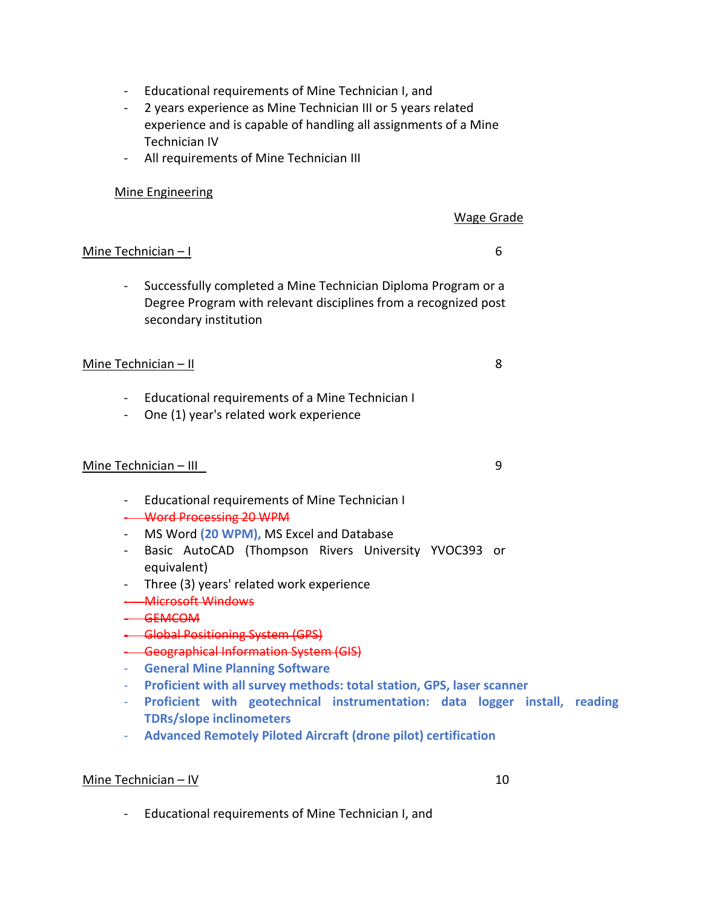- Educational requirements of Mine Technician I, and
- 2 years experience as Mine Technician III or 5 years related experience and is capable of handling all assignments of a Mine Technician IV
- All requirements of Mine Technician III

Mine Engineering

Wage Grade

Mine Technician – I 6

- Successfully completed a Mine Technician Diploma Program or a Degree Program with relevant disciplines from a recognized post secondary institution

Mine Technician – II 8

- Educational requirements of a Mine Technician I
- One (1) year's related work experience

Mine Technician – III 9

- Educational requirements of Mine Technician I
- ~~Word Processing 20 WPM~~
- MS Word **(20 WPM),** MS Excel and Database
- Basic AutoCAD (Thompson Rivers University YVOC393 or equivalent)
- Three (3) years' related work experience
- ~~Microsoft Windows~~
- ~~GEMCOM~~
- ~~Global Positioning System (GPS)~~
- ~~Geographical Information System (GIS)~~
- **General Mine Planning Software**
- **Proficient with all survey methods: total station, GPS, laser scanner**
- **Proficient with geotechnical instrumentation: data logger install, reading TDRs/slope inclinometers**
- **Advanced Remotely Piloted Aircraft (drone pilot) certification**

Mine Technician – IV 10

- Educational requirements of Mine Technician I, and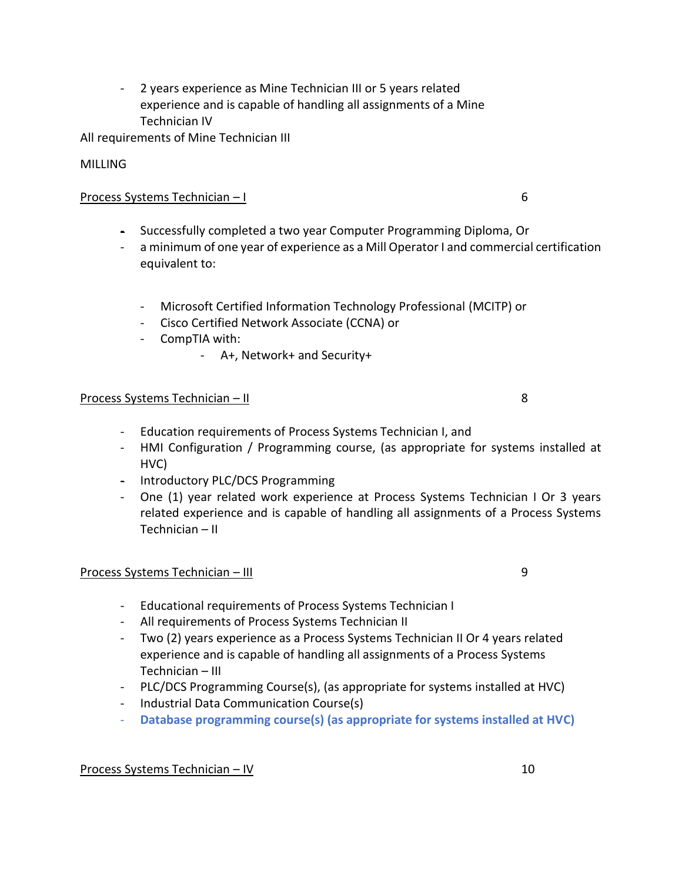- 2 years experience as Mine Technician III or 5 years related experience and is capable of handling all assignments of a Mine Technician IV

All requirements of Mine Technician III

MILLING

<u>Process Systems Technician – I</u> 6

- Successfully completed a two year Computer Programming Diploma, Or
- a minimum of one year of experience as a Mill Operator I and commercial certification equivalent to:
  - Microsoft Certified Information Technology Professional (MCITP) or
  - Cisco Certified Network Associate (CCNA) or
  - CompTIA with:
    - A+, Network+ and Security+

<u>Process Systems Technician – II</u> 8

- Education requirements of Process Systems Technician I, and
- HMI Configuration / Programming course, (as appropriate for systems installed at HVC)
- Introductory PLC/DCS Programming
- One (1) year related work experience at Process Systems Technician I Or 3 years related experience and is capable of handling all assignments of a Process Systems Technician – II

<u>Process Systems Technician – III</u> 9

- Educational requirements of Process Systems Technician I
- All requirements of Process Systems Technician II
- Two (2) years experience as a Process Systems Technician II Or 4 years related experience and is capable of handling all assignments of a Process Systems Technician – III
- PLC/DCS Programming Course(s), (as appropriate for systems installed at HVC)
- Industrial Data Communication Course(s)
- **Database programming course(s) (as appropriate for systems installed at HVC)**

<u>Process Systems Technician – IV</u> 10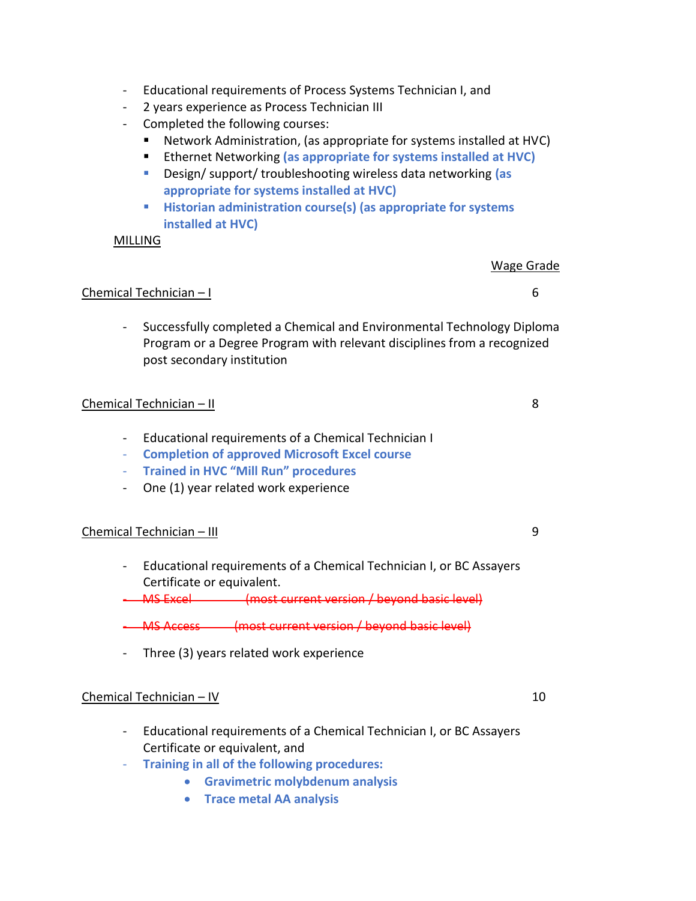- Educational requirements of Process Systems Technician I, and
- 2 years experience as Process Technician III
- Completed the following courses:
  - Network Administration, (as appropriate for systems installed at HVC)
  - Ethernet Networking **(as appropriate for systems installed at HVC)**
  - Design/ support/ troubleshooting wireless data networking **(as appropriate for systems installed at HVC)**
  - **Historian administration course(s) (as appropriate for systems installed at HVC)**

MILLING

| | Wage Grade |
|---|---|
| Chemical Technician – I | 6 |

- Successfully completed a Chemical and Environmental Technology Diploma Program or a Degree Program with relevant disciplines from a recognized post secondary institution

| | |
|---|---|
| Chemical Technician – II | 8 |

- Educational requirements of a Chemical Technician I
- **Completion of approved Microsoft Excel course**
- **Trained in HVC "Mill Run" procedures**
- One (1) year related work experience

| | |
|---|---|
| Chemical Technician – III | 9 |

- Educational requirements of a Chemical Technician I, or BC Assayers Certificate or equivalent.
- ~~MS Excel (most current version / beyond basic level)~~
- ~~MS Access (most current version / beyond basic level)~~
- Three (3) years related work experience

| | |
|---|---|
| Chemical Technician – IV | 10 |

- Educational requirements of a Chemical Technician I, or BC Assayers Certificate or equivalent, and
- **Training in all of the following procedures:**
  - **Gravimetric molybdenum analysis**
  - **Trace metal AA analysis**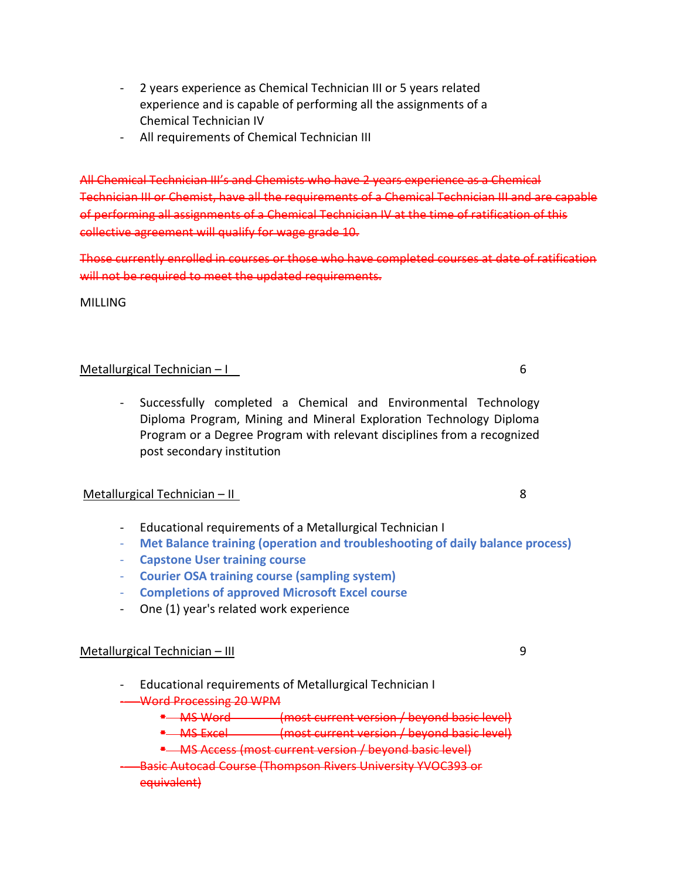- 2 years experience as Chemical Technician III or 5 years related experience and is capable of performing all the assignments of a Chemical Technician IV
- All requirements of Chemical Technician III

~~All Chemical Technician III's and Chemists who have 2 years experience as a Chemical Technician III or Chemist, have all the requirements of a Chemical Technician III and are capable of performing all assignments of a Chemical Technician IV at the time of ratification of this collective agreement will qualify for wage grade 10.~~

~~Those currently enrolled in courses or those who have completed courses at date of ratification will not be required to meet the updated requirements.~~

MILLING

<u>Metallurgical Technician – I</u> 6

- Successfully completed a Chemical and Environmental Technology Diploma Program, Mining and Mineral Exploration Technology Diploma Program or a Degree Program with relevant disciplines from a recognized post secondary institution

<u>Metallurgical Technician – II</u> 8

- Educational requirements of a Metallurgical Technician I
- **Met Balance training (operation and troubleshooting of daily balance process)**
- **Capstone User training course**
- **Courier OSA training course (sampling system)**
- **Completions of approved Microsoft Excel course**
- One (1) year's related work experience

<u>Metallurgical Technician – III</u> 9

- Educational requirements of Metallurgical Technician I
- ~~Word Processing 20 WPM~~
  - ~~MS Word (most current version / beyond basic level)~~
  - ~~MS Excel (most current version / beyond basic level)~~
  - ~~MS Access (most current version / beyond basic level)~~
- ~~Basic Autocad Course (Thompson Rivers University YVOC393 or equivalent)~~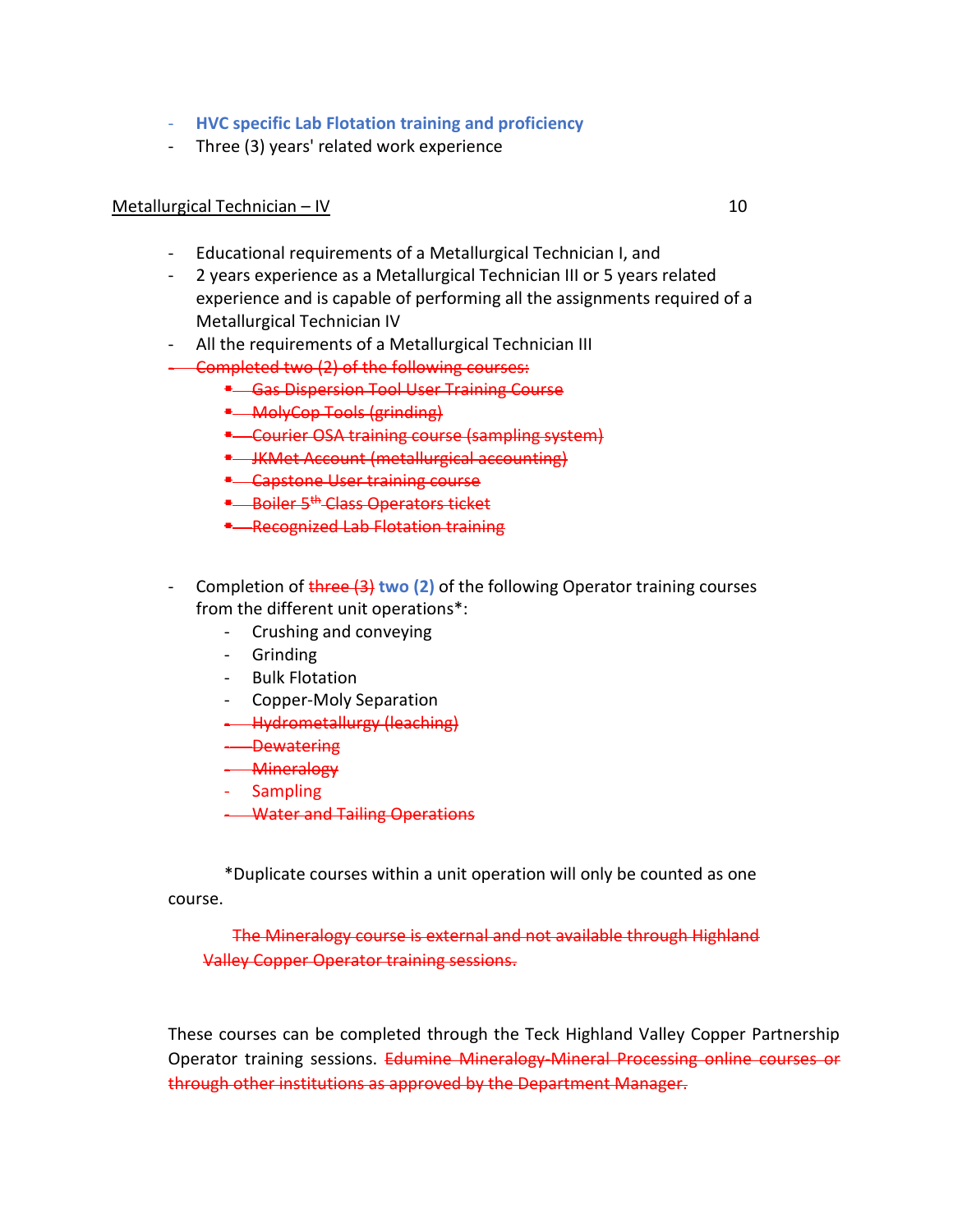- **HVC specific Lab Flotation training and proficiency**
- Three (3) years' related work experience

Metallurgical Technician – IV 10

- Educational requirements of a Metallurgical Technician I, and
- 2 years experience as a Metallurgical Technician III or 5 years related experience and is capable of performing all the assignments required of a Metallurgical Technician IV
- All the requirements of a Metallurgical Technician III
- ~~Completed two (2) of the following courses:~~
    - ~~Gas Dispersion Tool User Training Course~~
    - ~~MolyCop Tools (grinding)~~
    - ~~Courier OSA training course (sampling system)~~
    - ~~JKMet Account (metallurgical accounting)~~
    - ~~Capstone User training course~~
    - ~~Boiler 5th Class Operators ticket~~
    - ~~Recognized Lab Flotation training~~

- Completion of ~~three (3)~~ **two (2)** of the following Operator training courses from the different unit operations*:
    - Crushing and conveying
    - Grinding
    - Bulk Flotation
    - Copper-Moly Separation
    - ~~Hydrometallurgy (leaching)~~
    - ~~Dewatering~~
    - ~~Mineralogy~~
    - Sampling
    - ~~Water and Tailing Operations~~

*Duplicate courses within a unit operation will only be counted as one course.

~~The Mineralogy course is external and not available through Highland Valley Copper Operator training sessions.~~

These courses can be completed through the Teck Highland Valley Copper Partnership Operator training sessions. ~~Edumine Mineralogy-Mineral Processing online courses or through other institutions as approved by the Department Manager.~~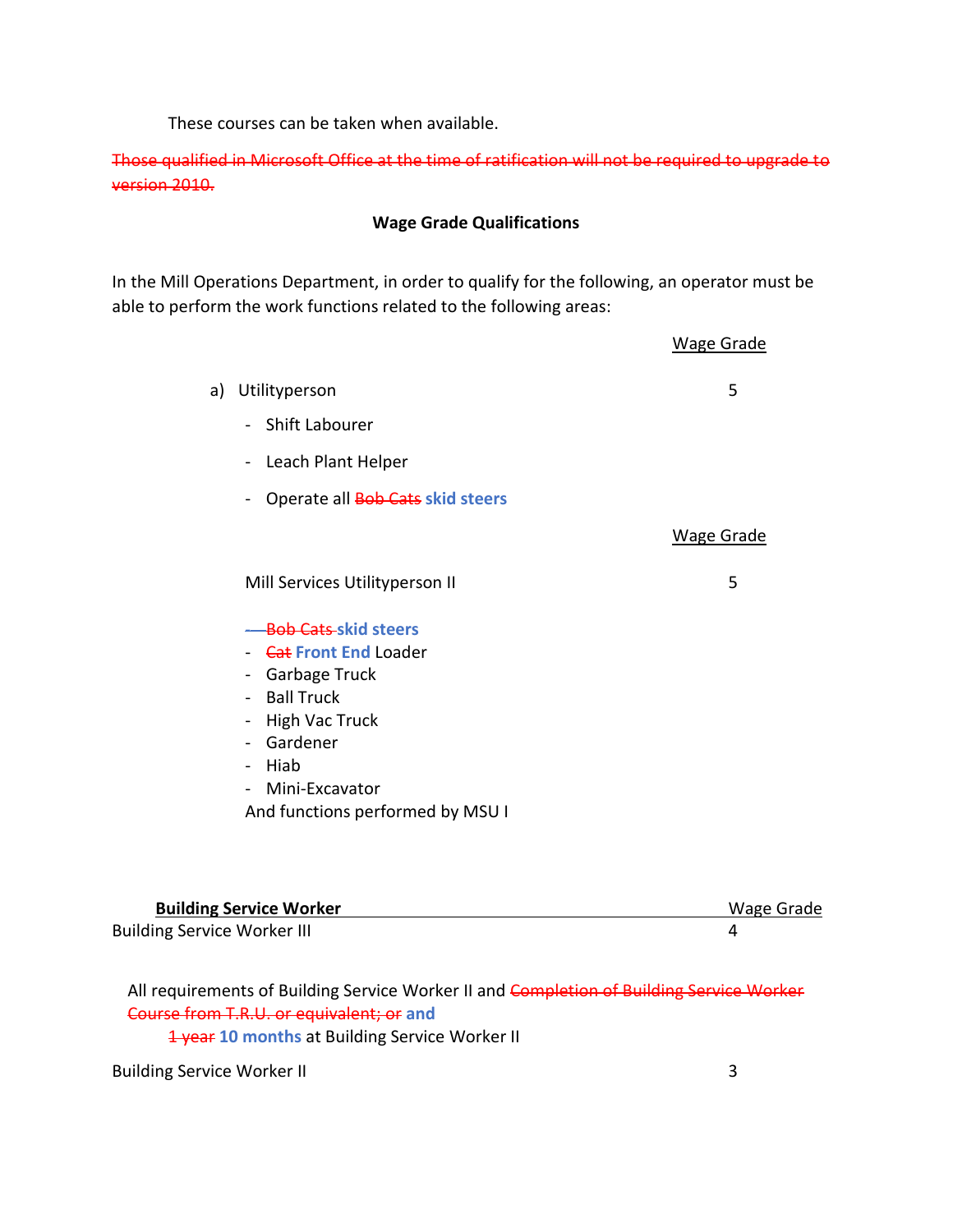These courses can be taken when available.

~~Those qualified in Microsoft Office at the time of ratification will not be required to upgrade to version 2010.~~

**Wage Grade Qualifications**

In the Mill Operations Department, in order to qualify for the following, an operator must be able to perform the work functions related to the following areas:

| | Wage Grade |
|---|---|
| a) Utilityperson | 5 |

- Shift Labourer
- Leach Plant Helper
- Operate all ~~Bob Cats~~ **skid steers**

| | Wage Grade |
|---|---|
| Mill Services Utilityperson II | 5 |

- ~~Bob Cats~~ **skid steers**
- ~~Cat~~ **Front End** Loader
- Garbage Truck
- Ball Truck
- High Vac Truck
- Gardener
- Hiab
- Mini-Excavator

And functions performed by MSU I

| **Building Service Worker** | Wage Grade |
|---|---|
| Building Service Worker III | 4 |

All requirements of Building Service Worker II and ~~Completion of Building Service Worker Course from T.R.U. or equivalent; or~~ **and**
~~1 year~~ **10 months** at Building Service Worker II

| | |
|---|---|
| Building Service Worker II | 3 |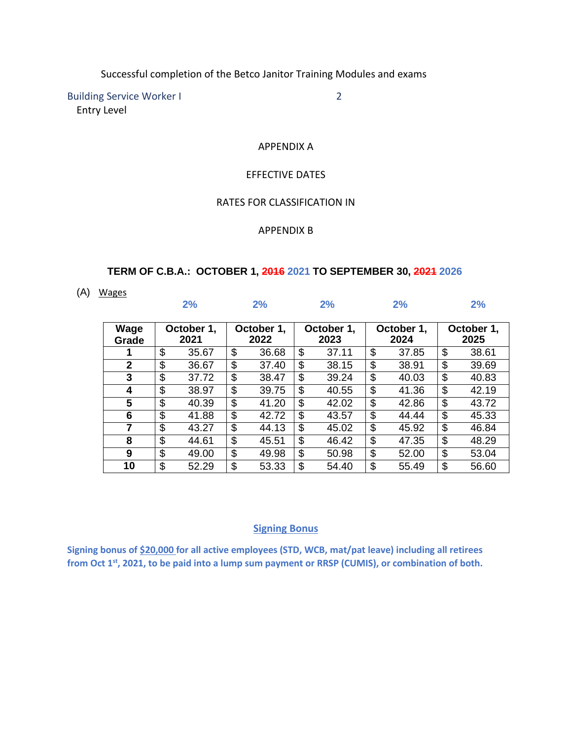Successful completion of the Betco Janitor Training Modules and exams

Building Service Worker I 2
Entry Level

APPENDIX A

EFFECTIVE DATES

RATES FOR CLASSIFICATION IN

APPENDIX B

**TERM OF C.B.A.: OCTOBER 1, ~~2016~~ 2021 TO SEPTEMBER 30, ~~2021~~ 2026**

(A) Wages

| Wage Grade | 2%<br>October 1, 2021 | 2%<br>October 1, 2022 | 2%<br>October 1, 2023 | 2%<br>October 1, 2024 | 2%<br>October 1, 2025 |
|---|---|---|---|---|---|
| **1** | $ 35.67 | $ 36.68 | $ 37.11 | $ 37.85 | $ 38.61 |
| **2** | $ 36.67 | $ 37.40 | $ 38.15 | $ 38.91 | $ 39.69 |
| **3** | $ 37.72 | $ 38.47 | $ 39.24 | $ 40.03 | $ 40.83 |
| **4** | $ 38.97 | $ 39.75 | $ 40.55 | $ 41.36 | $ 42.19 |
| **5** | $ 40.39 | $ 41.20 | $ 42.02 | $ 42.86 | $ 43.72 |
| **6** | $ 41.88 | $ 42.72 | $ 43.57 | $ 44.44 | $ 45.33 |
| **7** | $ 43.27 | $ 44.13 | $ 45.02 | $ 45.92 | $ 46.84 |
| **8** | $ 44.61 | $ 45.51 | $ 46.42 | $ 47.35 | $ 48.29 |
| **9** | $ 49.00 | $ 49.98 | $ 50.98 | $ 52.00 | $ 53.04 |
| **10** | $ 52.29 | $ 53.33 | $ 54.40 | $ 55.49 | $ 56.60 |

## Signing Bonus

**Signing bonus of $20,000 for all active employees (STD, WCB, mat/pat leave) including all retirees from Oct 1st, 2021, to be paid into a lump sum payment or RRSP (CUMIS), or combination of both.**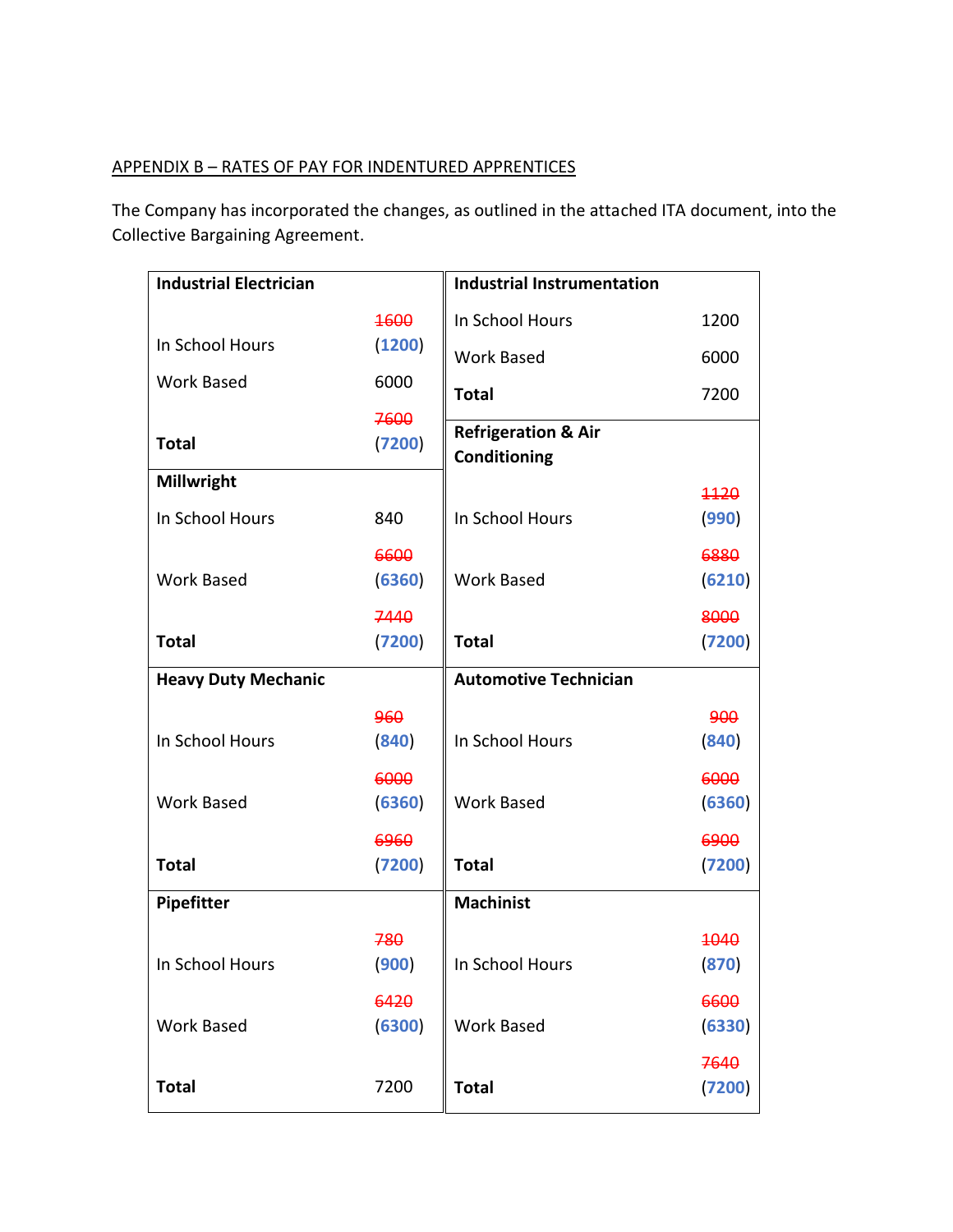APPENDIX B – RATES OF PAY FOR INDENTURED APPRENTICES

The Company has incorporated the changes, as outlined in the attached ITA document, into the Collective Bargaining Agreement.

| **Industrial Electrician** | | **Industrial Instrumentation** | |
|---|---|---|---|
| In School Hours | ~~1600~~ (1200) | In School Hours | 1200 |
| Work Based | 6000 | Work Based | 6000 |
| **Total** | ~~7600~~ (7200) | **Total** | 7200 |
| **Millwright** | | **Refrigeration & Air Conditioning** | |
| In School Hours | 840 | In School Hours | ~~1120~~ (990) |
| Work Based | ~~6600~~ (6360) | Work Based | ~~6880~~ (6210) |
| **Total** | ~~7440~~ (7200) | **Total** | ~~8000~~ (7200) |
| **Heavy Duty Mechanic** | | **Automotive Technician** | |
| In School Hours | ~~960~~ (840) | In School Hours | ~~900~~ (840) |
| Work Based | ~~6000~~ (6360) | Work Based | ~~6000~~ (6360) |
| **Total** | ~~6960~~ (7200) | **Total** | ~~6900~~ (7200) |
| **Pipefitter** | | **Machinist** | |
| In School Hours | ~~780~~ (900) | In School Hours | ~~1040~~ (870) |
| Work Based | ~~6420~~ (6300) | Work Based | ~~6600~~ (6330) |
| **Total** | 7200 | **Total** | ~~7640~~ (7200) |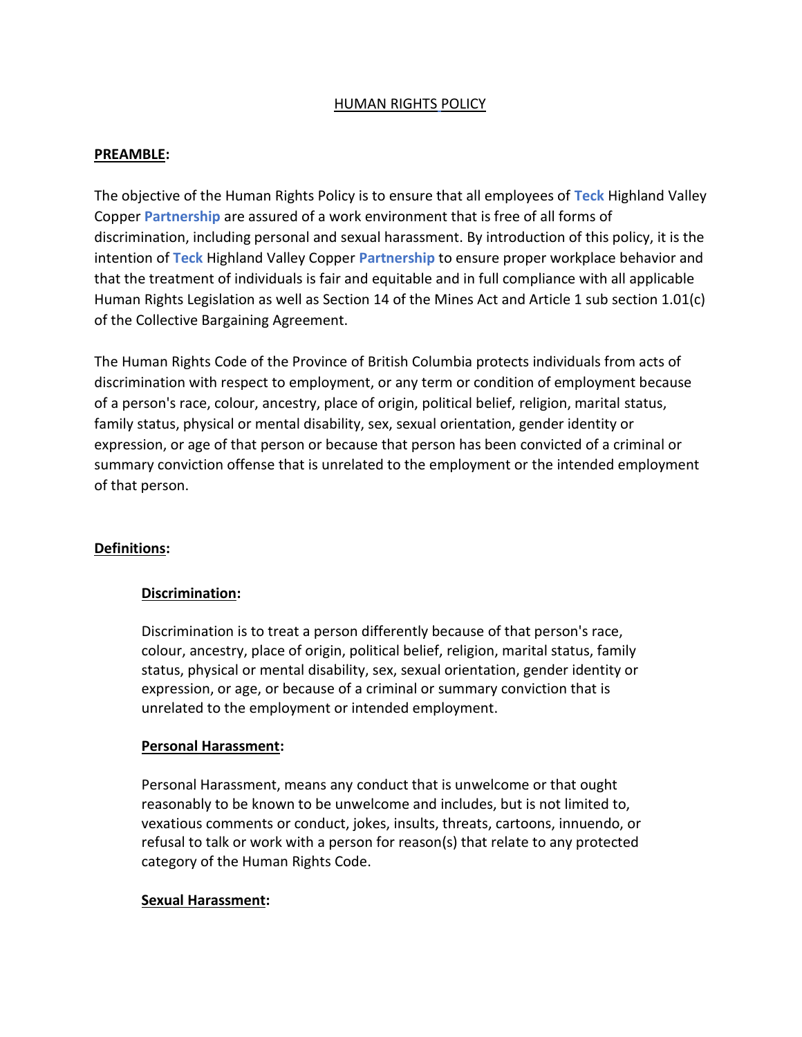# HUMAN RIGHTS POLICY

## PREAMBLE:

The objective of the Human Rights Policy is to ensure that all employees of **Teck** Highland Valley Copper **Partnership** are assured of a work environment that is free of all forms of discrimination, including personal and sexual harassment. By introduction of this policy, it is the intention of **Teck** Highland Valley Copper **Partnership** to ensure proper workplace behavior and that the treatment of individuals is fair and equitable and in full compliance with all applicable Human Rights Legislation as well as Section 14 of the Mines Act and Article 1 sub section 1.01(c) of the Collective Bargaining Agreement.

The Human Rights Code of the Province of British Columbia protects individuals from acts of discrimination with respect to employment, or any term or condition of employment because of a person's race, colour, ancestry, place of origin, political belief, religion, marital status, family status, physical or mental disability, sex, sexual orientation, gender identity or expression, or age of that person or because that person has been convicted of a criminal or summary conviction offense that is unrelated to the employment or the intended employment of that person.

## Definitions:

### Discrimination:

Discrimination is to treat a person differently because of that person's race, colour, ancestry, place of origin, political belief, religion, marital status, family status, physical or mental disability, sex, sexual orientation, gender identity or expression, or age, or because of a criminal or summary conviction that is unrelated to the employment or intended employment.

### Personal Harassment:

Personal Harassment, means any conduct that is unwelcome or that ought reasonably to be known to be unwelcome and includes, but is not limited to, vexatious comments or conduct, jokes, insults, threats, cartoons, innuendo, or refusal to talk or work with a person for reason(s) that relate to any protected category of the Human Rights Code.

### Sexual Harassment: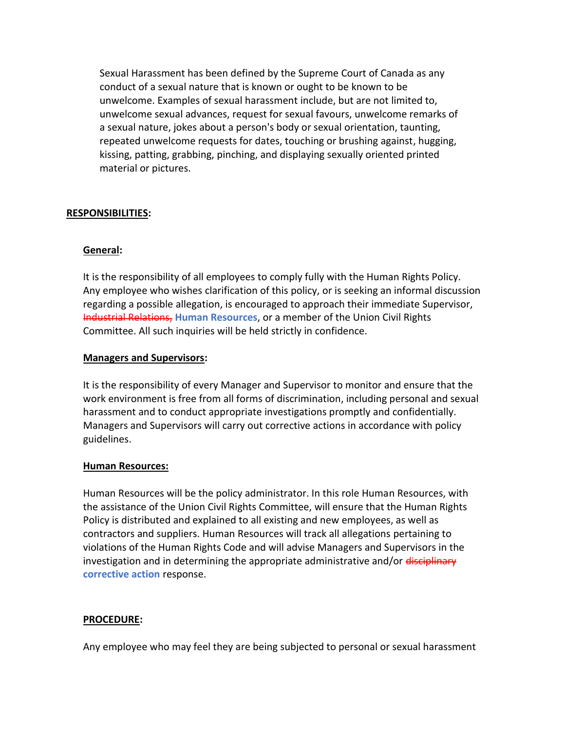Sexual Harassment has been defined by the Supreme Court of Canada as any conduct of a sexual nature that is known or ought to be known to be unwelcome. Examples of sexual harassment include, but are not limited to, unwelcome sexual advances, request for sexual favours, unwelcome remarks of a sexual nature, jokes about a person's body or sexual orientation, taunting, repeated unwelcome requests for dates, touching or brushing against, hugging, kissing, patting, grabbing, pinching, and displaying sexually oriented printed material or pictures.

## RESPONSIBILITIES:

### General:

It is the responsibility of all employees to comply fully with the Human Rights Policy. Any employee who wishes clarification of this policy, or is seeking an informal discussion regarding a possible allegation, is encouraged to approach their immediate Supervisor, ~~Industrial Relations,~~ **Human Resources**, or a member of the Union Civil Rights Committee. All such inquiries will be held strictly in confidence.

### Managers and Supervisors:

It is the responsibility of every Manager and Supervisor to monitor and ensure that the work environment is free from all forms of discrimination, including personal and sexual harassment and to conduct appropriate investigations promptly and confidentially. Managers and Supervisors will carry out corrective actions in accordance with policy guidelines.

### Human Resources:

Human Resources will be the policy administrator. In this role Human Resources, with the assistance of the Union Civil Rights Committee, will ensure that the Human Rights Policy is distributed and explained to all existing and new employees, as well as contractors and suppliers. Human Resources will track all allegations pertaining to violations of the Human Rights Code and will advise Managers and Supervisors in the investigation and in determining the appropriate administrative and/or ~~disciplinary~~ **corrective action** response.

### PROCEDURE:

Any employee who may feel they are being subjected to personal or sexual harassment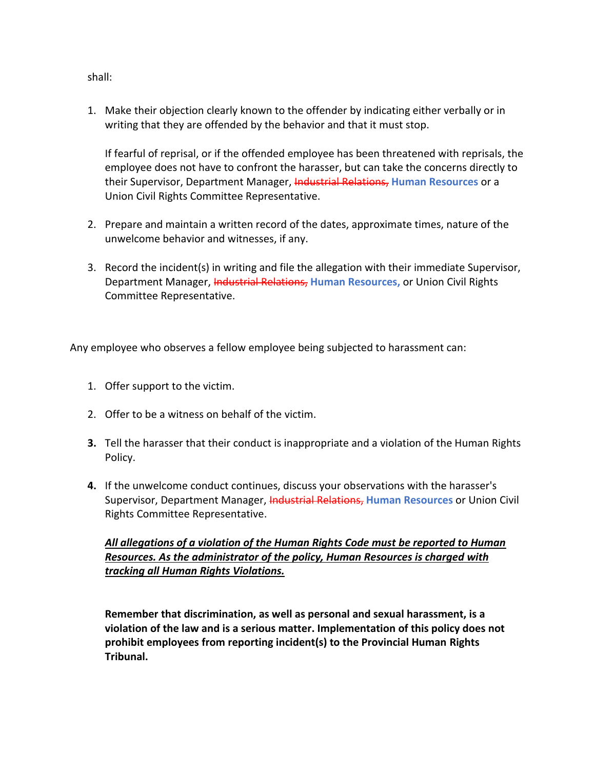shall:

1. Make their objection clearly known to the offender by indicating either verbally or in writing that they are offended by the behavior and that it must stop.

   If fearful of reprisal, or if the offended employee has been threatened with reprisals, the employee does not have to confront the harasser, but can take the concerns directly to their Supervisor, Department Manager, ~~Industrial Relations,~~ **Human Resources** or a Union Civil Rights Committee Representative.

2. Prepare and maintain a written record of the dates, approximate times, nature of the unwelcome behavior and witnesses, if any.

3. Record the incident(s) in writing and file the allegation with their immediate Supervisor, Department Manager, ~~Industrial Relations,~~ **Human Resources,** or Union Civil Rights Committee Representative.

Any employee who observes a fellow employee being subjected to harassment can:

1. Offer support to the victim.

2. Offer to be a witness on behalf of the victim.

3. Tell the harasser that their conduct is inappropriate and a violation of the Human Rights Policy.

4. If the unwelcome conduct continues, discuss your observations with the harasser's Supervisor, Department Manager, ~~Industrial Relations,~~ **Human Resources** or Union Civil Rights Committee Representative.

   ***All allegations of a violation of the Human Rights Code must be reported to Human Resources. As the administrator of the policy, Human Resources is charged with tracking all Human Rights Violations.***

   **Remember that discrimination, as well as personal and sexual harassment, is a violation of the law and is a serious matter. Implementation of this policy does not prohibit employees from reporting incident(s) to the Provincial Human Rights Tribunal.**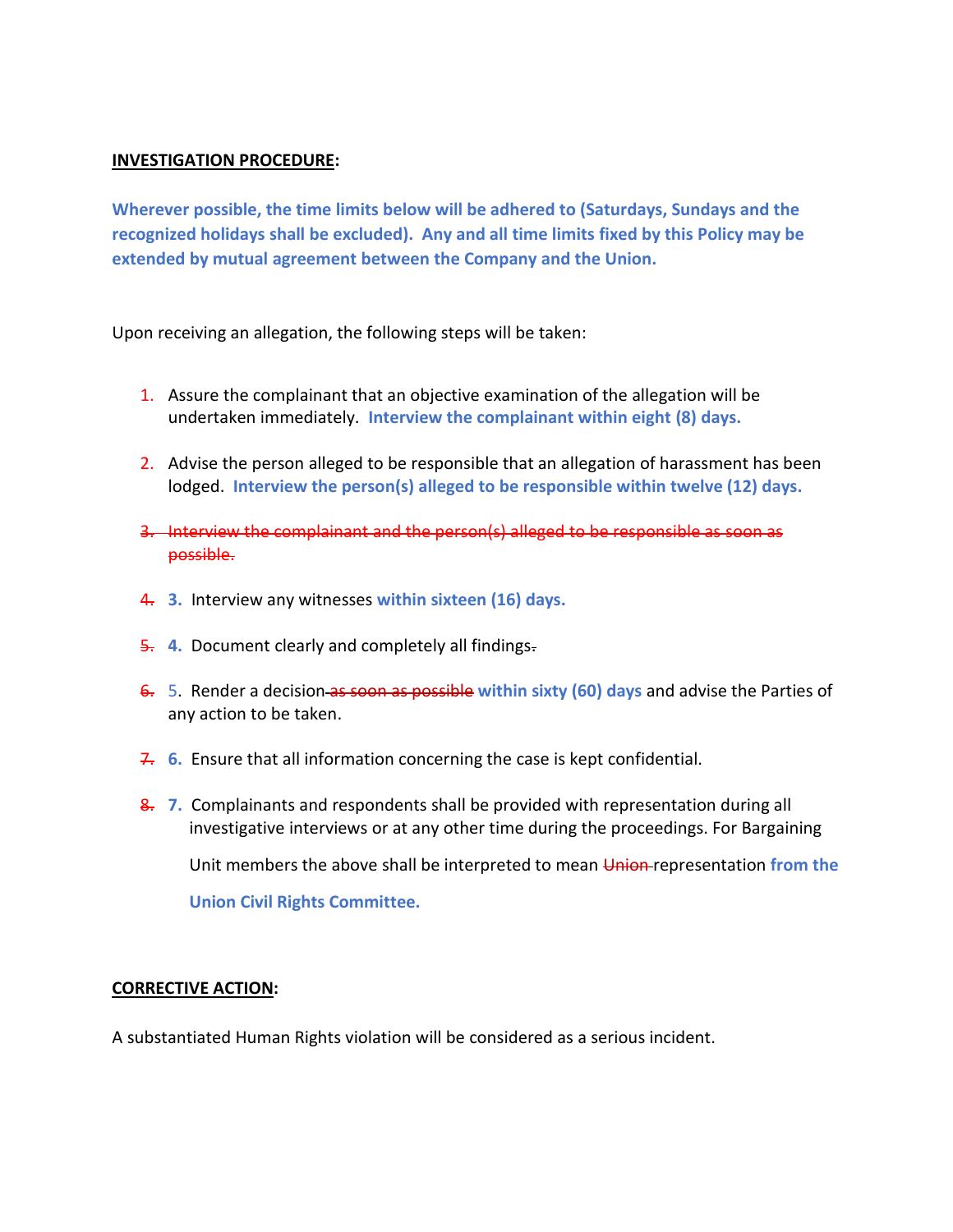**INVESTIGATION PROCEDURE:**

**Wherever possible, the time limits below will be adhered to (Saturdays, Sundays and the recognized holidays shall be excluded). Any and all time limits fixed by this Policy may be extended by mutual agreement between the Company and the Union.**

Upon receiving an allegation, the following steps will be taken:

1. Assure the complainant that an objective examination of the allegation will be undertaken immediately. **Interview the complainant within eight (8) days.**

2. Advise the person alleged to be responsible that an allegation of harassment has been lodged. **Interview the person(s) alleged to be responsible within twelve (12) days.**

~~3. Interview the complainant and the person(s) alleged to be responsible as soon as possible.~~

~~4.~~ **3.** Interview any witnesses **within sixteen (16) days.**

~~5.~~ **4.** Document clearly and completely all findings~~.~~

~~6.~~ 5. Render a decision ~~as soon as possible~~ **within sixty (60) days** and advise the Parties of any action to be taken.

~~7.~~ **6.** Ensure that all information concerning the case is kept confidential.

~~8.~~ **7.** Complainants and respondents shall be provided with representation during all investigative interviews or at any other time during the proceedings. For Bargaining Unit members the above shall be interpreted to mean ~~Union~~ representation **from the Union Civil Rights Committee.**

**CORRECTIVE ACTION:**

A substantiated Human Rights violation will be considered as a serious incident.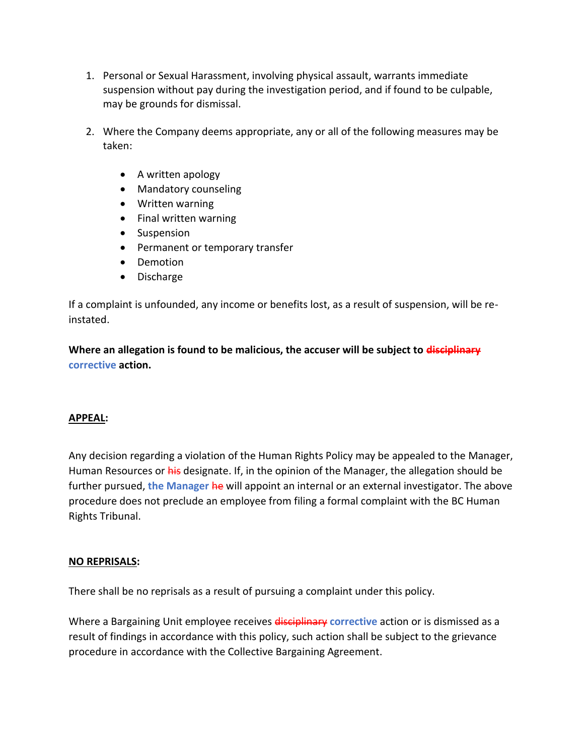1. Personal or Sexual Harassment, involving physical assault, warrants immediate suspension without pay during the investigation period, and if found to be culpable, may be grounds for dismissal.

2. Where the Company deems appropriate, any or all of the following measures may be taken:

    - A written apology
    - Mandatory counseling
    - Written warning
    - Final written warning
    - Suspension
    - Permanent or temporary transfer
    - Demotion
    - Discharge

If a complaint is unfounded, any income or benefits lost, as a result of suspension, will be re-instated.

**Where an allegation is found to be malicious, the accuser will be subject to ~~disciplinary~~ corrective action.**

**APPEAL:**

Any decision regarding a violation of the Human Rights Policy may be appealed to the Manager, Human Resources or ~~his~~ designate. If, in the opinion of the Manager, the allegation should be further pursued, **the Manager** ~~he~~ will appoint an internal or an external investigator. The above procedure does not preclude an employee from filing a formal complaint with the BC Human Rights Tribunal.

**NO REPRISALS:**

There shall be no reprisals as a result of pursuing a complaint under this policy.

Where a Bargaining Unit employee receives ~~disciplinary~~ **corrective** action or is dismissed as a result of findings in accordance with this policy, such action shall be subject to the grievance procedure in accordance with the Collective Bargaining Agreement.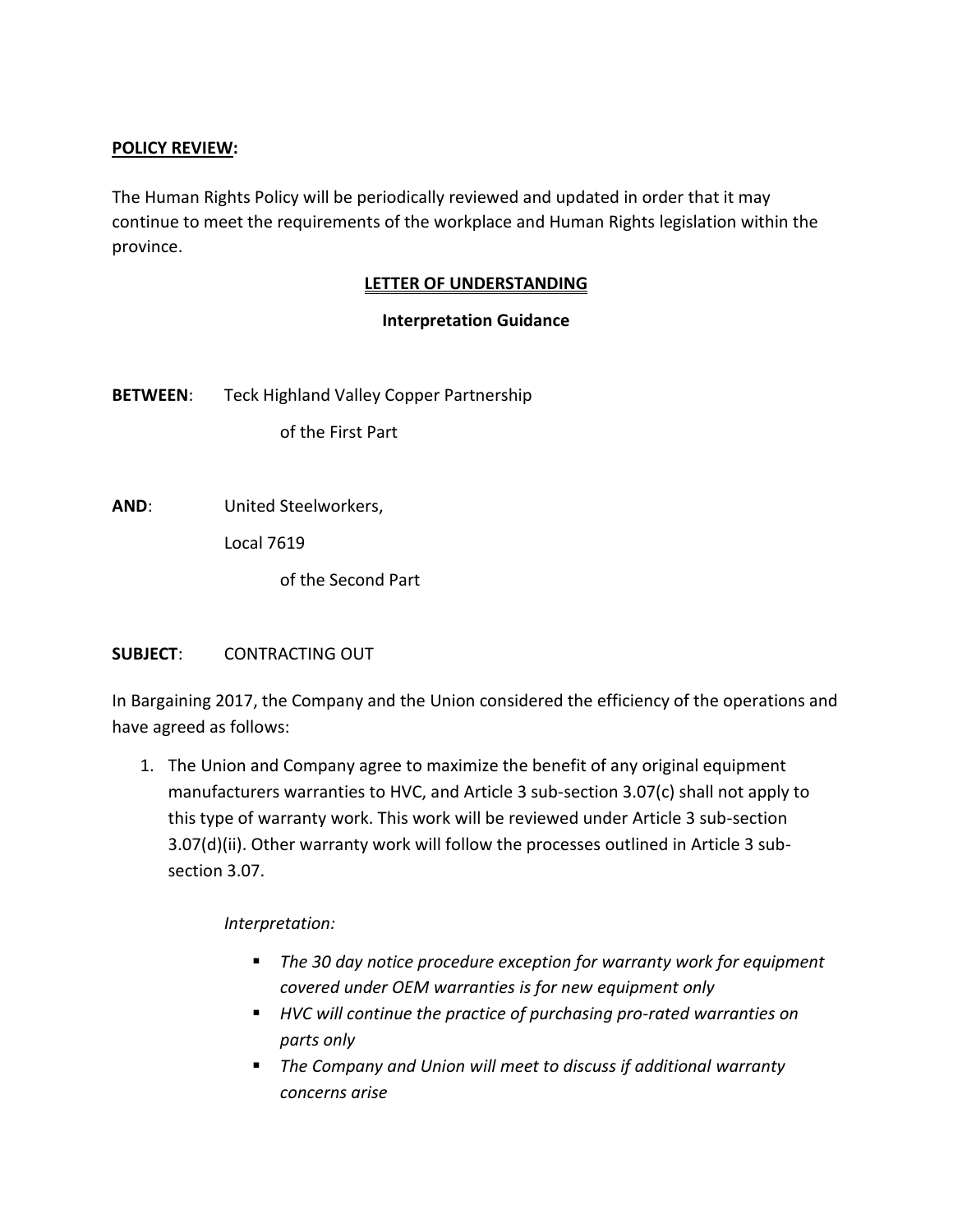**POLICY REVIEW:**

The Human Rights Policy will be periodically reviewed and updated in order that it may continue to meet the requirements of the workplace and Human Rights legislation within the province.

## LETTER OF UNDERSTANDING

### Interpretation Guidance

**BETWEEN**: Teck Highland Valley Copper Partnership

of the First Part

**AND**: United Steelworkers,

Local 7619

of the Second Part

**SUBJECT**: CONTRACTING OUT

In Bargaining 2017, the Company and the Union considered the efficiency of the operations and have agreed as follows:

1. The Union and Company agree to maximize the benefit of any original equipment manufacturers warranties to HVC, and Article 3 sub-section 3.07(c) shall not apply to this type of warranty work. This work will be reviewed under Article 3 sub-section 3.07(d)(ii). Other warranty work will follow the processes outlined in Article 3 sub-section 3.07.

   *Interpretation:*

   - *The 30 day notice procedure exception for warranty work for equipment covered under OEM warranties is for new equipment only*
   - *HVC will continue the practice of purchasing pro-rated warranties on parts only*
   - *The Company and Union will meet to discuss if additional warranty concerns arise*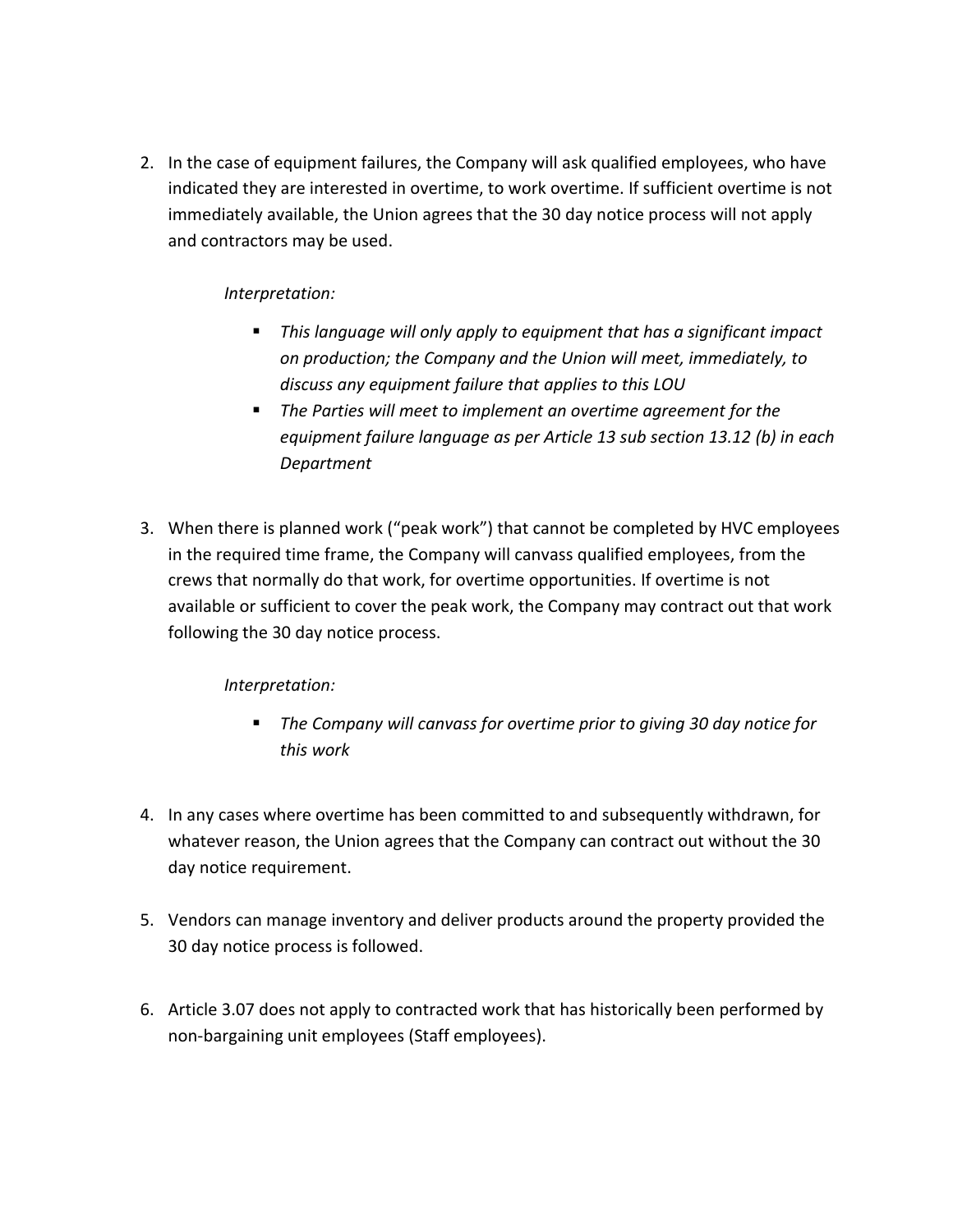2. In the case of equipment failures, the Company will ask qualified employees, who have indicated they are interested in overtime, to work overtime. If sufficient overtime is not immediately available, the Union agrees that the 30 day notice process will not apply and contractors may be used.

   *Interpretation:*

   - *This language will only apply to equipment that has a significant impact on production; the Company and the Union will meet, immediately, to discuss any equipment failure that applies to this LOU*
   - *The Parties will meet to implement an overtime agreement for the equipment failure language as per Article 13 sub section 13.12 (b) in each Department*

3. When there is planned work ("peak work") that cannot be completed by HVC employees in the required time frame, the Company will canvass qualified employees, from the crews that normally do that work, for overtime opportunities. If overtime is not available or sufficient to cover the peak work, the Company may contract out that work following the 30 day notice process.

   *Interpretation:*

   - *The Company will canvass for overtime prior to giving 30 day notice for this work*

4. In any cases where overtime has been committed to and subsequently withdrawn, for whatever reason, the Union agrees that the Company can contract out without the 30 day notice requirement.

5. Vendors can manage inventory and deliver products around the property provided the 30 day notice process is followed.

6. Article 3.07 does not apply to contracted work that has historically been performed by non-bargaining unit employees (Staff employees).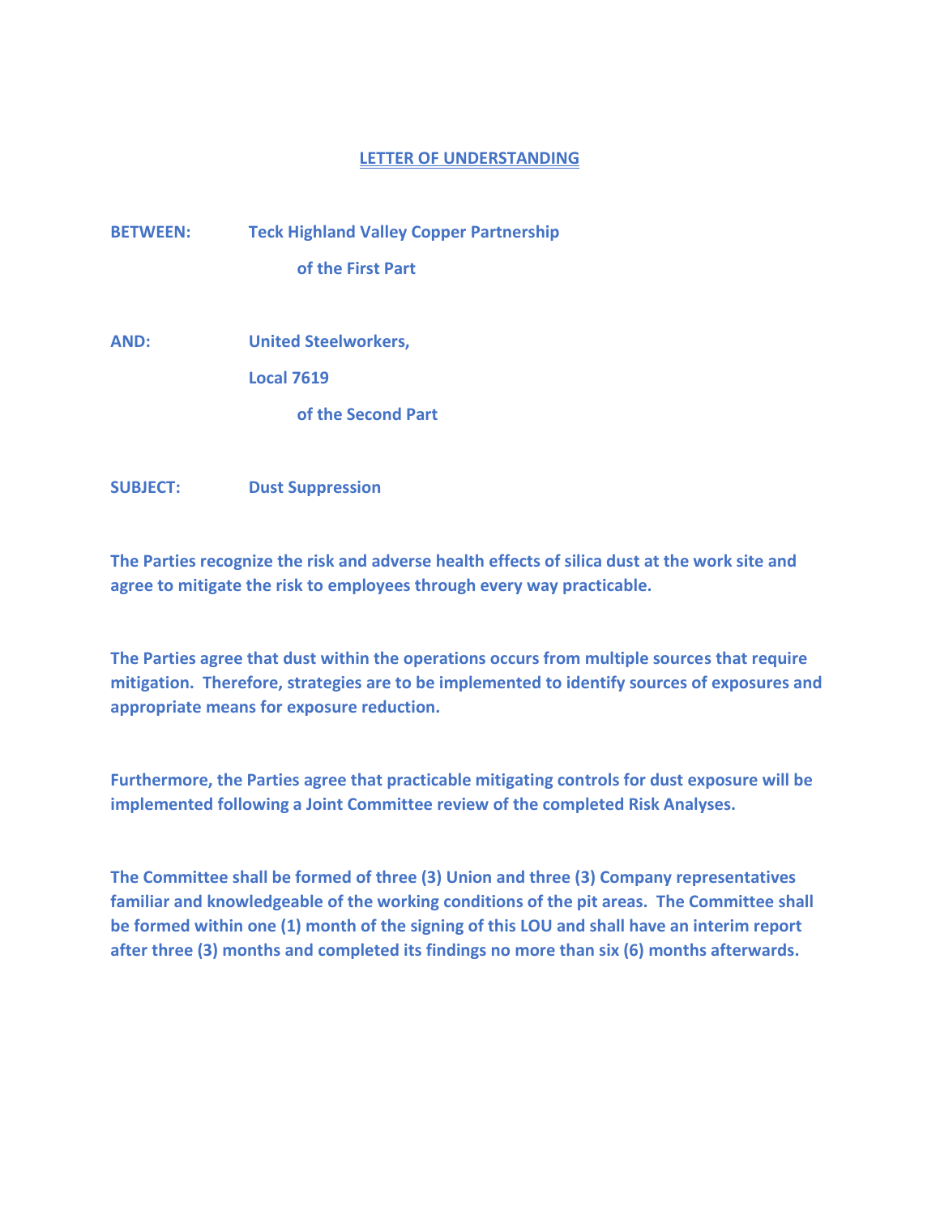# LETTER OF UNDERSTANDING

**BETWEEN:** **Teck Highland Valley Copper Partnership**

**of the First Part**

**AND:** **United Steelworkers,**

**Local 7619**

**of the Second Part**

**SUBJECT:** **Dust Suppression**

**The Parties recognize the risk and adverse health effects of silica dust at the work site and agree to mitigate the risk to employees through every way practicable.**

**The Parties agree that dust within the operations occurs from multiple sources that require mitigation. Therefore, strategies are to be implemented to identify sources of exposures and appropriate means for exposure reduction.**

**Furthermore, the Parties agree that practicable mitigating controls for dust exposure will be implemented following a Joint Committee review of the completed Risk Analyses.**

**The Committee shall be formed of three (3) Union and three (3) Company representatives familiar and knowledgeable of the working conditions of the pit areas. The Committee shall be formed within one (1) month of the signing of this LOU and shall have an interim report after three (3) months and completed its findings no more than six (6) months afterwards.**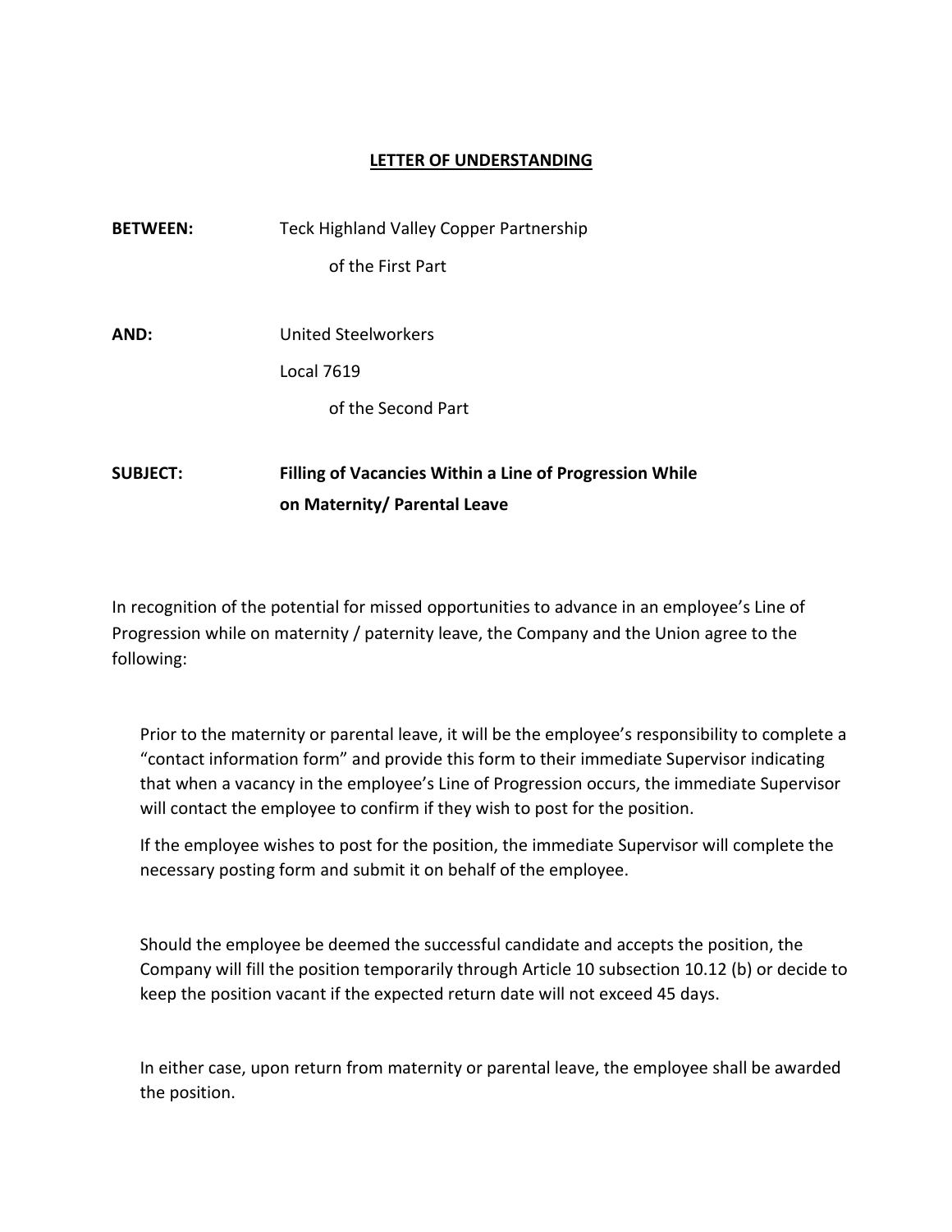# LETTER OF UNDERSTANDING

**BETWEEN:** Teck Highland Valley Copper Partnership

of the First Part

**AND:** United Steelworkers

Local 7619

of the Second Part

**SUBJECT:** **Filling of Vacancies Within a Line of Progression While on Maternity/ Parental Leave**

In recognition of the potential for missed opportunities to advance in an employee's Line of Progression while on maternity / paternity leave, the Company and the Union agree to the following:

Prior to the maternity or parental leave, it will be the employee's responsibility to complete a "contact information form" and provide this form to their immediate Supervisor indicating that when a vacancy in the employee's Line of Progression occurs, the immediate Supervisor will contact the employee to confirm if they wish to post for the position.

If the employee wishes to post for the position, the immediate Supervisor will complete the necessary posting form and submit it on behalf of the employee.

Should the employee be deemed the successful candidate and accepts the position, the Company will fill the position temporarily through Article 10 subsection 10.12 (b) or decide to keep the position vacant if the expected return date will not exceed 45 days.

In either case, upon return from maternity or parental leave, the employee shall be awarded the position.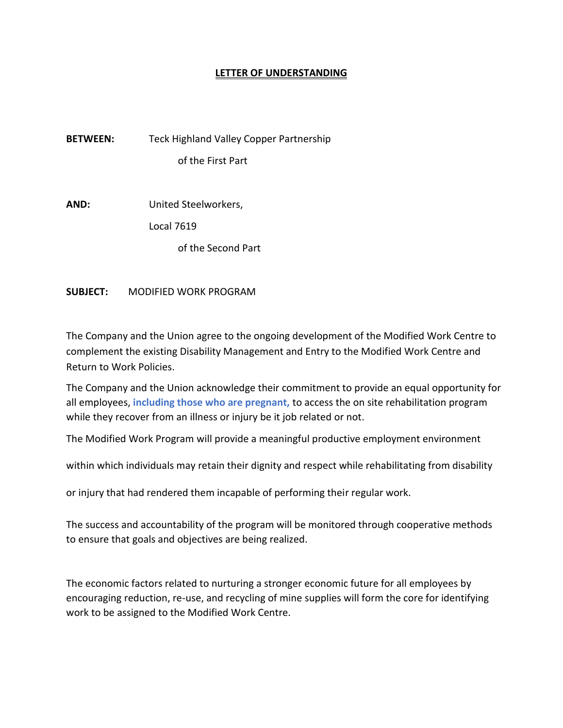# LETTER OF UNDERSTANDING

**BETWEEN:** Teck Highland Valley Copper Partnership

of the First Part

**AND:** United Steelworkers,

Local 7619

of the Second Part

**SUBJECT:** MODIFIED WORK PROGRAM

The Company and the Union agree to the ongoing development of the Modified Work Centre to complement the existing Disability Management and Entry to the Modified Work Centre and Return to Work Policies.

The Company and the Union acknowledge their commitment to provide an equal opportunity for all employees, **including those who are pregnant,** to access the on site rehabilitation program while they recover from an illness or injury be it job related or not.

The Modified Work Program will provide a meaningful productive employment environment within which individuals may retain their dignity and respect while rehabilitating from disability or injury that had rendered them incapable of performing their regular work.

The success and accountability of the program will be monitored through cooperative methods to ensure that goals and objectives are being realized.

The economic factors related to nurturing a stronger economic future for all employees by encouraging reduction, re-use, and recycling of mine supplies will form the core for identifying work to be assigned to the Modified Work Centre.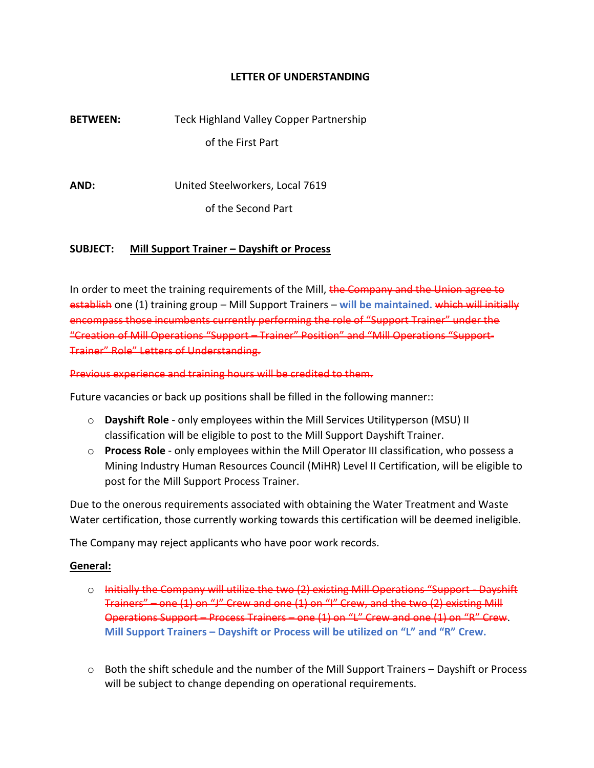**LETTER OF UNDERSTANDING**

**BETWEEN:** Teck Highland Valley Copper Partnership

of the First Part

**AND:** United Steelworkers, Local 7619

of the Second Part

**SUBJECT:** **Mill Support Trainer – Dayshift or Process**

In order to meet the training requirements of the Mill, ~~the Company and the Union agree to establish~~ one (1) training group – Mill Support Trainers – **will be maintained.** ~~which will initially encompass those incumbents currently performing the role of "Support Trainer" under the "Creation of Mill Operations "Support – Trainer" Position" and "Mill Operations "Support-Trainer" Role" Letters of Understanding.~~

~~Previous experience and training hours will be credited to them.~~

Future vacancies or back up positions shall be filled in the following manner::

- **Dayshift Role** - only employees within the Mill Services Utilityperson (MSU) II classification will be eligible to post to the Mill Support Dayshift Trainer.
- **Process Role** - only employees within the Mill Operator III classification, who possess a Mining Industry Human Resources Council (MiHR) Level II Certification, will be eligible to post for the Mill Support Process Trainer.

Due to the onerous requirements associated with obtaining the Water Treatment and Waste Water certification, those currently working towards this certification will be deemed ineligible.

The Company may reject applicants who have poor work records.

**General:**

- ~~Initially the Company will utilize the two (2) existing Mill Operations "Support – Dayshift Trainers" – one (1) on "J" Crew and one (1) on "I" Crew, and the two (2) existing Mill Operations Support – Process Trainers – one (1) on "L" Crew and one (1) on "R" Crew~~. **Mill Support Trainers – Dayshift or Process will be utilized on "L" and "R" Crew.**

- Both the shift schedule and the number of the Mill Support Trainers – Dayshift or Process will be subject to change depending on operational requirements.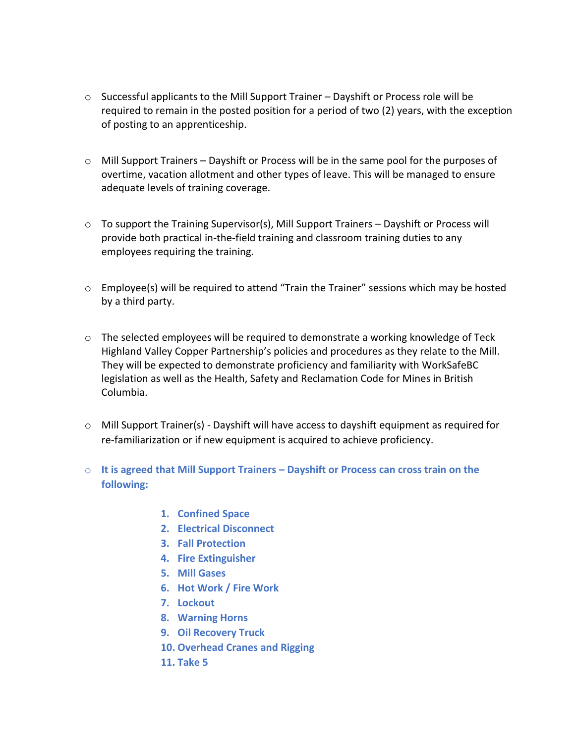- Successful applicants to the Mill Support Trainer – Dayshift or Process role will be required to remain in the posted position for a period of two (2) years, with the exception of posting to an apprenticeship.

- Mill Support Trainers – Dayshift or Process will be in the same pool for the purposes of overtime, vacation allotment and other types of leave. This will be managed to ensure adequate levels of training coverage.

- To support the Training Supervisor(s), Mill Support Trainers – Dayshift or Process will provide both practical in-the-field training and classroom training duties to any employees requiring the training.

- Employee(s) will be required to attend "Train the Trainer" sessions which may be hosted by a third party.

- The selected employees will be required to demonstrate a working knowledge of Teck Highland Valley Copper Partnership's policies and procedures as they relate to the Mill. They will be expected to demonstrate proficiency and familiarity with WorkSafeBC legislation as well as the Health, Safety and Reclamation Code for Mines in British Columbia.

- Mill Support Trainer(s) - Dayshift will have access to dayshift equipment as required for re-familiarization or if new equipment is acquired to achieve proficiency.

- **It is agreed that Mill Support Trainers – Dayshift or Process can cross train on the following:**

    1. **Confined Space**
    2. **Electrical Disconnect**
    3. **Fall Protection**
    4. **Fire Extinguisher**
    5. **Mill Gases**
    6. **Hot Work / Fire Work**
    7. **Lockout**
    8. **Warning Horns**
    9. **Oil Recovery Truck**
    10. **Overhead Cranes and Rigging**
    11. **Take 5**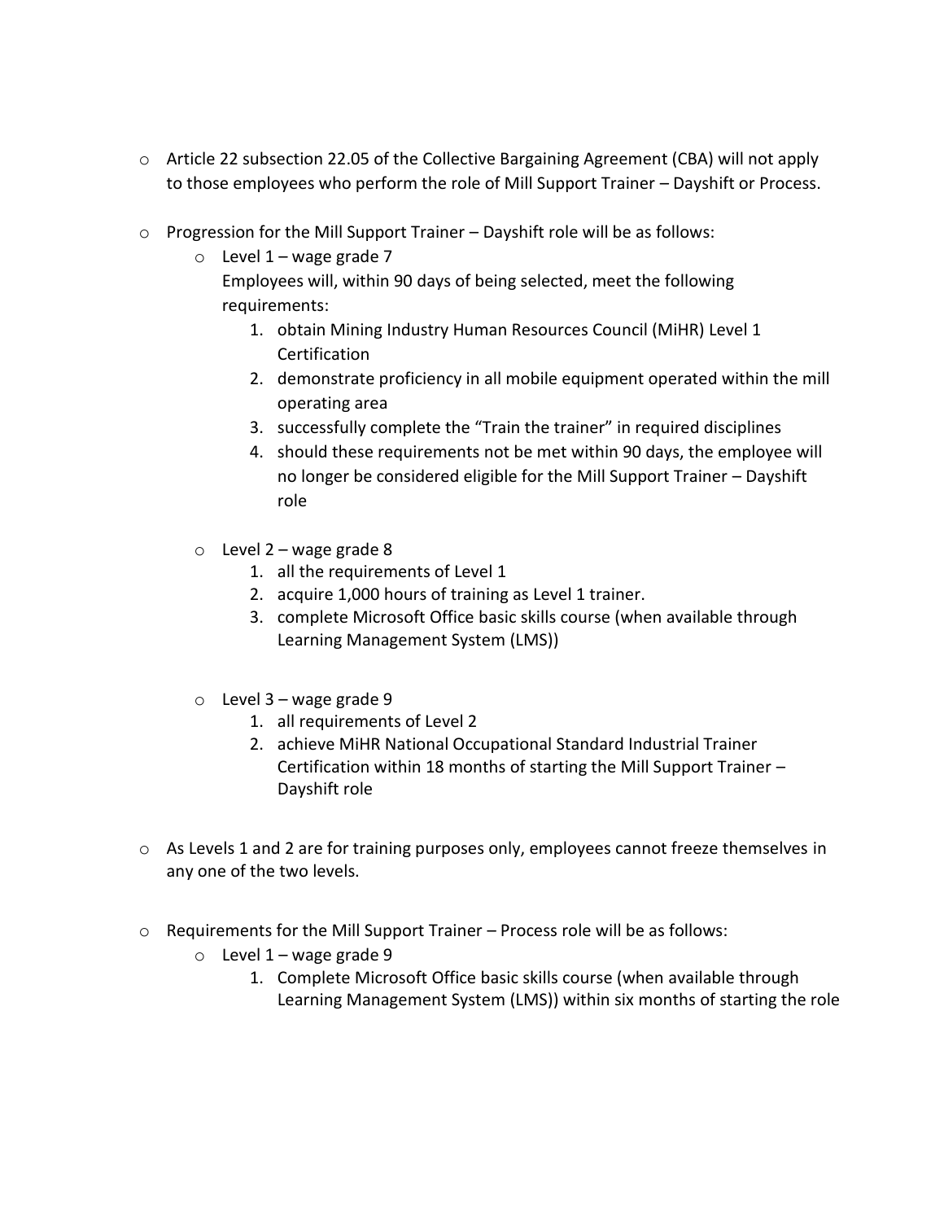- Article 22 subsection 22.05 of the Collective Bargaining Agreement (CBA) will not apply to those employees who perform the role of Mill Support Trainer – Dayshift or Process.

- Progression for the Mill Support Trainer – Dayshift role will be as follows:
  - Level 1 – wage grade 7
    Employees will, within 90 days of being selected, meet the following requirements:
    1. obtain Mining Industry Human Resources Council (MiHR) Level 1 Certification
    2. demonstrate proficiency in all mobile equipment operated within the mill operating area
    3. successfully complete the "Train the trainer" in required disciplines
    4. should these requirements not be met within 90 days, the employee will no longer be considered eligible for the Mill Support Trainer – Dayshift role

  - Level 2 – wage grade 8
    1. all the requirements of Level 1
    2. acquire 1,000 hours of training as Level 1 trainer.
    3. complete Microsoft Office basic skills course (when available through Learning Management System (LMS))

  - Level 3 – wage grade 9
    1. all requirements of Level 2
    2. achieve MiHR National Occupational Standard Industrial Trainer Certification within 18 months of starting the Mill Support Trainer – Dayshift role

- As Levels 1 and 2 are for training purposes only, employees cannot freeze themselves in any one of the two levels.

- Requirements for the Mill Support Trainer – Process role will be as follows:
  - Level 1 – wage grade 9
    1. Complete Microsoft Office basic skills course (when available through Learning Management System (LMS)) within six months of starting the role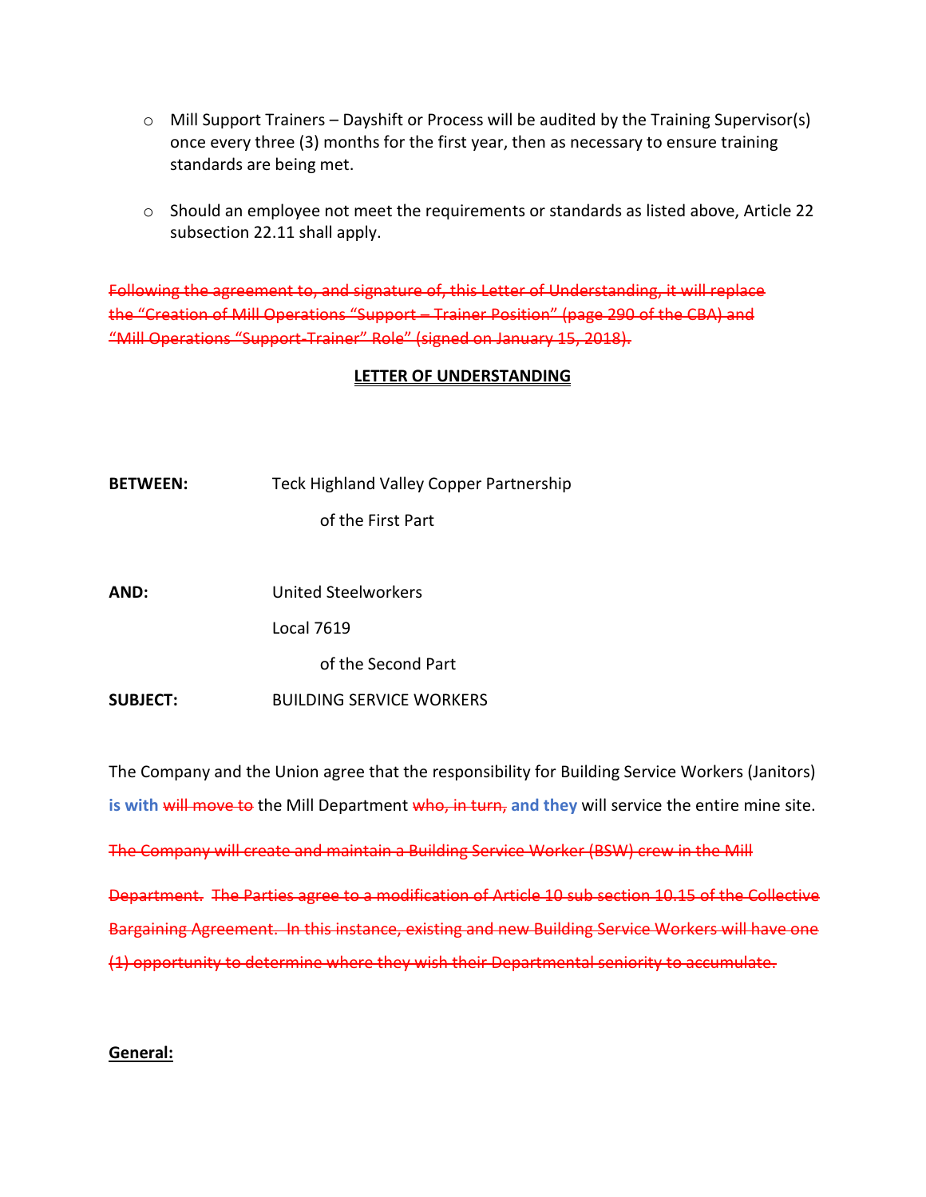- Mill Support Trainers – Dayshift or Process will be audited by the Training Supervisor(s) once every three (3) months for the first year, then as necessary to ensure training standards are being met.

- Should an employee not meet the requirements or standards as listed above, Article 22 subsection 22.11 shall apply.

~~Following the agreement to, and signature of, this Letter of Understanding, it will replace the "Creation of Mill Operations "Support – Trainer Position" (page 290 of the CBA) and "Mill Operations "Support-Trainer" Role" (signed on January 15, 2018).~~

**LETTER OF UNDERSTANDING**

**BETWEEN:** Teck Highland Valley Copper Partnership
of the First Part

**AND:** United Steelworkers
Local 7619
of the Second Part

**SUBJECT:** BUILDING SERVICE WORKERS

The Company and the Union agree that the responsibility for Building Service Workers (Janitors) **is with** ~~will move to~~ the Mill Department ~~who, in turn,~~ **and they** will service the entire mine site.

~~The Company will create and maintain a Building Service Worker (BSW) crew in the Mill Department. The Parties agree to a modification of Article 10 sub section 10.15 of the Collective Bargaining Agreement. In this instance, existing and new Building Service Workers will have one (1) opportunity to determine where they wish their Departmental seniority to accumulate.~~

**General:**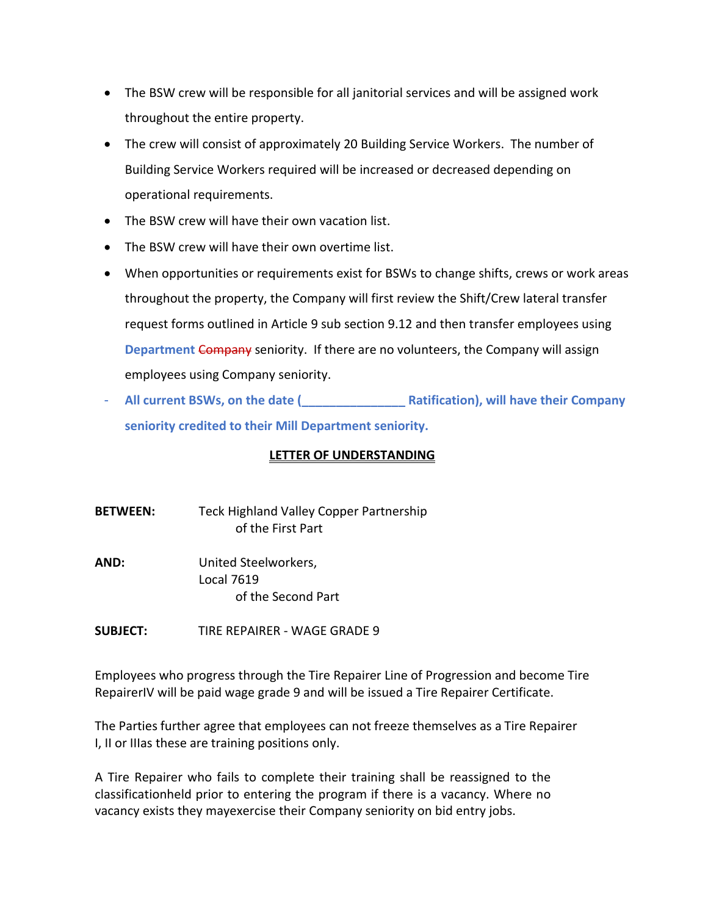- The BSW crew will be responsible for all janitorial services and will be assigned work throughout the entire property.
- The crew will consist of approximately 20 Building Service Workers. The number of Building Service Workers required will be increased or decreased depending on operational requirements.
- The BSW crew will have their own vacation list.
- The BSW crew will have their own overtime list.
- When opportunities or requirements exist for BSWs to change shifts, crews or work areas throughout the property, the Company will first review the Shift/Crew lateral transfer request forms outlined in Article 9 sub section 9.12 and then transfer employees using **Department** ~~Company~~ seniority. If there are no volunteers, the Company will assign employees using Company seniority.
- **All current BSWs, on the date (_______________ Ratification), will have their Company seniority credited to their Mill Department seniority.**

**LETTER OF UNDERSTANDING**

**BETWEEN:** Teck Highland Valley Copper Partnership
of the First Part

**AND:** United Steelworkers,
Local 7619
of the Second Part

**SUBJECT:** TIRE REPAIRER - WAGE GRADE 9

Employees who progress through the Tire Repairer Line of Progression and become Tire RepairerIV will be paid wage grade 9 and will be issued a Tire Repairer Certificate.

The Parties further agree that employees can not freeze themselves as a Tire Repairer I, II or IIIas these are training positions only.

A Tire Repairer who fails to complete their training shall be reassigned to the classificationheld prior to entering the program if there is a vacancy. Where no vacancy exists they mayexercise their Company seniority on bid entry jobs.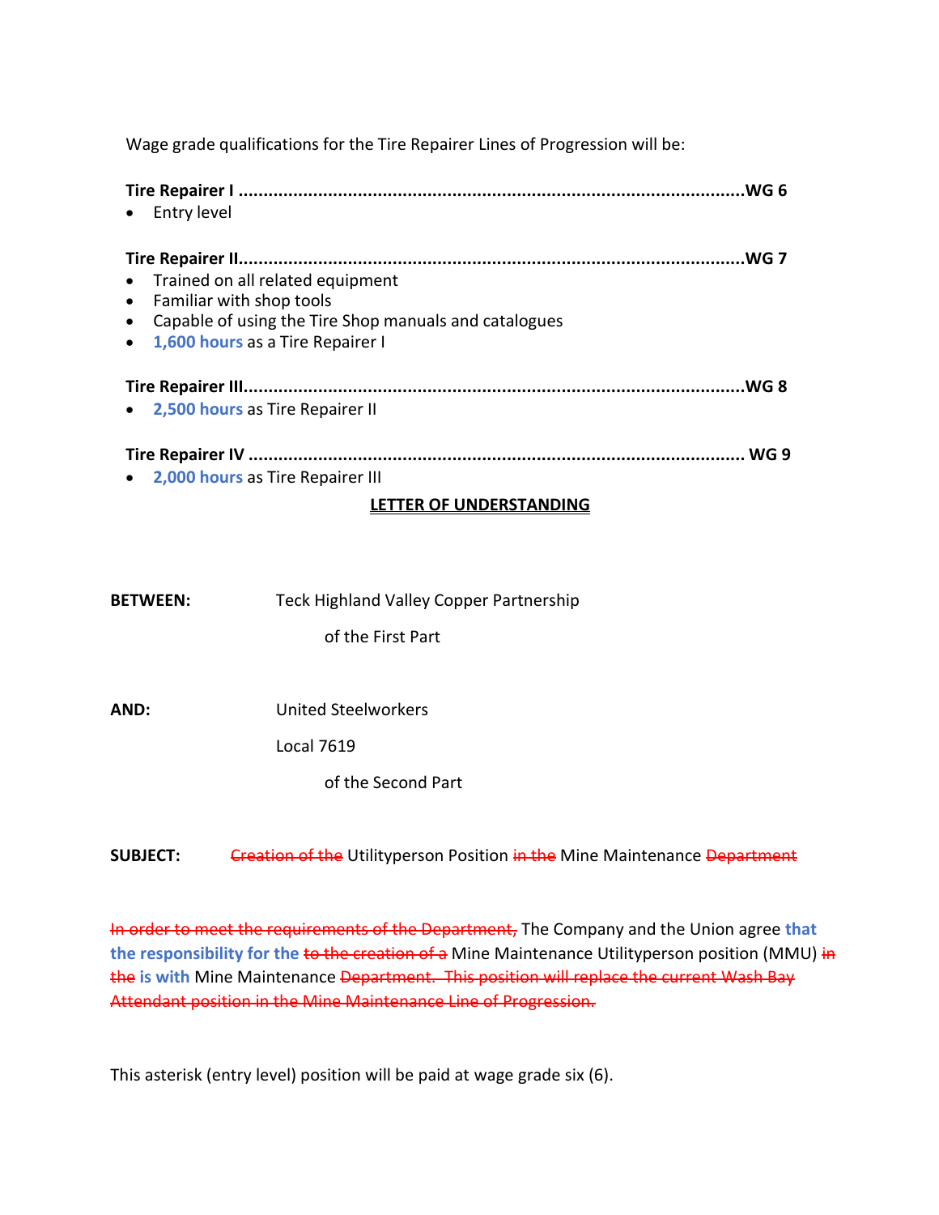Wage grade qualifications for the Tire Repairer Lines of Progression will be:

**Tire Repairer I .....................................................................................................WG 6**

- Entry level

**Tire Repairer II.....................................................................................................WG 7**

- Trained on all related equipment
- Familiar with shop tools
- Capable of using the Tire Shop manuals and catalogues
- **1,600 hours** as a Tire Repairer I

**Tire Repairer III....................................................................................................WG 8**

- **2,500 hours** as Tire Repairer II

**Tire Repairer IV ..................................................................................................... WG 9**

- **2,000 hours** as Tire Repairer III

**LETTER OF UNDERSTANDING**

**BETWEEN:** Teck Highland Valley Copper Partnership

of the First Part

**AND:** United Steelworkers

Local 7619

of the Second Part

**SUBJECT:** ~~Creation of the~~ Utilityperson Position ~~in the~~ Mine Maintenance ~~Department~~

~~In order to meet the requirements of the Department,~~ The Company and the Union agree **that the responsibility for the** ~~to the creation of a~~ Mine Maintenance Utilityperson position (MMU) ~~in the~~ **is with** Mine Maintenance ~~Department. This position will replace the current Wash Bay Attendant position in the Mine Maintenance Line of Progression.~~

This asterisk (entry level) position will be paid at wage grade six (6).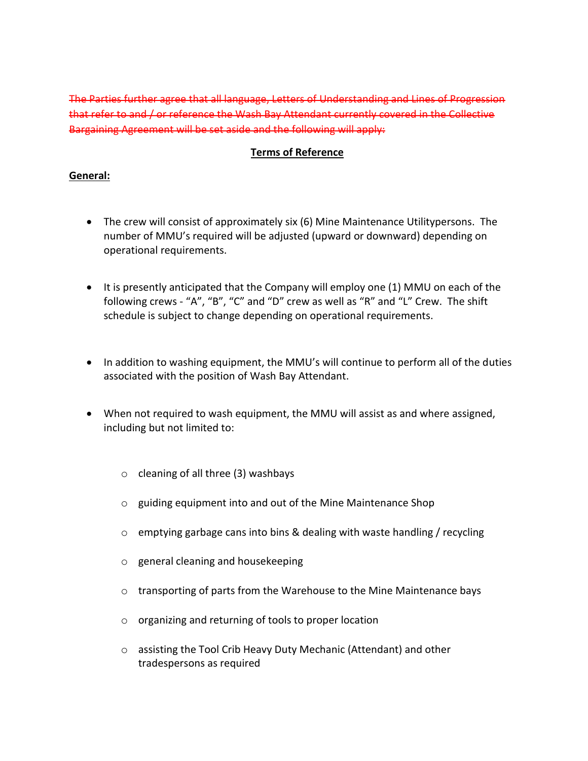~~The Parties further agree that all language, Letters of Understanding and Lines of Progression that refer to and / or reference the Wash Bay Attendant currently covered in the Collective Bargaining Agreement will be set aside and the following will apply:~~

## Terms of Reference

### General:

- The crew will consist of approximately six (6) Mine Maintenance Utilitypersons. The number of MMU's required will be adjusted (upward or downward) depending on operational requirements.

- It is presently anticipated that the Company will employ one (1) MMU on each of the following crews - "A", "B", "C" and "D" crew as well as "R" and "L" Crew. The shift schedule is subject to change depending on operational requirements.

- In addition to washing equipment, the MMU's will continue to perform all of the duties associated with the position of Wash Bay Attendant.

- When not required to wash equipment, the MMU will assist as and where assigned, including but not limited to:

  - cleaning of all three (3) washbays
  - guiding equipment into and out of the Mine Maintenance Shop
  - emptying garbage cans into bins & dealing with waste handling / recycling
  - general cleaning and housekeeping
  - transporting of parts from the Warehouse to the Mine Maintenance bays
  - organizing and returning of tools to proper location
  - assisting the Tool Crib Heavy Duty Mechanic (Attendant) and other tradespersons as required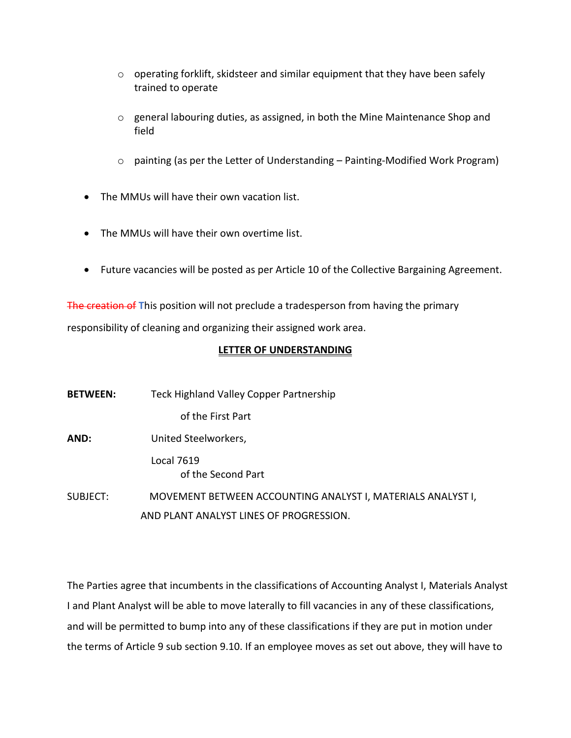- operating forklift, skidsteer and similar equipment that they have been safely trained to operate

  - general labouring duties, as assigned, in both the Mine Maintenance Shop and field

  - painting (as per the Letter of Understanding – Painting-Modified Work Program)

- The MMUs will have their own vacation list.

- The MMUs will have their own overtime list.

- Future vacancies will be posted as per Article 10 of the Collective Bargaining Agreement.

~~The creation of~~ This position will not preclude a tradesperson from having the primary responsibility of cleaning and organizing their assigned work area.

**LETTER OF UNDERSTANDING**

**BETWEEN:** Teck Highland Valley Copper Partnership

of the First Part

**AND:** United Steelworkers,

Local 7619

of the Second Part

SUBJECT: MOVEMENT BETWEEN ACCOUNTING ANALYST I, MATERIALS ANALYST I, AND PLANT ANALYST LINES OF PROGRESSION.

The Parties agree that incumbents in the classifications of Accounting Analyst I, Materials Analyst I and Plant Analyst will be able to move laterally to fill vacancies in any of these classifications, and will be permitted to bump into any of these classifications if they are put in motion under the terms of Article 9 sub section 9.10. If an employee moves as set out above, they will have to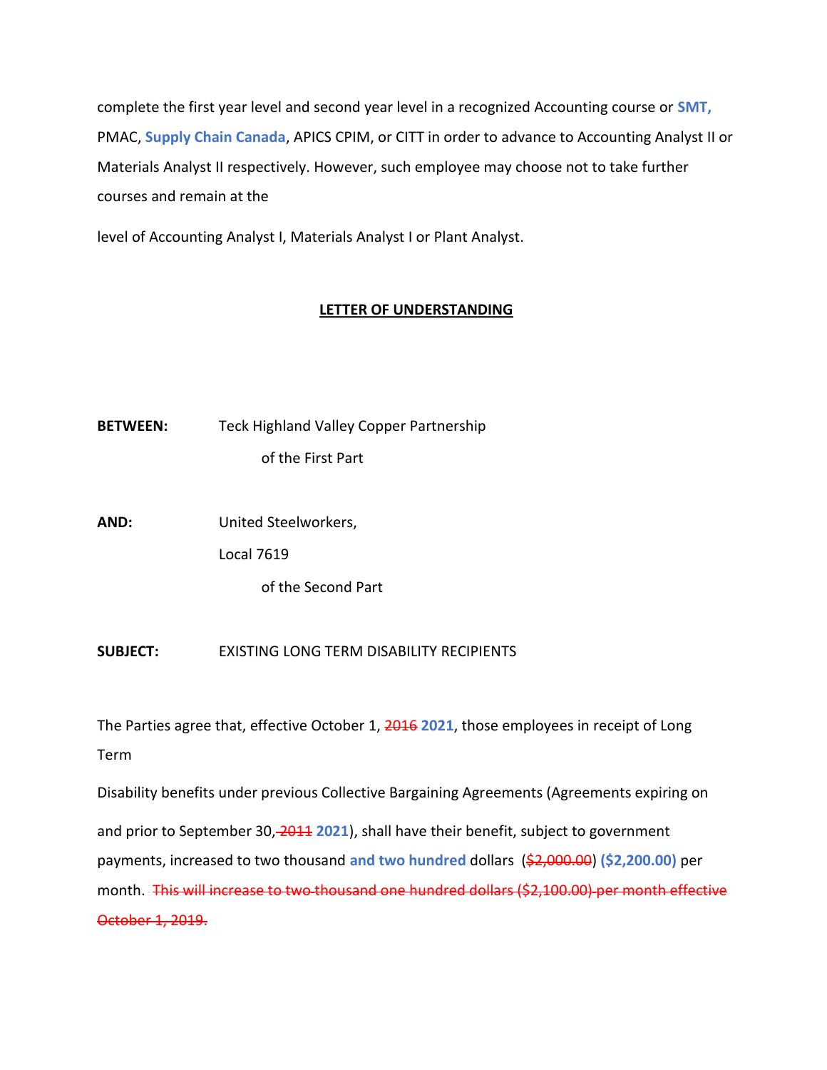complete the first year level and second year level in a recognized Accounting course or **SMT,** PMAC, **Supply Chain Canada**, APICS CPIM, or CITT in order to advance to Accounting Analyst II or Materials Analyst II respectively. However, such employee may choose not to take further courses and remain at the

level of Accounting Analyst I, Materials Analyst I or Plant Analyst.

## LETTER OF UNDERSTANDING

**BETWEEN:** Teck Highland Valley Copper Partnership

of the First Part

**AND:** United Steelworkers,

Local 7619

of the Second Part

**SUBJECT:** EXISTING LONG TERM DISABILITY RECIPIENTS

The Parties agree that, effective October 1, ~~2016~~ **2021**, those employees in receipt of Long Term

Disability benefits under previous Collective Bargaining Agreements (Agreements expiring on and prior to September 30, ~~2011~~ **2021**), shall have their benefit, subject to government payments, increased to two thousand **and two hundred** dollars (~~$2,000.00~~) **($2,200.00)** per month. ~~This will increase to two thousand one hundred dollars ($2,100.00) per month effective October 1, 2019.~~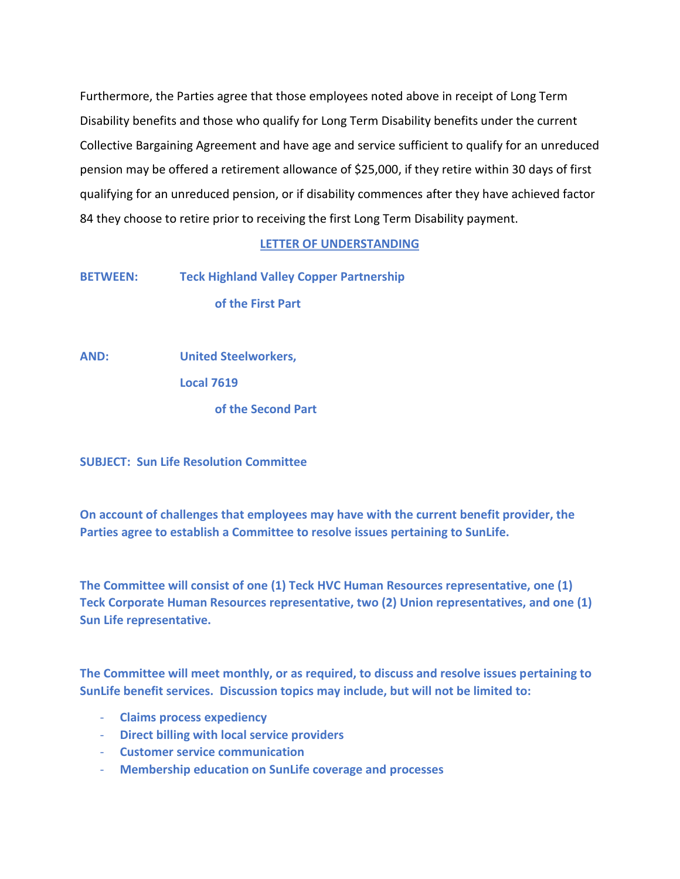Furthermore, the Parties agree that those employees noted above in receipt of Long Term Disability benefits and those who qualify for Long Term Disability benefits under the current Collective Bargaining Agreement and have age and service sufficient to qualify for an unreduced pension may be offered a retirement allowance of $25,000, if they retire within 30 days of first qualifying for an unreduced pension, or if disability commences after they have achieved factor 84 they choose to retire prior to receiving the first Long Term Disability payment.

## LETTER OF UNDERSTANDING

**BETWEEN:** **Teck Highland Valley Copper Partnership**

**of the First Part**

**AND:** **United Steelworkers,**

**Local 7619**

**of the Second Part**

**SUBJECT: Sun Life Resolution Committee**

**On account of challenges that employees may have with the current benefit provider, the Parties agree to establish a Committee to resolve issues pertaining to SunLife.**

**The Committee will consist of one (1) Teck HVC Human Resources representative, one (1) Teck Corporate Human Resources representative, two (2) Union representatives, and one (1) Sun Life representative.**

**The Committee will meet monthly, or as required, to discuss and resolve issues pertaining to SunLife benefit services. Discussion topics may include, but will not be limited to:**

- **Claims process expediency**
- **Direct billing with local service providers**
- **Customer service communication**
- **Membership education on SunLife coverage and processes**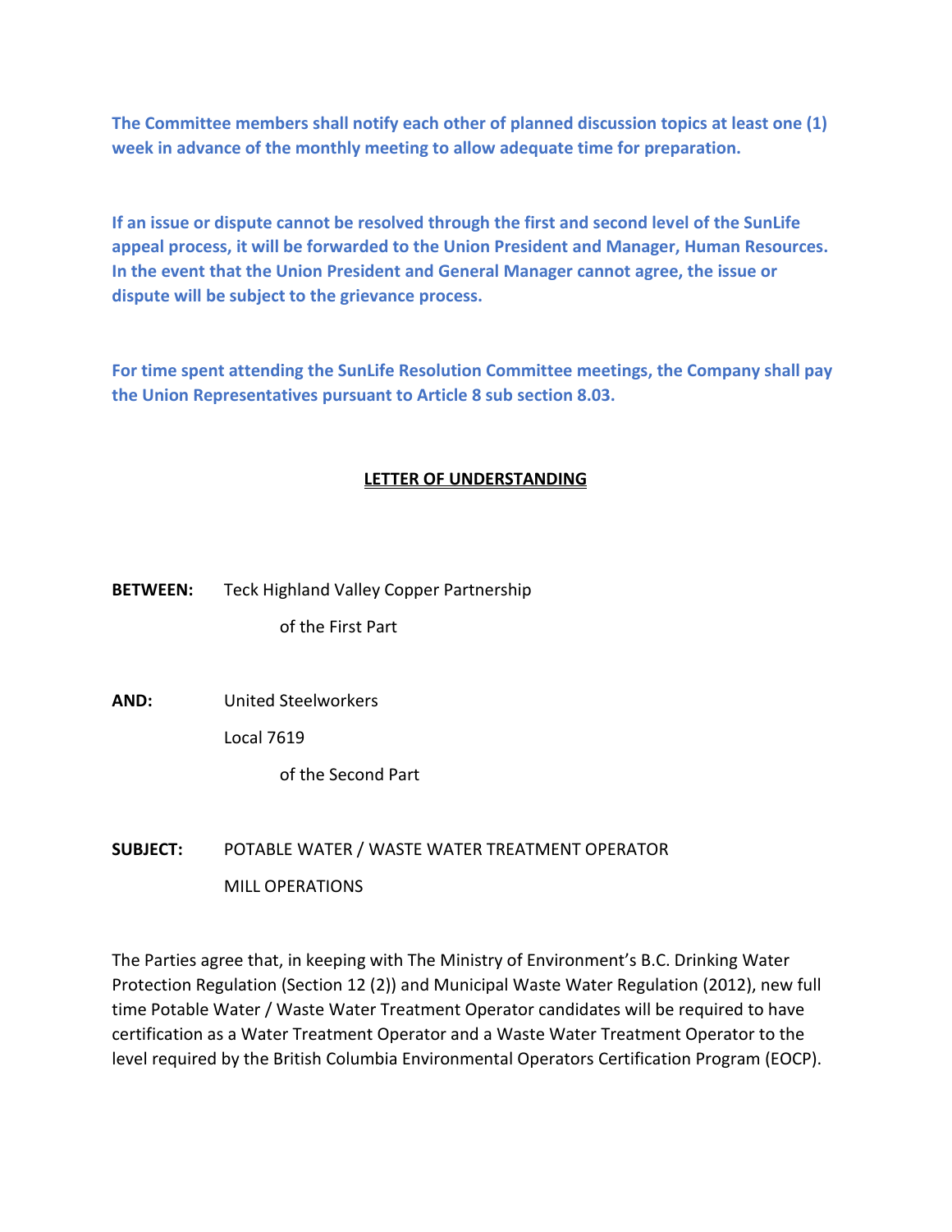**The Committee members shall notify each other of planned discussion topics at least one (1) week in advance of the monthly meeting to allow adequate time for preparation.**

**If an issue or dispute cannot be resolved through the first and second level of the SunLife appeal process, it will be forwarded to the Union President and Manager, Human Resources. In the event that the Union President and General Manager cannot agree, the issue or dispute will be subject to the grievance process.**

**For time spent attending the SunLife Resolution Committee meetings, the Company shall pay the Union Representatives pursuant to Article 8 sub section 8.03.**

## LETTER OF UNDERSTANDING

**BETWEEN:** Teck Highland Valley Copper Partnership

of the First Part

**AND:** United Steelworkers

Local 7619

of the Second Part

**SUBJECT:** POTABLE WATER / WASTE WATER TREATMENT OPERATOR

MILL OPERATIONS

The Parties agree that, in keeping with The Ministry of Environment's B.C. Drinking Water Protection Regulation (Section 12 (2)) and Municipal Waste Water Regulation (2012), new full time Potable Water / Waste Water Treatment Operator candidates will be required to have certification as a Water Treatment Operator and a Waste Water Treatment Operator to the level required by the British Columbia Environmental Operators Certification Program (EOCP).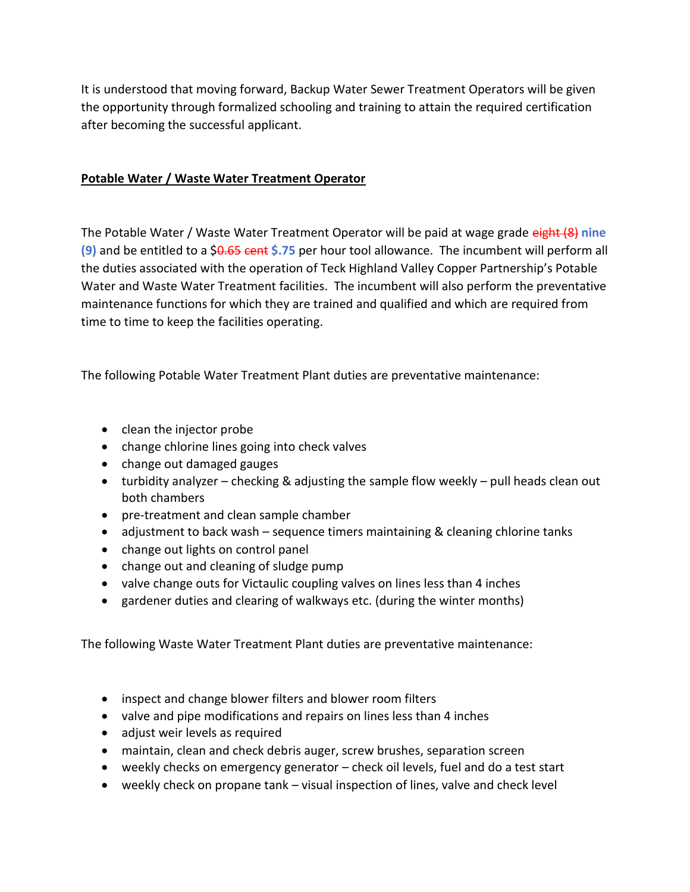It is understood that moving forward, Backup Water Sewer Treatment Operators will be given the opportunity through formalized schooling and training to attain the required certification after becoming the successful applicant.

**Potable Water / Waste Water Treatment Operator**

The Potable Water / Waste Water Treatment Operator will be paid at wage grade ~~eight (8)~~ **nine (9)** and be entitled to a $~~0.65 cent~~ **$.75** per hour tool allowance. The incumbent will perform all the duties associated with the operation of Teck Highland Valley Copper Partnership's Potable Water and Waste Water Treatment facilities. The incumbent will also perform the preventative maintenance functions for which they are trained and qualified and which are required from time to time to keep the facilities operating.

The following Potable Water Treatment Plant duties are preventative maintenance:

- clean the injector probe
- change chlorine lines going into check valves
- change out damaged gauges
- turbidity analyzer – checking & adjusting the sample flow weekly – pull heads clean out both chambers
- pre-treatment and clean sample chamber
- adjustment to back wash – sequence timers maintaining & cleaning chlorine tanks
- change out lights on control panel
- change out and cleaning of sludge pump
- valve change outs for Victaulic coupling valves on lines less than 4 inches
- gardener duties and clearing of walkways etc. (during the winter months)

The following Waste Water Treatment Plant duties are preventative maintenance:

- inspect and change blower filters and blower room filters
- valve and pipe modifications and repairs on lines less than 4 inches
- adjust weir levels as required
- maintain, clean and check debris auger, screw brushes, separation screen
- weekly checks on emergency generator – check oil levels, fuel and do a test start
- weekly check on propane tank – visual inspection of lines, valve and check level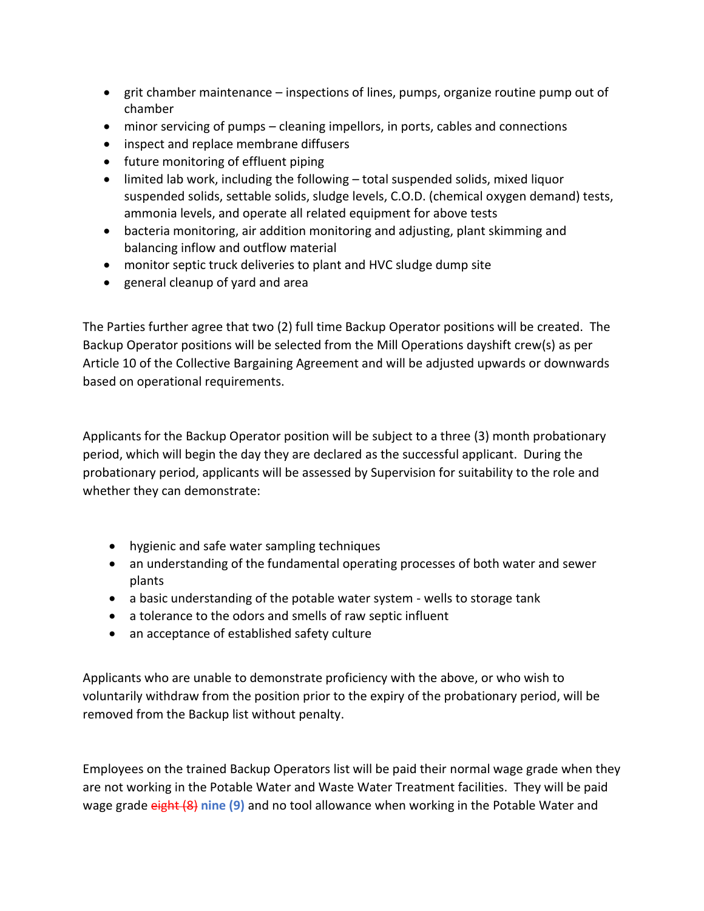- grit chamber maintenance – inspections of lines, pumps, organize routine pump out of chamber
- minor servicing of pumps – cleaning impellors, in ports, cables and connections
- inspect and replace membrane diffusers
- future monitoring of effluent piping
- limited lab work, including the following – total suspended solids, mixed liquor suspended solids, settable solids, sludge levels, C.O.D. (chemical oxygen demand) tests, ammonia levels, and operate all related equipment for above tests
- bacteria monitoring, air addition monitoring and adjusting, plant skimming and balancing inflow and outflow material
- monitor septic truck deliveries to plant and HVC sludge dump site
- general cleanup of yard and area

The Parties further agree that two (2) full time Backup Operator positions will be created. The Backup Operator positions will be selected from the Mill Operations dayshift crew(s) as per Article 10 of the Collective Bargaining Agreement and will be adjusted upwards or downwards based on operational requirements.

Applicants for the Backup Operator position will be subject to a three (3) month probationary period, which will begin the day they are declared as the successful applicant. During the probationary period, applicants will be assessed by Supervision for suitability to the role and whether they can demonstrate:

- hygienic and safe water sampling techniques
- an understanding of the fundamental operating processes of both water and sewer plants
- a basic understanding of the potable water system - wells to storage tank
- a tolerance to the odors and smells of raw septic influent
- an acceptance of established safety culture

Applicants who are unable to demonstrate proficiency with the above, or who wish to voluntarily withdraw from the position prior to the expiry of the probationary period, will be removed from the Backup list without penalty.

Employees on the trained Backup Operators list will be paid their normal wage grade when they are not working in the Potable Water and Waste Water Treatment facilities. They will be paid wage grade ~~eight (8)~~ **nine (9)** and no tool allowance when working in the Potable Water and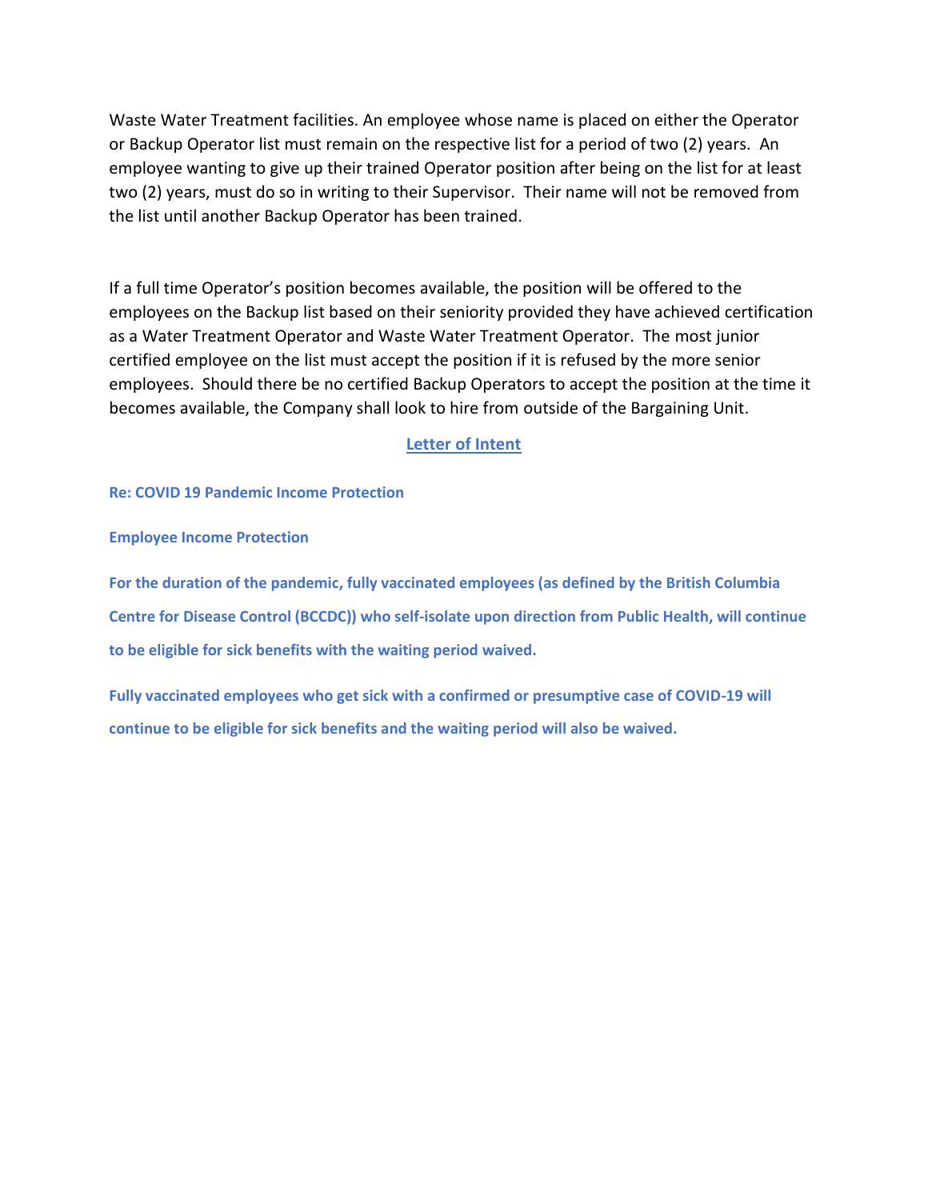Waste Water Treatment facilities. An employee whose name is placed on either the Operator or Backup Operator list must remain on the respective list for a period of two (2) years. An employee wanting to give up their trained Operator position after being on the list for at least two (2) years, must do so in writing to their Supervisor. Their name will not be removed from the list until another Backup Operator has been trained.

If a full time Operator's position becomes available, the position will be offered to the employees on the Backup list based on their seniority provided they have achieved certification as a Water Treatment Operator and Waste Water Treatment Operator. The most junior certified employee on the list must accept the position if it is refused by the more senior employees. Should there be no certified Backup Operators to accept the position at the time it becomes available, the Company shall look to hire from outside of the Bargaining Unit.

## Letter of Intent

**Re: COVID 19 Pandemic Income Protection**

**Employee Income Protection**

**For the duration of the pandemic, fully vaccinated employees (as defined by the British Columbia Centre for Disease Control (BCCDC)) who self-isolate upon direction from Public Health, will continue to be eligible for sick benefits with the waiting period waived.**

**Fully vaccinated employees who get sick with a confirmed or presumptive case of COVID-19 will continue to be eligible for sick benefits and the waiting period will also be waived.**